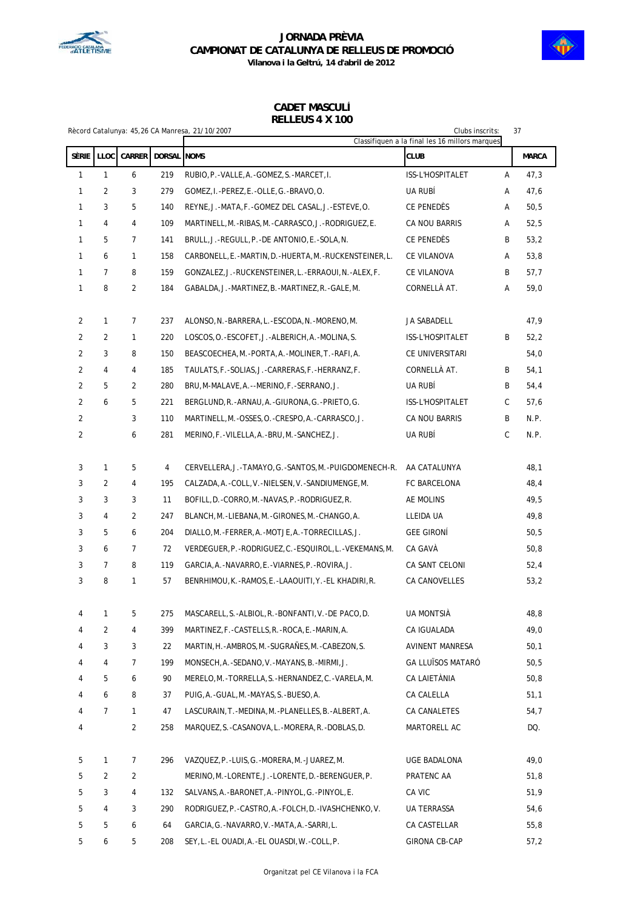# JORNADA PRÈVIA
# CAMPIONAT DE CATALUNYA DE RELLEUS DE PROMOCIÓ

**Vilanova i la Geltrú, 14 d'abril de 2012**

## CADET MASCULÍ
## RELLEUS 4 X 100

Rècord Catalunya: 45,26 CA Manresa, 21/10/2007

Clubs inscrits: 37

Classifiquen a la final les 16 millors marques

| SÈRIE | LLOC | CARRER | DORSAL | NOMS | CLUB | | MARCA |
|---|---|---|---|---|---|---|---|
| 1 | 1 | 6 | 219 | RUBIO,P.-VALLE,A.-GOMEZ,S.-MARCET,I. | ISS-L'HOSPITALET | A | 47,3 |
| 1 | 2 | 3 | 279 | GOMEZ,I.-PEREZ,E.-OLLE,G.-BRAVO,O. | UA RUBÍ | A | 47,6 |
| 1 | 3 | 5 | 140 | REYNE,J.-MATA,F.-GOMEZ DEL CASAL,J.-ESTEVE,O. | CE PENEDÈS | A | 50,5 |
| 1 | 4 | 4 | 109 | MARTINELL,M.-RIBAS,M.-CARRASCO,J.-RODRIGUEZ,E. | CA NOU BARRIS | A | 52,5 |
| 1 | 5 | 7 | 141 | BRULL,J.-REGULL,P.-DE ANTONIO,E.-SOLA,N. | CE PENEDÈS | B | 53,2 |
| 1 | 6 | 1 | 158 | CARBONELL,E.-MARTIN,D.-HUERTA,M.-RUCKENSTEINER,L. | CE VILANOVA | A | 53,8 |
| 1 | 7 | 8 | 159 | GONZALEZ,J.-RUCKENSTEINER,L.-ERRAOUI,N.-ALEX,F. | CE VILANOVA | B | 57,7 |
| 1 | 8 | 2 | 184 | GABALDA,J.-MARTINEZ,B.-MARTINEZ,R.-GALE,M. | CORNELLÀ AT. | A | 59,0 |
| 2 | 1 | 7 | 237 | ALONSO,N.-BARRERA,L.-ESCODA,N.-MORENO,M. | JA SABADELL | | 47,9 |
| 2 | 2 | 1 | 220 | LOSCOS,O.-ESCOFET,J.-ALBERICH,A.-MOLINA,S. | ISS-L'HOSPITALET | B | 52,2 |
| 2 | 3 | 8 | 150 | BEASCOECHEA,M.-PORTA,A.-MOLINER,T.-RAFI,A. | CE UNIVERSITARI | | 54,0 |
| 2 | 4 | 4 | 185 | TAULATS,F.-SOLIAS,J.-CARRERAS,F.-HERRANZ,F. | CORNELLÀ AT. | B | 54,1 |
| 2 | 5 | 2 | 280 | BRU,M-MALAVE,A.--MERINO,F.-SERRANO,J. | UA RUBÍ | B | 54,4 |
| 2 | 6 | 5 | 221 | BERGLUND,R.-ARNAU,A.-GIURONA,G.-PRIETO,G. | ISS-L'HOSPITALET | C | 57,6 |
| 2 | | 3 | 110 | MARTINELL,M.-OSSES,O.-CRESPO,A.-CARRASCO,J. | CA NOU BARRIS | B | N.P. |
| 2 | | 6 | 281 | MERINO,F.-VILELLA,A.-BRU,M.-SANCHEZ,J. | UA RUBÍ | C | N.P. |
| 3 | 1 | 5 | 4 | CERVELLERA,J.-TAMAYO,G.-SANTOS,M.-PUIGDOMENECH-R. | AA CATALUNYA | | 48,1 |
| 3 | 2 | 4 | 195 | CALZADA,A.-COLL,V.-NIELSEN,V.-SANDIUMENGE,M. | FC BARCELONA | | 48,4 |
| 3 | 3 | 3 | 11 | BOFILL,D.-CORRO,M.-NAVAS,P.-RODRIGUEZ,R. | AE MOLINS | | 49,5 |
| 3 | 4 | 2 | 247 | BLANCH,M.-LIEBANA,M.-GIRONES,M.-CHANGO,A. | LLEIDA UA | | 49,8 |
| 3 | 5 | 6 | 204 | DIALLO,M.-FERRER,A.-MOTJE,A.-TORRECILLAS,J. | GEE GIRONÍ | | 50,5 |
| 3 | 6 | 7 | 72 | VERDEGUER,P.-RODRIGUEZ,C.-ESQUIROL,L.-VEKEMANS,M. | CA GAVÀ | | 50,8 |
| 3 | 7 | 8 | 119 | GARCIA,A.-NAVARRO,E.-VIARNES,P.-ROVIRA,J. | CA SANT CELONI | | 52,4 |
| 3 | 8 | 1 | 57 | BENRHIMOU,K.-RAMOS,E.-LAAOUITI,Y.-EL KHADIRI,R. | CA CANOVELLES | | 53,2 |
| 4 | 1 | 5 | 275 | MASCARELL,S.-ALBIOL,R.-BONFANTI,V.-DE PACO,D. | UA MONTSIÀ | | 48,8 |
| 4 | 2 | 4 | 399 | MARTINEZ,F.-CASTELLS,R.-ROCA,E.-MARIN,A. | CA IGUALADA | | 49,0 |
| 4 | 3 | 3 | 22 | MARTIN,H.-AMBROS,M.-SUGRAÑES,M.-CABEZON,S. | AVINENT MANRESA | | 50,1 |
| 4 | 4 | 7 | 199 | MONSECH,A.-SEDANO,V.-MAYANS,B.-MIRMI,J. | GA LLUÏSOS MATARÓ | | 50,5 |
| 4 | 5 | 6 | 90 | MERELO,M.-TORRELLA,S.-HERNANDEZ,C.-VARELA,M. | CA LAIETÀNIA | | 50,8 |
| 4 | 6 | 8 | 37 | PUIG,A.-GUAL,M.-MAYAS,S.-BUESO,A. | CA CALELLA | | 51,1 |
| 4 | 7 | 1 | 47 | LASCURAIN,T.-MEDINA,M.-PLANELLES,B.-ALBERT,A. | CA CANALETES | | 54,7 |
| 4 | | 2 | 258 | MARQUEZ,S.-CASANOVA,L.-MORERA,R.-DOBLAS,D. | MARTORELL AC | | DQ. |
| 5 | 1 | 7 | 296 | VAZQUEZ,P.-LUIS,G.-MORERA,M.-JUAREZ,M. | UGE BADALONA | | 49,0 |
| 5 | 2 | 2 | | MERINO,M.-LORENTE,J.-LORENTE,D.-BERENGUER,P. | PRATENC AA | | 51,8 |
| 5 | 3 | 4 | 132 | SALVANS,A.-BARONET,A.-PINYOL,G.-PINYOL,E. | CA VIC | | 51,9 |
| 5 | 4 | 3 | 290 | RODRIGUEZ,P.-CASTRO,A.-FOLCH,D.-IVASHCHENKO,V. | UA TERRASSA | | 54,6 |
| 5 | 5 | 6 | 64 | GARCIA,G.-NAVARRO,V.-MATA,A.-SARRI,L. | CA CASTELLAR | | 55,8 |
| 5 | 6 | 5 | 208 | SEY,L.-EL OUADI,A.-EL OUASDI,W.-COLL,P. | GIRONA CB-CAP | | 57,2 |

Organitzat pel CE Vilanova i la FCA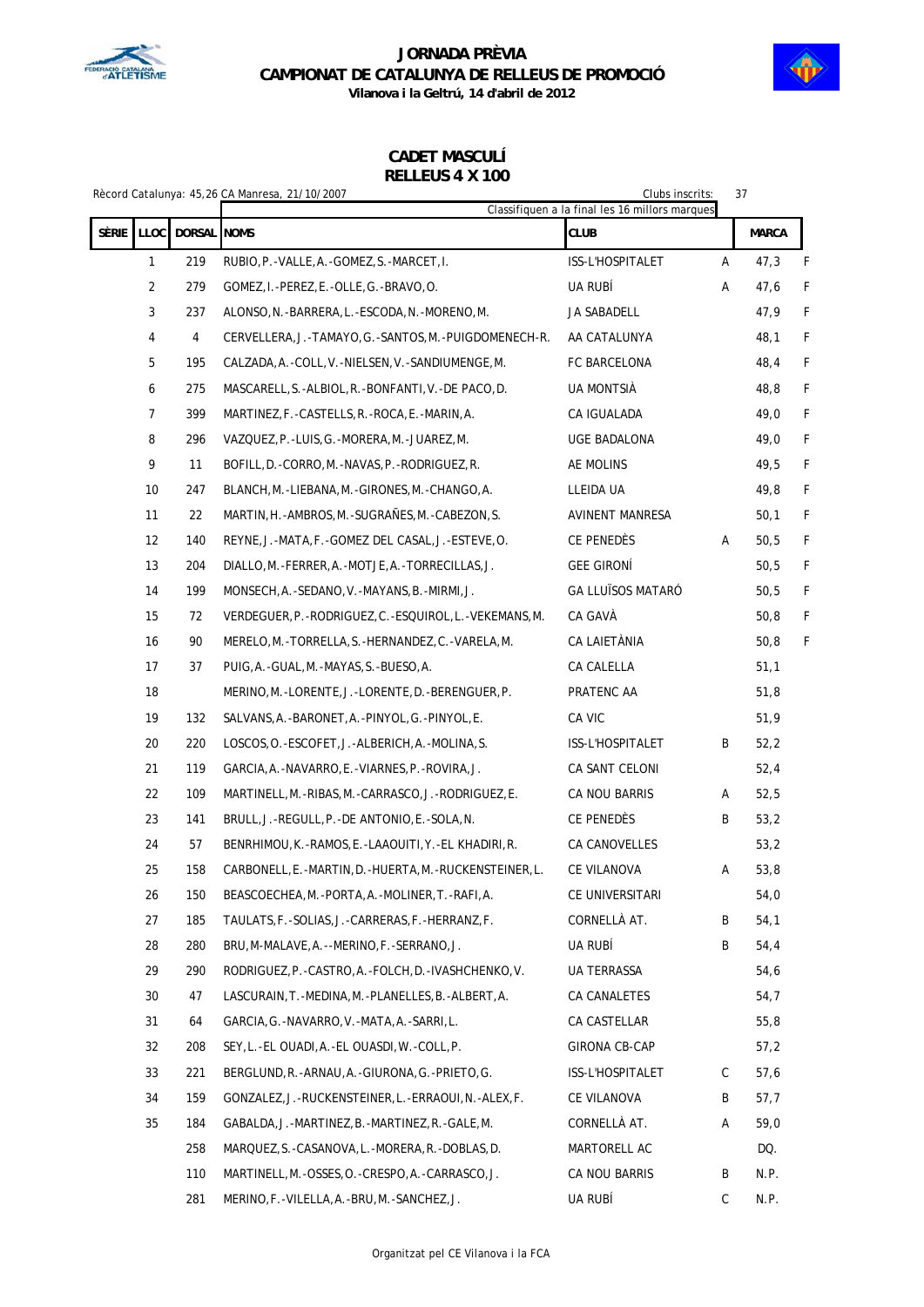# JORNADA PRÈVIA
# CAMPIONAT DE CATALUNYA DE RELLEUS DE PROMOCIÓ
**Vilanova i la Geltrú, 14 d'abril de 2012**

## CADET MASCULÍ
## RELLEUS 4 X 100

Rècord Catalunya: 45,26 CA Manresa, 21/10/2007 — Clubs inscrits: 37

Classifiquen a la final les 16 millors marques

| SÈRIE | LLOC | DORSAL | NOMS | CLUB | | MARCA | |
|---|---|---|---|---|---|---|---|
| | 1 | 219 | RUBIO,P.-VALLE,A.-GOMEZ,S.-MARCET,I. | ISS-L'HOSPITALET | A | 47,3 | F |
| | 2 | 279 | GOMEZ,I.-PEREZ,E.-OLLE,G.-BRAVO,O. | UA RUBÍ | A | 47,6 | F |
| | 3 | 237 | ALONSO,N.-BARRERA,L.-ESCODA,N.-MORENO,M. | JA SABADELL | | 47,9 | F |
| | 4 | 4 | CERVELLERA,J.-TAMAYO,G.-SANTOS,M.-PUIGDOMENECH-R. | AA CATALUNYA | | 48,1 | F |
| | 5 | 195 | CALZADA,A.-COLL,V.-NIELSEN,V.-SANDIUMENGE,M. | FC BARCELONA | | 48,4 | F |
| | 6 | 275 | MASCARELL,S.-ALBIOL,R.-BONFANTI,V.-DE PACO,D. | UA MONTSIÀ | | 48,8 | F |
| | 7 | 399 | MARTINEZ,F.-CASTELLS,R.-ROCA,E.-MARIN,A. | CA IGUALADA | | 49,0 | F |
| | 8 | 296 | VAZQUEZ,P.-LUIS,G.-MORERA,M.-JUAREZ,M. | UGE BADALONA | | 49,0 | F |
| | 9 | 11 | BOFILL,D.-CORRO,M.-NAVAS,P.-RODRIGUEZ,R. | AE MOLINS | | 49,5 | F |
| | 10 | 247 | BLANCH,M.-LIEBANA,M.-GIRONES,M.-CHANGO,A. | LLEIDA UA | | 49,8 | F |
| | 11 | 22 | MARTIN,H.-AMBROS,M.-SUGRAÑES,M.-CABEZON,S. | AVINENT MANRESA | | 50,1 | F |
| | 12 | 140 | REYNE,J.-MATA,F.-GOMEZ DEL CASAL,J.-ESTEVE,O. | CE PENEDÈS | A | 50,5 | F |
| | 13 | 204 | DIALLO,M.-FERRER,A.-MOTJE,A.-TORRECILLAS,J. | GEE GIRONÍ | | 50,5 | F |
| | 14 | 199 | MONSECH,A.-SEDANO,V.-MAYANS,B.-MIRMI,J. | GA LLUÏSOS MATARÓ | | 50,5 | F |
| | 15 | 72 | VERDEGUER,P.-RODRIGUEZ,C.-ESQUIROL,L.-VEKEMANS,M. | CA GAVÀ | | 50,8 | F |
| | 16 | 90 | MERELO,M.-TORRELLA,S.-HERNANDEZ,C.-VARELA,M. | CA LAIETÀNIA | | 50,8 | F |
| | 17 | 37 | PUIG,A.-GUAL,M.-MAYAS,S.-BUESO,A. | CA CALELLA | | 51,1 | |
| | 18 | | MERINO,M.-LORENTE,J.-LORENTE,D.-BERENGUER,P. | PRATENC AA | | 51,8 | |
| | 19 | 132 | SALVANS,A.-BARONET,A.-PINYOL,G.-PINYOL,E. | CA VIC | | 51,9 | |
| | 20 | 220 | LOSCOS,O.-ESCOFET,J.-ALBERICH,A.-MOLINA,S. | ISS-L'HOSPITALET | B | 52,2 | |
| | 21 | 119 | GARCIA,A.-NAVARRO,E.-VIARNES,P.-ROVIRA,J. | CA SANT CELONI | | 52,4 | |
| | 22 | 109 | MARTINELL,M.-RIBAS,M.-CARRASCO,J.-RODRIGUEZ,E. | CA NOU BARRIS | A | 52,5 | |
| | 23 | 141 | BRULL,J.-REGULL,P.-DE ANTONIO,E.-SOLA,N. | CE PENEDÈS | B | 53,2 | |
| | 24 | 57 | BENRHIMOU,K.-RAMOS,E.-LAAOUITI,Y.-EL KHADIRI,R. | CA CANOVELLES | | 53,2 | |
| | 25 | 158 | CARBONELL,E.-MARTIN,D.-HUERTA,M.-RUCKENSTEINER,L. | CE VILANOVA | A | 53,8 | |
| | 26 | 150 | BEASCOECHEA,M.-PORTA,A.-MOLINER,T.-RAFI,A. | CE UNIVERSITARI | | 54,0 | |
| | 27 | 185 | TAULATS,F.-SOLIAS,J.-CARRERAS,F.-HERRANZ,F. | CORNELLÀ AT. | B | 54,1 | |
| | 28 | 280 | BRU,M-MALAVE,A.--MERINO,F.-SERRANO,J. | UA RUBÍ | B | 54,4 | |
| | 29 | 290 | RODRIGUEZ,P.-CASTRO,A.-FOLCH,D.-IVASHCHENKO,V. | UA TERRASSA | | 54,6 | |
| | 30 | 47 | LASCURAIN,T.-MEDINA,M.-PLANELLES,B.-ALBERT,A. | CA CANALETES | | 54,7 | |
| | 31 | 64 | GARCIA,G.-NAVARRO,V.-MATA,A.-SARRI,L. | CA CASTELLAR | | 55,8 | |
| | 32 | 208 | SEY,L.-EL OUADI,A.-EL OUASDI,W.-COLL,P. | GIRONA CB-CAP | | 57,2 | |
| | 33 | 221 | BERGLUND,R.-ARNAU,A.-GIURONA,G.-PRIETO,G. | ISS-L'HOSPITALET | C | 57,6 | |
| | 34 | 159 | GONZALEZ,J.-RUCKENSTEINER,L.-ERRAOUI,N.-ALEX,F. | CE VILANOVA | B | 57,7 | |
| | 35 | 184 | GABALDA,J.-MARTINEZ,B.-MARTINEZ,R.-GALE,M. | CORNELLÀ AT. | A | 59,0 | |
| | | 258 | MARQUEZ,S.-CASANOVA,L.-MORERA,R.-DOBLAS,D. | MARTORELL AC | | DQ. | |
| | | 110 | MARTINELL,M.-OSSES,O.-CRESPO,A.-CARRASCO,J. | CA NOU BARRIS | B | N.P. | |
| | | 281 | MERINO,F.-VILELLA,A.-BRU,M.-SANCHEZ,J. | UA RUBÍ | C | N.P. | |

Organitzat pel CE Vilanova i la FCA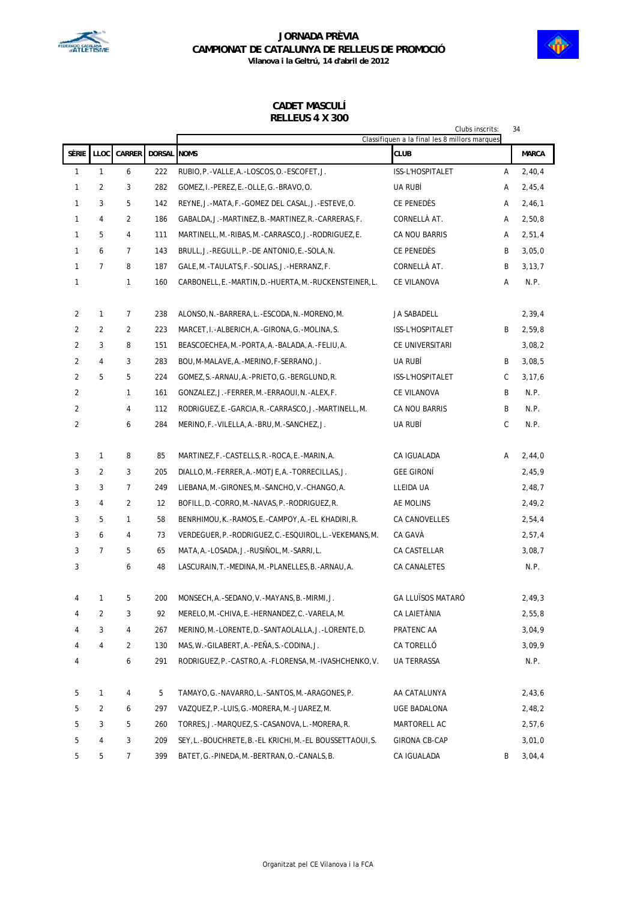# JORNADA PRÈVIA
## CAMPIONAT DE CATALUNYA DE RELLEUS DE PROMOCIÓ
**Vilanova i la Geltrú, 14 d'abril de 2012**

## CADET MASCULÍ
## RELLEUS 4 X 300

Clubs inscrits: 34

Classifiquen a la final les 8 millors marques

| SÈRIE | LLOC | CARRER | DORSAL | NOMS | CLUB | | MARCA |
|---|---|---|---|---|---|---|---|
| 1 | 1 | 6 | 222 | RUBIO,P.-VALLE,A.-LOSCOS,O.-ESCOFET,J. | ISS-L'HOSPITALET | A | 2,40,4 |
| 1 | 2 | 3 | 282 | GOMEZ,I.-PEREZ,E.-OLLE,G.-BRAVO,O. | UA RUBÍ | A | 2,45,4 |
| 1 | 3 | 5 | 142 | REYNE,J.-MATA,F.-GOMEZ DEL CASAL,J.-ESTEVE,O. | CE PENEDÈS | A | 2,46,1 |
| 1 | 4 | 2 | 186 | GABALDA,J.-MARTINEZ,B.-MARTINEZ,R.-CARRERAS,F. | CORNELLÀ AT. | A | 2,50,8 |
| 1 | 5 | 4 | 111 | MARTINELL,M.-RIBAS,M.-CARRASCO,J.-RODRIGUEZ,E. | CA NOU BARRIS | A | 2,51,4 |
| 1 | 6 | 7 | 143 | BRULL,J.-REGULL,P.-DE ANTONIO,E.-SOLA,N. | CE PENEDÈS | B | 3,05,0 |
| 1 | 7 | 8 | 187 | GALE,M.-TAULATS,F.-SOLIAS,J.-HERRANZ,F. | CORNELLÀ AT. | B | 3,13,7 |
| 1 | | 1 | 160 | CARBONELL,E.-MARTIN,D.-HUERTA,M.-RUCKENSTEINER,L. | CE VILANOVA | A | N.P. |
| 2 | 1 | 7 | 238 | ALONSO,N.-BARRERA,L.-ESCODA,N.-MORENO,M. | JA SABADELL | | 2,39,4 |
| 2 | 2 | 2 | 223 | MARCET,I.-ALBERICH,A.-GIRONA,G.-MOLINA,S. | ISS-L'HOSPITALET | B | 2,59,8 |
| 2 | 3 | 8 | 151 | BEASCOECHEA,M.-PORTA,A.-BALADA,A.-FELIU,A. | CE UNIVERSITARI | | 3,08,2 |
| 2 | 4 | 3 | 283 | BOU,M-MALAVE,A.-MERINO,F-SERRANO,J. | UA RUBÍ | B | 3,08,5 |
| 2 | 5 | 5 | 224 | GOMEZ,S.-ARNAU,A.-PRIETO,G.-BERGLUND,R. | ISS-L'HOSPITALET | C | 3,17,6 |
| 2 | | 1 | 161 | GONZALEZ,J.-FERRER,M.-ERRAOUI,N.-ALEX,F. | CE VILANOVA | B | N.P. |
| 2 | | 4 | 112 | RODRIGUEZ,E.-GARCIA,R.-CARRASCO,J.-MARTINELL,M. | CA NOU BARRIS | B | N.P. |
| 2 | | 6 | 284 | MERINO,F.-VILELLA,A.-BRU,M.-SANCHEZ,J. | UA RUBÍ | C | N.P. |
| 3 | 1 | 8 | 85 | MARTINEZ,F.-CASTELLS,R.-ROCA,E.-MARIN,A. | CA IGUALADA | A | 2,44,0 |
| 3 | 2 | 3 | 205 | DIALLO,M.-FERRER,A.-MOTJE,A.-TORRECILLAS,J. | GEE GIRONÍ | | 2,45,9 |
| 3 | 3 | 7 | 249 | LIEBANA,M.-GIRONES,M.-SANCHO,V.-CHANGO,A. | LLEIDA UA | | 2,48,7 |
| 3 | 4 | 2 | 12 | BOFILL,D.-CORRO,M.-NAVAS,P.-RODRIGUEZ,R. | AE MOLINS | | 2,49,2 |
| 3 | 5 | 1 | 58 | BENRHIMOU,K.-RAMOS,E.-CAMPOY,A.-EL KHADIRI,R. | CA CANOVELLES | | 2,54,4 |
| 3 | 6 | 4 | 73 | VERDEGUER,P.-RODRIGUEZ,C.-ESQUIROL,L.-VEKEMANS,M. | CA GAVÀ | | 2,57,4 |
| 3 | 7 | 5 | 65 | MATA,A.-LOSADA,J.-RUSIÑOL,M.-SARRI,L. | CA CASTELLAR | | 3,08,7 |
| 3 | | 6 | 48 | LASCURAIN,T.-MEDINA,M.-PLANELLES,B.-ARNAU,A. | CA CANALETES | | N.P. |
| 4 | 1 | 5 | 200 | MONSECH,A.-SEDANO,V.-MAYANS,B.-MIRMI,J. | GA LLUÏSOS MATARÓ | | 2,49,3 |
| 4 | 2 | 3 | 92 | MERELO,M.-CHIVA,E.-HERNANDEZ,C.-VARELA,M. | CA LAIETÀNIA | | 2,55,8 |
| 4 | 3 | 4 | 267 | MERINO,M.-LORENTE,D.-SANTAOLALLA,J.-LORENTE,D. | PRATENC AA | | 3,04,9 |
| 4 | 4 | 2 | 130 | MAS,W.-GILABERT,A.-PEÑA,S.-CODINA,J. | CA TORELLÓ | | 3,09,9 |
| 4 | | 6 | 291 | RODRIGUEZ,P.-CASTRO,A.-FLORENSA,M.-IVASHCHENKO,V. | UA TERRASSA | | N.P. |
| 5 | 1 | 4 | 5 | TAMAYO,G.-NAVARRO,L.-SANTOS,M.-ARAGONES,P. | AA CATALUNYA | | 2,43,6 |
| 5 | 2 | 6 | 297 | VAZQUEZ,P.-LUIS,G.-MORERA,M.-JUAREZ,M. | UGE BADALONA | | 2,48,2 |
| 5 | 3 | 5 | 260 | TORRES,J.-MARQUEZ,S.-CASANOVA,L.-MORERA,R. | MARTORELL AC | | 2,57,6 |
| 5 | 4 | 3 | 209 | SEY,L.-BOUCHRETE,B.-EL KRICHI,M.-EL BOUSSETTAOUI,S. | GIRONA CB-CAP | | 3,01,0 |
| 5 | 5 | 7 | 399 | BATET,G.-PINEDA,M.-BERTRAN,O.-CANALS,B. | CA IGUALADA | B | 3,04,4 |

Organitzat pel CE Vilanova i la FCA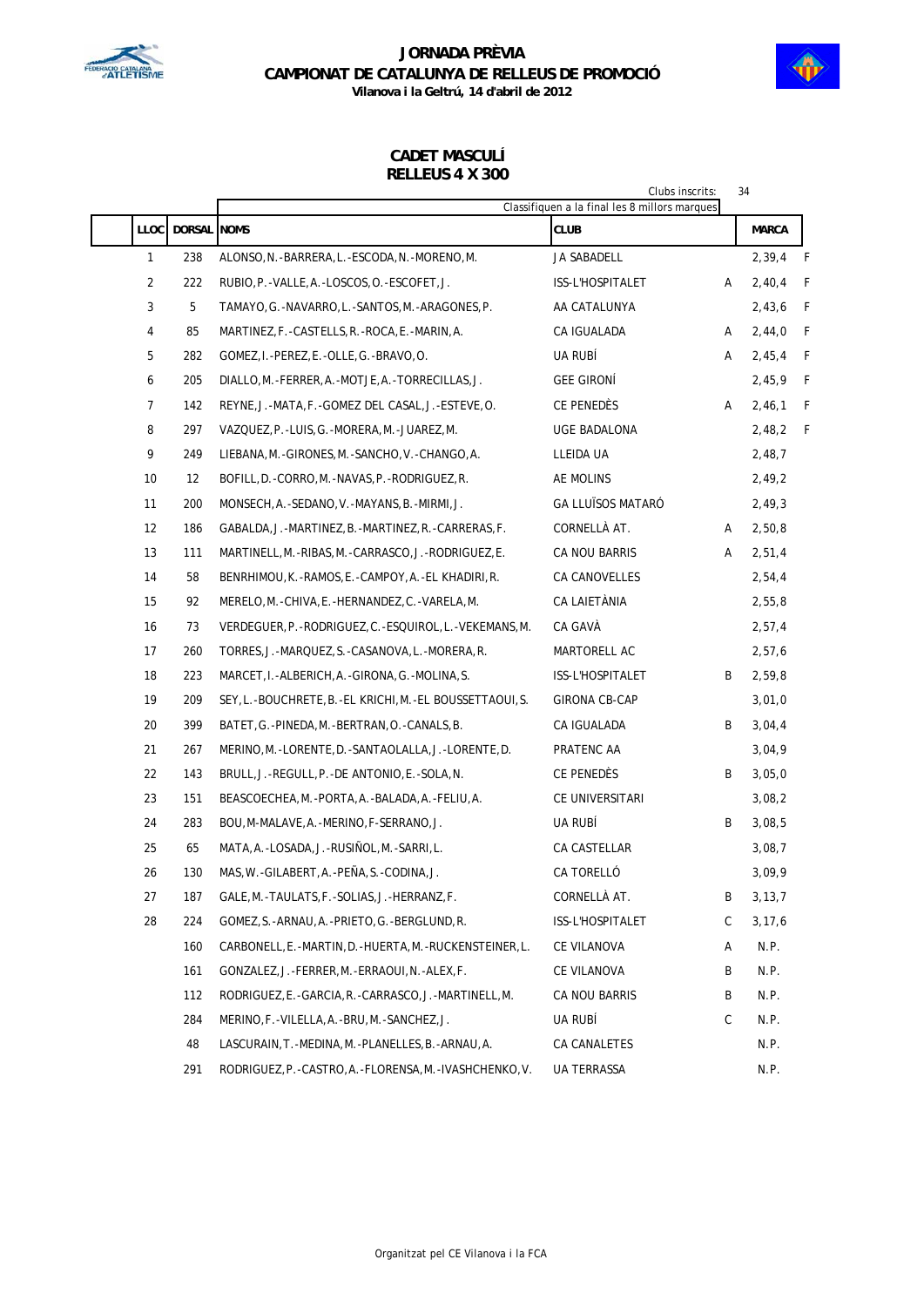# JORNADA PRÈVIA
## CAMPIONAT DE CATALUNYA DE RELLEUS DE PROMOCIÓ
**Vilanova i la Geltrú, 14 d'abril de 2012**

### CADET MASCULÍ
### RELLEUS 4 X 300

Clubs inscrits: 34

Classifiquen a la final les 8 millors marques

| LLOC | DORSAL | NOMS | CLUB | | MARCA | |
|---|---|---|---|---|---|---|
| 1 | 238 | ALONSO, N.-BARRERA, L.-ESCODA, N.-MORENO, M. | JA SABADELL | | 2,39,4 | F |
| 2 | 222 | RUBIO, P.-VALLE, A.-LOSCOS, O.-ESCOFET, J. | ISS-L'HOSPITALET | A | 2,40,4 | F |
| 3 | 5 | TAMAYO, G.-NAVARRO, L.-SANTOS, M.-ARAGONES, P. | AA CATALUNYA | | 2,43,6 | F |
| 4 | 85 | MARTINEZ, F.-CASTELLS, R.-ROCA, E.-MARIN, A. | CA IGUALADA | A | 2,44,0 | F |
| 5 | 282 | GOMEZ, I.-PEREZ, E.-OLLE, G.-BRAVO, O. | UA RUBÍ | A | 2,45,4 | F |
| 6 | 205 | DIALLO, M.-FERRER, A.-MOTJE, A.-TORRECILLAS, J. | GEE GIRONÍ | | 2,45,9 | F |
| 7 | 142 | REYNE, J.-MATA, F.-GOMEZ DEL CASAL, J.-ESTEVE, O. | CE PENEDÈS | A | 2,46,1 | F |
| 8 | 297 | VAZQUEZ, P.-LUIS, G.-MORERA, M.-JUAREZ, M. | UGE BADALONA | | 2,48,2 | F |
| 9 | 249 | LIEBANA, M.-GIRONES, M.-SANCHO, V.-CHANGO, A. | LLEIDA UA | | 2,48,7 | |
| 10 | 12 | BOFILL, D.-CORRO, M.-NAVAS, P.-RODRIGUEZ, R. | AE MOLINS | | 2,49,2 | |
| 11 | 200 | MONSECH, A.-SEDANO, V.-MAYANS, B.-MIRMI, J. | GA LLUÏSOS MATARÓ | | 2,49,3 | |
| 12 | 186 | GABALDA, J.-MARTINEZ, B.-MARTINEZ, R.-CARRERAS, F. | CORNELLÀ AT. | A | 2,50,8 | |
| 13 | 111 | MARTINELL, M.-RIBAS, M.-CARRASCO, J.-RODRIGUEZ, E. | CA NOU BARRIS | A | 2,51,4 | |
| 14 | 58 | BENRHIMOU, K.-RAMOS, E.-CAMPOY, A.-EL KHADIRI, R. | CA CANOVELLES | | 2,54,4 | |
| 15 | 92 | MERELO, M.-CHIVA, E.-HERNANDEZ, C.-VARELA, M. | CA LAIETÀNIA | | 2,55,8 | |
| 16 | 73 | VERDEGUER, P.-RODRIGUEZ, C.-ESQUIROL, L.-VEKEMANS, M. | CA GAVÀ | | 2,57,4 | |
| 17 | 260 | TORRES, J.-MARQUEZ, S.-CASANOVA, L.-MORERA, R. | MARTORELL AC | | 2,57,6 | |
| 18 | 223 | MARCET, I.-ALBERICH, A.-GIRONA, G.-MOLINA, S. | ISS-L'HOSPITALET | B | 2,59,8 | |
| 19 | 209 | SEY, L.-BOUCHRETE, B.-EL KRICHI, M.-EL BOUSSETTAOUI, S. | GIRONA CB-CAP | | 3,01,0 | |
| 20 | 399 | BATET, G.-PINEDA, M.-BERTRAN, O.-CANALS, B. | CA IGUALADA | B | 3,04,4 | |
| 21 | 267 | MERINO, M.-LORENTE, D.-SANTAOLALLA, J.-LORENTE, D. | PRATENC AA | | 3,04,9 | |
| 22 | 143 | BRULL, J.-REGULL, P.-DE ANTONIO, E.-SOLA, N. | CE PENEDÈS | B | 3,05,0 | |
| 23 | 151 | BEASCOECHEA, M.-PORTA, A.-BALADA, A.-FELIU, A. | CE UNIVERSITARI | | 3,08,2 | |
| 24 | 283 | BOU, M-MALAVE, A.-MERINO, F-SERRANO, J. | UA RUBÍ | B | 3,08,5 | |
| 25 | 65 | MATA, A.-LOSADA, J.-RUSIÑOL, M.-SARRI, L. | CA CASTELLAR | | 3,08,7 | |
| 26 | 130 | MAS, W.-GILABERT, A.-PEÑA, S.-CODINA, J. | CA TORELLÓ | | 3,09,9 | |
| 27 | 187 | GALE, M.-TAULATS, F.-SOLIAS, J.-HERRANZ, F. | CORNELLÀ AT. | B | 3,13,7 | |
| 28 | 224 | GOMEZ, S.-ARNAU, A.-PRIETO, G.-BERGLUND, R. | ISS-L'HOSPITALET | C | 3,17,6 | |
| | 160 | CARBONELL, E.-MARTIN, D.-HUERTA, M.-RUCKENSTEINER, L. | CE VILANOVA | A | N.P. | |
| | 161 | GONZALEZ, J.-FERRER, M.-ERRAOUI, N.-ALEX, F. | CE VILANOVA | B | N.P. | |
| | 112 | RODRIGUEZ, E.-GARCIA, R.-CARRASCO, J.-MARTINELL, M. | CA NOU BARRIS | B | N.P. | |
| | 284 | MERINO, F.-VILELLA, A.-BRU, M.-SANCHEZ, J. | UA RUBÍ | C | N.P. | |
| | 48 | LASCURAIN, T.-MEDINA, M.-PLANELLES, B.-ARNAU, A. | CA CANALETES | | N.P. | |
| | 291 | RODRIGUEZ, P.-CASTRO, A.-FLORENSA, M.-IVASHCHENKO, V. | UA TERRASSA | | N.P. | |

Organitzat pel CE Vilanova i la FCA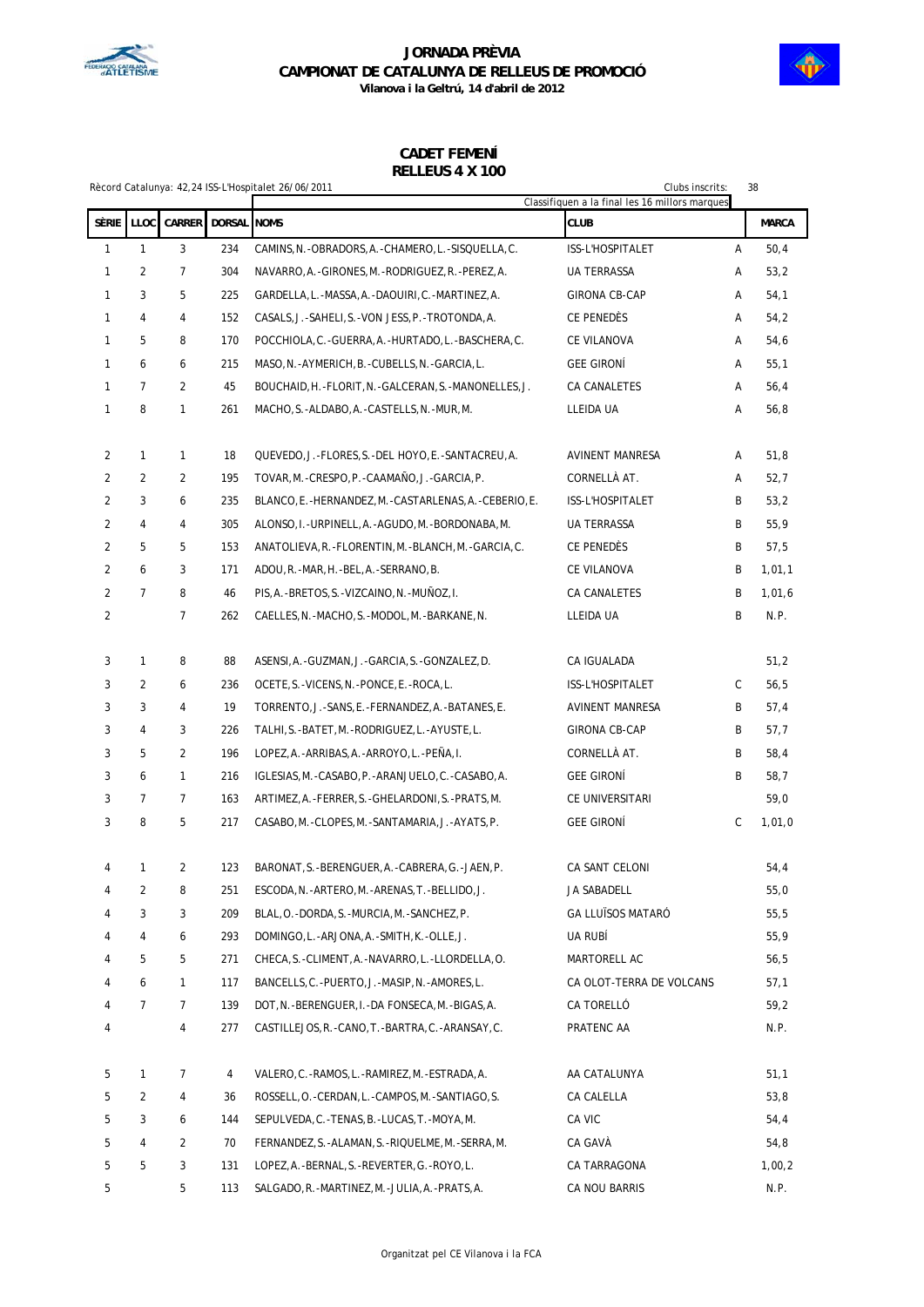# JORNADA PRÈVIA
## CAMPIONAT DE CATALUNYA DE RELLEUS DE PROMOCIÓ
**Vilanova i la Geltrú, 14 d'abril de 2012**

## CADET FEMENÍ
## RELLEUS 4 X 100

Rècord Catalunya: 42,24 ISS-L'Hospitalet 26/06/2011

Clubs inscrits: 38

Classifiquen a la final les 16 millors marques

| SÈRIE | LLOC | CARRER | DORSAL | NOMS | CLUB | | MARCA |
|---|---|---|---|---|---|---|---|
| 1 | 1 | 3 | 234 | CAMINS, N. -OBRADORS, A. -CHAMERO, L. -SISQUELLA, C. | ISS-L'HOSPITALET | A | 50,4 |
| 1 | 2 | 7 | 304 | NAVARRO, A. -GIRONES, M. -RODRIGUEZ, R. -PEREZ, A. | UA TERRASSA | A | 53,2 |
| 1 | 3 | 5 | 225 | GARDELLA, L. -MASSA, A. -DAOUIRI, C. -MARTINEZ, A. | GIRONA CB-CAP | A | 54,1 |
| 1 | 4 | 4 | 152 | CASALS, J. -SAHELI, S. -VON JESS, P. -TROTONDA, A. | CE PENEDÈS | A | 54,2 |
| 1 | 5 | 8 | 170 | POCCHIOLA, C. -GUERRA, A. -HURTADO, L. -BASCHERA, C. | CE VILANOVA | A | 54,6 |
| 1 | 6 | 6 | 215 | MASO, N. -AYMERICH, B. -CUBELLS, N. -GARCIA, L. | GEE GIRONÍ | A | 55,1 |
| 1 | 7 | 2 | 45 | BOUCHAID, H. -FLORIT, N. -GALCERAN, S. -MANONELLES, J. | CA CANALETES | A | 56,4 |
| 1 | 8 | 1 | 261 | MACHO, S. -ALDABO, A. -CASTELLS, N. -MUR, M. | LLEIDA UA | A | 56,8 |
| 2 | 1 | 1 | 18 | QUEVEDO, J. -FLORES, S. -DEL HOYO, E. -SANTACREU, A. | AVINENT MANRESA | A | 51,8 |
| 2 | 2 | 2 | 195 | TOVAR, M. -CRESPO, P. -CAAMAÑO, J. -GARCIA, P. | CORNELLÀ AT. | A | 52,7 |
| 2 | 3 | 6 | 235 | BLANCO, E. -HERNANDEZ, M. -CASTARLENAS, A. -CEBERIO, E. | ISS-L'HOSPITALET | B | 53,2 |
| 2 | 4 | 4 | 305 | ALONSO, I. -URPINELL, A. -AGUDO, M. -BORDONABA, M. | UA TERRASSA | B | 55,9 |
| 2 | 5 | 5 | 153 | ANATOLIEVA, R. -FLORENTIN, M. -BLANCH, M. -GARCIA, C. | CE PENEDÈS | B | 57,5 |
| 2 | 6 | 3 | 171 | ADOU, R. -MAR, H. -BEL, A. -SERRANO, B. | CE VILANOVA | B | 1,01,1 |
| 2 | 7 | 8 | 46 | PIS, A. -BRETOS, S. -VIZCAINO, N. -MUÑOZ, I. | CA CANALETES | B | 1,01,6 |
| 2 | | 7 | 262 | CAELLES, N. -MACHO, S. -MODOL, M. -BARKANE, N. | LLEIDA UA | B | N.P. |
| 3 | 1 | 8 | 88 | ASENSI, A. -GUZMAN, J. -GARCIA, S. -GONZALEZ, D. | CA IGUALADA | | 51,2 |
| 3 | 2 | 6 | 236 | OCETE, S. -VICENS, N. -PONCE, E. -ROCA, L. | ISS-L'HOSPITALET | C | 56,5 |
| 3 | 3 | 4 | 19 | TORRENTO, J. -SANS, E. -FERNANDEZ, A. -BATANES, E. | AVINENT MANRESA | B | 57,4 |
| 3 | 4 | 3 | 226 | TALHI, S. -BATET, M. -RODRIGUEZ, L. -AYUSTE, L. | GIRONA CB-CAP | B | 57,7 |
| 3 | 5 | 2 | 196 | LOPEZ, A. -ARRIBAS, A. -ARROYO, L. -PEÑA, I. | CORNELLÀ AT. | B | 58,4 |
| 3 | 6 | 1 | 216 | IGLESIAS, M. -CASABO, P. -ARANJUELO, C. -CASABO, A. | GEE GIRONÍ | B | 58,7 |
| 3 | 7 | 7 | 163 | ARTIMEZ, A. -FERRER, S. -GHELARDONI, S. -PRATS, M. | CE UNIVERSITARI | | 59,0 |
| 3 | 8 | 5 | 217 | CASABO, M. -CLOPES, M. -SANTAMARIA, J. -AYATS, P. | GEE GIRONÍ | C | 1,01,0 |
| 4 | 1 | 2 | 123 | BARONAT, S. -BERENGUER, A. -CABRERA, G. -JAEN, P. | CA SANT CELONI | | 54,4 |
| 4 | 2 | 8 | 251 | ESCODA, N. -ARTERO, M. -ARENAS, T. -BELLIDO, J. | JA SABADELL | | 55,0 |
| 4 | 3 | 3 | 209 | BLAL, O. -DORDA, S. -MURCIA, M. -SANCHEZ, P. | GA LLUÏSOS MATARÓ | | 55,5 |
| 4 | 4 | 6 | 293 | DOMINGO, L. -ARJONA, A. -SMITH, K. -OLLE, J. | UA RUBÍ | | 55,9 |
| 4 | 5 | 5 | 271 | CHECA, S. -CLIMENT, A. -NAVARRO, L. -LLORDELLA, O. | MARTORELL AC | | 56,5 |
| 4 | 6 | 1 | 117 | BANCELLS, C. -PUERTO, J. -MASIP, N. -AMORES, L. | CA OLOT-TERRA DE VOLCANS | | 57,1 |
| 4 | 7 | 7 | 139 | DOT, N. -BERENGUER, I. -DA FONSECA, M. -BIGAS, A. | CA TORELLÓ | | 59,2 |
| 4 | | 4 | 277 | CASTILLEJOS, R. -CANO, T. -BARTRA, C. -ARANSAY, C. | PRATENC AA | | N.P. |
| 5 | 1 | 7 | 4 | VALERO, C. -RAMOS, L. -RAMIREZ, M. -ESTRADA, A. | AA CATALUNYA | | 51,1 |
| 5 | 2 | 4 | 36 | ROSSELL, O. -CERDAN, L. -CAMPOS, M. -SANTIAGO, S. | CA CALELLA | | 53,8 |
| 5 | 3 | 6 | 144 | SEPULVEDA, C. -TENAS, B. -LUCAS, T. -MOYA, M. | CA VIC | | 54,4 |
| 5 | 4 | 2 | 70 | FERNANDEZ, S. -ALAMAN, S. -RIQUELME, M. -SERRA, M. | CA GAVÀ | | 54,8 |
| 5 | 5 | 3 | 131 | LOPEZ, A. -BERNAL, S. -REVERTER, G. -ROYO, L. | CA TARRAGONA | | 1,00,2 |
| 5 | | 5 | 113 | SALGADO, R. -MARTINEZ, M. -JULIA, A. -PRATS, A. | CA NOU BARRIS | | N.P. |

Organitzat pel CE Vilanova i la FCA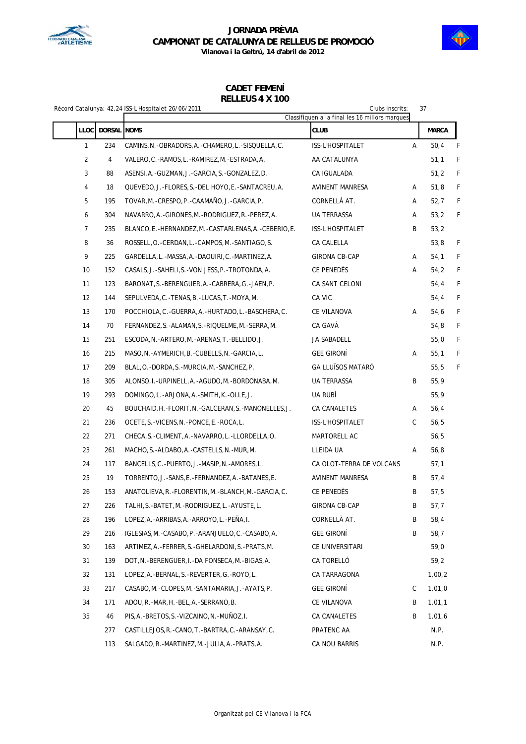# JORNADA PRÈVIA
## CAMPIONAT DE CATALUNYA DE RELLEUS DE PROMOCIÓ
**Vilanova i la Geltrú, 14 d'abril de 2012**

### CADET FEMENÍ
### RELLEUS 4 X 100

Rècord Catalunya: 42,24 ISS-L'Hospitalet 26/06/2011

Clubs inscrits: 37

Classifiquen a la final les 16 millors marques

| LLOC | DORSAL | NOMS | CLUB | | MARCA | |
|---|---|---|---|---|---|---|
| 1 | 234 | CAMINS, N.-OBRADORS, A.-CHAMERO, L.-SISQUELLA, C. | ISS-L'HOSPITALET | A | 50,4 | F |
| 2 | 4 | VALERO, C.-RAMOS, L.-RAMIREZ, M.-ESTRADA, A. | AA CATALUNYA | | 51,1 | F |
| 3 | 88 | ASENSI, A.-GUZMAN, J.-GARCIA, S.-GONZALEZ, D. | CA IGUALADA | | 51,2 | F |
| 4 | 18 | QUEVEDO, J.-FLORES, S.-DEL HOYO, E.-SANTACREU, A. | AVINENT MANRESA | A | 51,8 | F |
| 5 | 195 | TOVAR, M.-CRESPO, P.-CAAMAÑO, J.-GARCIA, P. | CORNELLÀ AT. | A | 52,7 | F |
| 6 | 304 | NAVARRO, A.-GIRONES, M.-RODRIGUEZ, R.-PEREZ, A. | UA TERRASSA | A | 53,2 | F |
| 7 | 235 | BLANCO, E.-HERNANDEZ, M.-CASTARLENAS, A.-CEBERIO, E. | ISS-L'HOSPITALET | B | 53,2 | |
| 8 | 36 | ROSSELL, O.-CERDAN, L.-CAMPOS, M.-SANTIAGO, S. | CA CALELLA | | 53,8 | F |
| 9 | 225 | GARDELLA, L.-MASSA, A.-DAOUIRI, C.-MARTINEZ, A. | GIRONA CB-CAP | A | 54,1 | F |
| 10 | 152 | CASALS, J.-SAHELI, S.-VON JESS, P.-TROTONDA, A. | CE PENEDÈS | A | 54,2 | F |
| 11 | 123 | BARONAT, S.-BERENGUER, A.-CABRERA, G.-JAEN, P. | CA SANT CELONI | | 54,4 | F |
| 12 | 144 | SEPULVEDA, C.-TENAS, B.-LUCAS, T.-MOYA, M. | CA VIC | | 54,4 | F |
| 13 | 170 | POCCHIOLA, C.-GUERRA, A.-HURTADO, L.-BASCHERA, C. | CE VILANOVA | A | 54,6 | F |
| 14 | 70 | FERNANDEZ, S.-ALAMAN, S.-RIQUELME, M.-SERRA, M. | CA GAVÀ | | 54,8 | F |
| 15 | 251 | ESCODA, N.-ARTERO, M.-ARENAS, T.-BELLIDO, J. | JA SABADELL | | 55,0 | F |
| 16 | 215 | MASO, N.-AYMERICH, B.-CUBELLS, N.-GARCIA, L. | GEE GIRONÍ | A | 55,1 | F |
| 17 | 209 | BLAL, O.-DORDA, S.-MURCIA, M.-SANCHEZ, P. | GA LLUÏSOS MATARÓ | | 55,5 | F |
| 18 | 305 | ALONSO, I.-URPINELL, A.-AGUDO, M.-BORDONABA, M. | UA TERRASSA | B | 55,9 | |
| 19 | 293 | DOMINGO, L.-ARJONA, A.-SMITH, K.-OLLE, J. | UA RUBÍ | | 55,9 | |
| 20 | 45 | BOUCHAID, H.-FLORIT, N.-GALCERAN, S.-MANONELLES, J. | CA CANALETES | A | 56,4 | |
| 21 | 236 | OCETE, S.-VICENS, N.-PONCE, E.-ROCA, L. | ISS-L'HOSPITALET | C | 56,5 | |
| 22 | 271 | CHECA, S.-CLIMENT, A.-NAVARRO, L.-LLORDELLA, O. | MARTORELL AC | | 56,5 | |
| 23 | 261 | MACHO, S.-ALDABO, A.-CASTELLS, N.-MUR, M. | LLEIDA UA | A | 56,8 | |
| 24 | 117 | BANCELLS, C.-PUERTO, J.-MASIP, N.-AMORES, L. | CA OLOT-TERRA DE VOLCANS | | 57,1 | |
| 25 | 19 | TORRENTO, J.-SANS, E.-FERNANDEZ, A.-BATANES, E. | AVINENT MANRESA | B | 57,4 | |
| 26 | 153 | ANATOLIEVA, R.-FLORENTIN, M.-BLANCH, M.-GARCIA, C. | CE PENEDÈS | B | 57,5 | |
| 27 | 226 | TALHI, S.-BATET, M.-RODRIGUEZ, L.-AYUSTE, L. | GIRONA CB-CAP | B | 57,7 | |
| 28 | 196 | LOPEZ, A.-ARRIBAS, A.-ARROYO, L.-PEÑA, I. | CORNELLÀ AT. | B | 58,4 | |
| 29 | 216 | IGLESIAS, M.-CASABO, P.-ARANJUELO, C.-CASABO, A. | GEE GIRONÍ | B | 58,7 | |
| 30 | 163 | ARTIMEZ, A.-FERRER, S.-GHELARDONI, S.-PRATS, M. | CE UNIVERSITARI | | 59,0 | |
| 31 | 139 | DOT, N.-BERENGUER, I.-DA FONSECA, M.-BIGAS, A. | CA TORELLÓ | | 59,2 | |
| 32 | 131 | LOPEZ, A.-BERNAL, S.-REVERTER, G.-ROYO, L. | CA TARRAGONA | | 1,00,2 | |
| 33 | 217 | CASABO, M.-CLOPES, M.-SANTAMARIA, J.-AYATS, P. | GEE GIRONÍ | C | 1,01,0 | |
| 34 | 171 | ADOU, R.-MAR, H.-BEL, A.-SERRANO, B. | CE VILANOVA | B | 1,01,1 | |
| 35 | 46 | PIS, A.-BRETOS, S.-VIZCAINO, N.-MUÑOZ, I. | CA CANALETES | B | 1,01,6 | |
| | 277 | CASTILLEJOS, R.-CANO, T.-BARTRA, C.-ARANSAY, C. | PRATENC AA | | N.P. | |
| | 113 | SALGADO, R.-MARTINEZ, M.-JULIA, A.-PRATS, A. | CA NOU BARRIS | | N.P. | |

Organitzat pel CE Vilanova i la FCA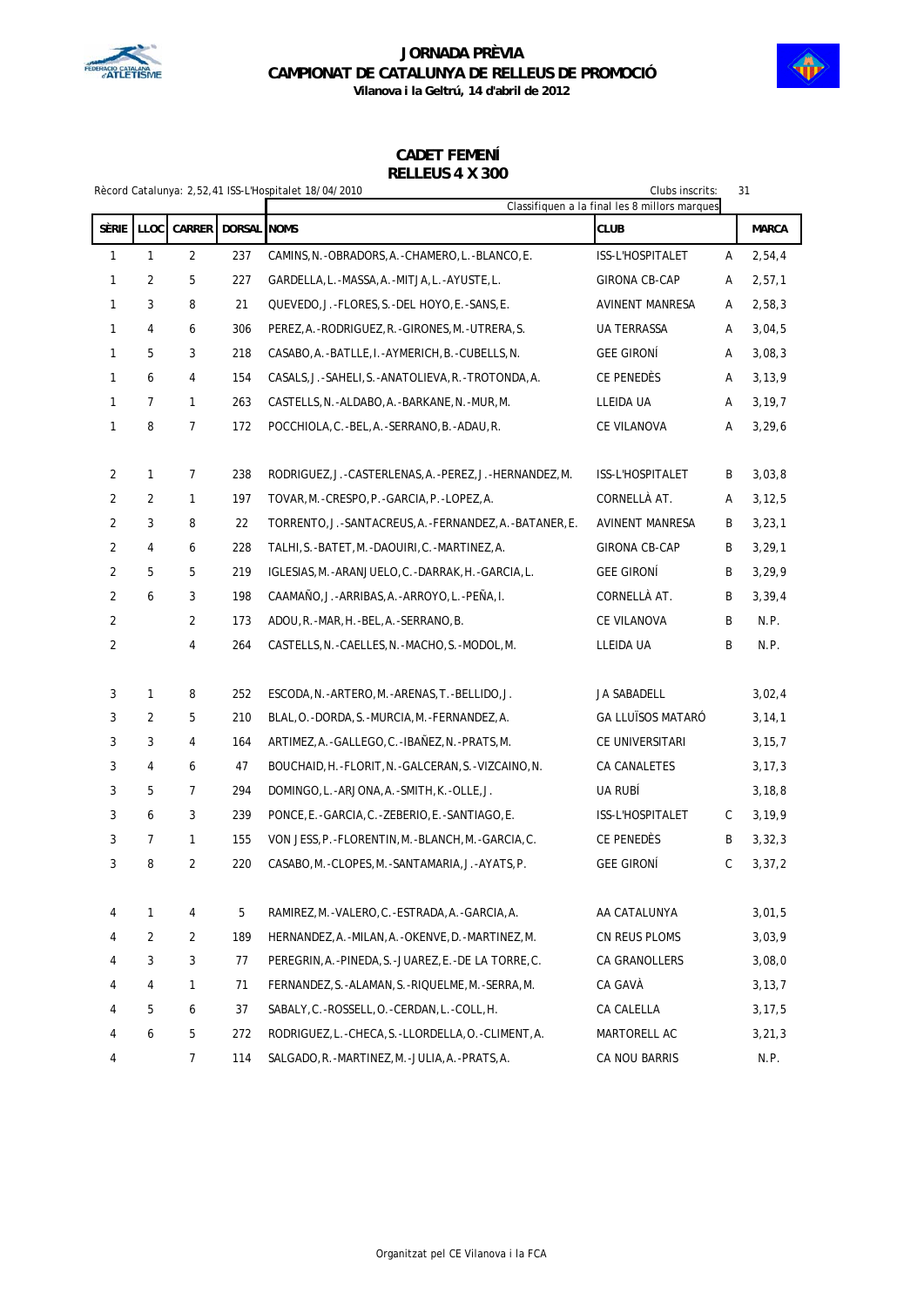# JORNADA PRÈVIA
## CAMPIONAT DE CATALUNYA DE RELLEUS DE PROMOCIÓ
**Vilanova i la Geltrú, 14 d'abril de 2012**

## CADET FEMENÍ
## RELLEUS 4 X 300

Rècord Catalunya: 2,52,41 ISS-L'Hospitalet 18/04/2010

Clubs inscrits: 31

Classifiquen a la final les 8 millors marques

| SÈRIE | LLOC | CARRER | DORSAL | NOMS | CLUB | | MARCA |
|---|---|---|---|---|---|---|---|
| 1 | 1 | 2 | 237 | CAMINS,N.-OBRADORS,A.-CHAMERO,L.-BLANCO,E. | ISS-L'HOSPITALET | A | 2,54,4 |
| 1 | 2 | 5 | 227 | GARDELLA,L.-MASSA,A.-MITJA,L.-AYUSTE,L. | GIRONA CB-CAP | A | 2,57,1 |
| 1 | 3 | 8 | 21 | QUEVEDO,J.-FLORES,S.-DEL HOYO,E.-SANS,E. | AVINENT MANRESA | A | 2,58,3 |
| 1 | 4 | 6 | 306 | PEREZ,A.-RODRIGUEZ,R.-GIRONES,M.-UTRERA,S. | UA TERRASSA | A | 3,04,5 |
| 1 | 5 | 3 | 218 | CASABO,A.-BATLLE,I.-AYMERICH,B.-CUBELLS,N. | GEE GIRONÍ | A | 3,08,3 |
| 1 | 6 | 4 | 154 | CASALS,J.-SAHELI,S.-ANATOLIEVA,R.-TROTONDA,A. | CE PENEDÈS | A | 3,13,9 |
| 1 | 7 | 1 | 263 | CASTELLS,N.-ALDABO,A.-BARKANE,N.-MUR,M. | LLEIDA UA | A | 3,19,7 |
| 1 | 8 | 7 | 172 | POCCHIOLA,C.-BEL,A.-SERRANO,B.-ADAU,R. | CE VILANOVA | A | 3,29,6 |
| 2 | 1 | 7 | 238 | RODRIGUEZ,J.-CASTERLENAS,A.-PEREZ,J.-HERNANDEZ,M. | ISS-L'HOSPITALET | B | 3,03,8 |
| 2 | 2 | 1 | 197 | TOVAR,M.-CRESPO,P.-GARCIA,P.-LOPEZ,A. | CORNELLÀ AT. | A | 3,12,5 |
| 2 | 3 | 8 | 22 | TORRENTO,J.-SANTACREUS,A.-FERNANDEZ,A.-BATANER,E. | AVINENT MANRESA | B | 3,23,1 |
| 2 | 4 | 6 | 228 | TALHI,S.-BATET,M.-DAOUIRI,C.-MARTINEZ,A. | GIRONA CB-CAP | B | 3,29,1 |
| 2 | 5 | 5 | 219 | IGLESIAS,M.-ARANJUELO,C.-DARRAK,H.-GARCIA,L. | GEE GIRONÍ | B | 3,29,9 |
| 2 | 6 | 3 | 198 | CAAMAÑO,J.-ARRIBAS,A.-ARROYO,L.-PEÑA,I. | CORNELLÀ AT. | B | 3,39,4 |
| 2 | | 2 | 173 | ADOU,R.-MAR,H.-BEL,A.-SERRANO,B. | CE VILANOVA | B | N.P. |
| 2 | | 4 | 264 | CASTELLS,N.-CAELLES,N.-MACHO,S.-MODOL,M. | LLEIDA UA | B | N.P. |
| 3 | 1 | 8 | 252 | ESCODA,N.-ARTERO,M.-ARENAS,T.-BELLIDO,J. | JA SABADELL | | 3,02,4 |
| 3 | 2 | 5 | 210 | BLAL,O.-DORDA,S.-MURCIA,M.-FERNANDEZ,A. | GA LLUÏSOS MATARÓ | | 3,14,1 |
| 3 | 3 | 4 | 164 | ARTIMEZ,A.-GALLEGO,C.-IBAÑEZ,N.-PRATS,M. | CE UNIVERSITARI | | 3,15,7 |
| 3 | 4 | 6 | 47 | BOUCHAID,H.-FLORIT,N.-GALCERAN,S.-VIZCAINO,N. | CA CANALETES | | 3,17,3 |
| 3 | 5 | 7 | 294 | DOMINGO,L.-ARJONA,A.-SMITH,K.-OLLE,J. | UA RUBÍ | | 3,18,8 |
| 3 | 6 | 3 | 239 | PONCE,E.-GARCIA,C.-ZEBERIO,E.-SANTIAGO,E. | ISS-L'HOSPITALET | C | 3,19,9 |
| 3 | 7 | 1 | 155 | VON JESS,P.-FLORENTIN,M.-BLANCH,M.-GARCIA,C. | CE PENEDÈS | B | 3,32,3 |
| 3 | 8 | 2 | 220 | CASABO,M.-CLOPES,M.-SANTAMARIA,J.-AYATS,P. | GEE GIRONÍ | C | 3,37,2 |
| 4 | 1 | 4 | 5 | RAMIREZ,M.-VALERO,C.-ESTRADA,A.-GARCIA,A. | AA CATALUNYA | | 3,01,5 |
| 4 | 2 | 2 | 189 | HERNANDEZ,A.-MILAN,A.-OKENVE,D.-MARTINEZ,M. | CN REUS PLOMS | | 3,03,9 |
| 4 | 3 | 3 | 77 | PEREGRIN,A.-PINEDA,S.-JUAREZ,E.-DE LA TORRE,C. | CA GRANOLLERS | | 3,08,0 |
| 4 | 4 | 1 | 71 | FERNANDEZ,S.-ALAMAN,S.-RIQUELME,M.-SERRA,M. | CA GAVÀ | | 3,13,7 |
| 4 | 5 | 6 | 37 | SABALY,C.-ROSSELL,O.-CERDAN,L.-COLL,H. | CA CALELLA | | 3,17,5 |
| 4 | 6 | 5 | 272 | RODRIGUEZ,L.-CHECA,S.-LLORDELLA,O.-CLIMENT,A. | MARTORELL AC | | 3,21,3 |
| 4 | | 7 | 114 | SALGADO,R.-MARTINEZ,M.-JULIA,A.-PRATS,A. | CA NOU BARRIS | | N.P. |

Organitzat pel CE Vilanova i la FCA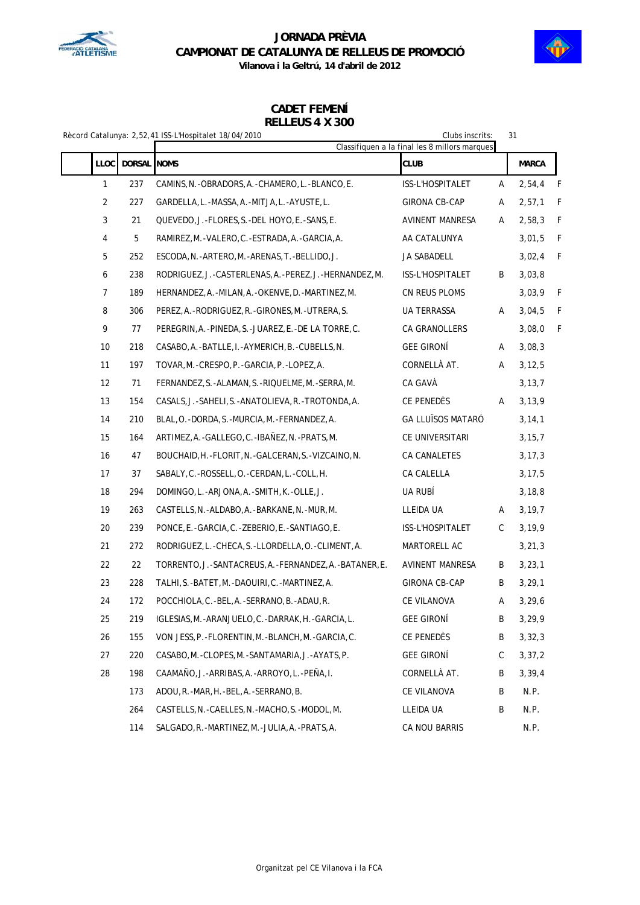# JORNADA PRÈVIA
## CAMPIONAT DE CATALUNYA DE RELLEUS DE PROMOCIÓ
**Vilanova i la Geltrú, 14 d'abril de 2012**

### CADET FEMENÍ
### RELLEUS 4 X 300

Rècord Catalunya: 2,52,41 ISS-L'Hospitalet 18/04/2010

Clubs inscrits: 31

Classifiquen a la final les 8 millors marques

| LLOC | DORSAL | NOMS | CLUB | | MARCA | |
|---|---|---|---|---|---|---|
| 1 | 237 | CAMINS,N.-OBRADORS,A.-CHAMERO,L.-BLANCO,E. | ISS-L'HOSPITALET | A | 2,54,4 | F |
| 2 | 227 | GARDELLA,L.-MASSA,A.-MITJA,L.-AYUSTE,L. | GIRONA CB-CAP | A | 2,57,1 | F |
| 3 | 21 | QUEVEDO,J.-FLORES,S.-DEL HOYO,E.-SANS,E. | AVINENT MANRESA | A | 2,58,3 | F |
| 4 | 5 | RAMIREZ,M.-VALERO,C.-ESTRADA,A.-GARCIA,A. | AA CATALUNYA | | 3,01,5 | F |
| 5 | 252 | ESCODA,N.-ARTERO,M.-ARENAS,T.-BELLIDO,J. | JA SABADELL | | 3,02,4 | F |
| 6 | 238 | RODRIGUEZ,J.-CASTERLENAS,A.-PEREZ,J.-HERNANDEZ,M. | ISS-L'HOSPITALET | B | 3,03,8 | |
| 7 | 189 | HERNANDEZ,A.-MILAN,A.-OKENVE,D.-MARTINEZ,M. | CN REUS PLOMS | | 3,03,9 | F |
| 8 | 306 | PEREZ,A.-RODRIGUEZ,R.-GIRONES,M.-UTRERA,S. | UA TERRASSA | A | 3,04,5 | F |
| 9 | 77 | PEREGRIN,A.-PINEDA,S.-JUAREZ,E.-DE LA TORRE,C. | CA GRANOLLERS | | 3,08,0 | F |
| 10 | 218 | CASABO,A.-BATLLE,I.-AYMERICH,B.-CUBELLS,N. | GEE GIRONÍ | A | 3,08,3 | |
| 11 | 197 | TOVAR,M.-CRESPO,P.-GARCIA,P.-LOPEZ,A. | CORNELLÀ AT. | A | 3,12,5 | |
| 12 | 71 | FERNANDEZ,S.-ALAMAN,S.-RIQUELME,M.-SERRA,M. | CA GAVÀ | | 3,13,7 | |
| 13 | 154 | CASALS,J.-SAHELI,S.-ANATOLIEVA,R.-TROTONDA,A. | CE PENEDÈS | A | 3,13,9 | |
| 14 | 210 | BLAL,O.-DORDA,S.-MURCIA,M.-FERNANDEZ,A. | GA LLUÏSOS MATARÓ | | 3,14,1 | |
| 15 | 164 | ARTIMEZ,A.-GALLEGO,C.-IBAÑEZ,N.-PRATS,M. | CE UNIVERSITARI | | 3,15,7 | |
| 16 | 47 | BOUCHAID,H.-FLORIT,N.-GALCERAN,S.-VIZCAINO,N. | CA CANALETES | | 3,17,3 | |
| 17 | 37 | SABALY,C.-ROSSELL,O.-CERDAN,L.-COLL,H. | CA CALELLA | | 3,17,5 | |
| 18 | 294 | DOMINGO,L.-ARJONA,A.-SMITH,K.-OLLE,J. | UA RUBÍ | | 3,18,8 | |
| 19 | 263 | CASTELLS,N.-ALDABO,A.-BARKANE,N.-MUR,M. | LLEIDA UA | A | 3,19,7 | |
| 20 | 239 | PONCE,E.-GARCIA,C.-ZEBERIO,E.-SANTIAGO,E. | ISS-L'HOSPITALET | C | 3,19,9 | |
| 21 | 272 | RODRIGUEZ,L.-CHECA,S.-LLORDELLA,O.-CLIMENT,A. | MARTORELL AC | | 3,21,3 | |
| 22 | 22 | TORRENTO,J.-SANTACREUS,A.-FERNANDEZ,A.-BATANER,E. | AVINENT MANRESA | B | 3,23,1 | |
| 23 | 228 | TALHI,S.-BATET,M.-DAOUIRI,C.-MARTINEZ,A. | GIRONA CB-CAP | B | 3,29,1 | |
| 24 | 172 | POCCHIOLA,C.-BEL,A.-SERRANO,B.-ADAU,R. | CE VILANOVA | A | 3,29,6 | |
| 25 | 219 | IGLESIAS,M.-ARANJUELO,C.-DARRAK,H.-GARCIA,L. | GEE GIRONÍ | B | 3,29,9 | |
| 26 | 155 | VON JESS,P.-FLORENTIN,M.-BLANCH,M.-GARCIA,C. | CE PENEDÈS | B | 3,32,3 | |
| 27 | 220 | CASABO,M.-CLOPES,M.-SANTAMARIA,J.-AYATS,P. | GEE GIRONÍ | C | 3,37,2 | |
| 28 | 198 | CAAMAÑO,J.-ARRIBAS,A.-ARROYO,L.-PEÑA,I. | CORNELLÀ AT. | B | 3,39,4 | |
| | 173 | ADOU,R.-MAR,H.-BEL,A.-SERRANO,B. | CE VILANOVA | B | N.P. | |
| | 264 | CASTELLS,N.-CAELLES,N.-MACHO,S.-MODOL,M. | LLEIDA UA | B | N.P. | |
| | 114 | SALGADO,R.-MARTINEZ,M.-JULIA,A.-PRATS,A. | CA NOU BARRIS | | N.P. | |

Organitzat pel CE Vilanova i la FCA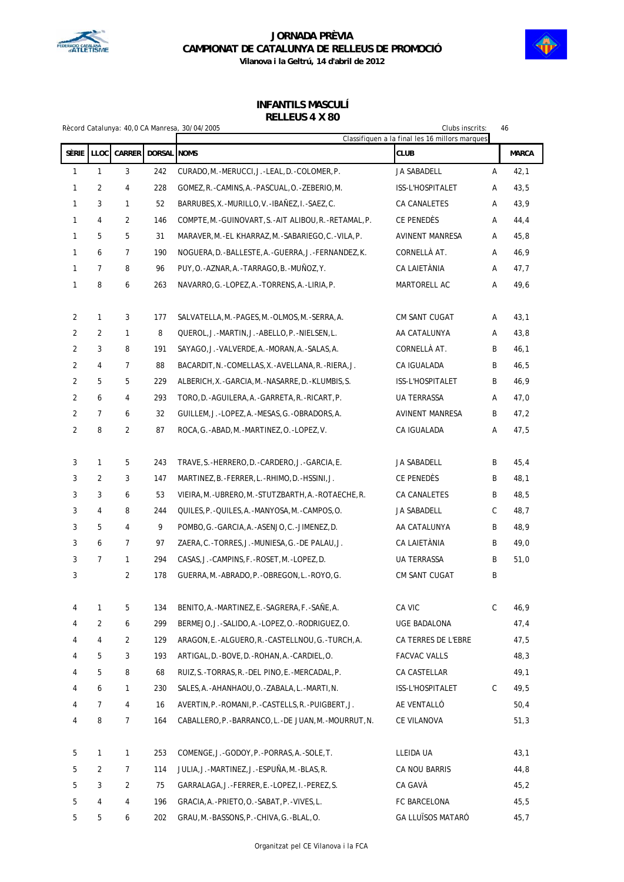# JORNADA PRÈVIA
# CAMPIONAT DE CATALUNYA DE RELLEUS DE PROMOCIÓ
**Vilanova i la Geltrú, 14 d'abril de 2012**

## INFANTILS MASCULÍ
## RELLEUS 4 X 80

Rècord Catalunya: 40,0 CA Manresa, 30/04/2005

Clubs inscrits: 46

Classifiquen a la final les 16 millors marques

| SÈRIE | LLOC | CARRER | DORSAL | NOMS | CLUB | | MARCA |
|---|---|---|---|---|---|---|---|
| 1 | 1 | 3 | 242 | CURADO,M.-MERUCCI,J.-LEAL,D.-COLOMER,P. | JA SABADELL | A | 42,1 |
| 1 | 2 | 4 | 228 | GOMEZ,R.-CAMINS,A.-PASCUAL,O.-ZEBERIO,M. | ISS-L'HOSPITALET | A | 43,5 |
| 1 | 3 | 1 | 52 | BARRUBES,X.-MURILLO,V.-IBAÑEZ,I.-SAEZ,C. | CA CANALETES | A | 43,9 |
| 1 | 4 | 2 | 146 | COMPTE,M.-GUINOVART,S.-AIT ALIBOU,R.-RETAMAL,P. | CE PENEDÈS | A | 44,4 |
| 1 | 5 | 5 | 31 | MARAVER,M.-EL KHARRAZ,M.-SABARIEGO,C.-VILA,P. | AVINENT MANRESA | A | 45,8 |
| 1 | 6 | 7 | 190 | NOGUERA,D.-BALLESTE,A.-GUERRA,J.-FERNANDEZ,K. | CORNELLÀ AT. | A | 46,9 |
| 1 | 7 | 8 | 96 | PUY,O.-AZNAR,A.-TARRAGO,B.-MUÑOZ,Y. | CA LAIETÀNIA | A | 47,7 |
| 1 | 8 | 6 | 263 | NAVARRO,G.-LOPEZ,A.-TORRENS,A.-LIRIA,P. | MARTORELL AC | A | 49,6 |
| 2 | 1 | 3 | 177 | SALVATELLA,M.-PAGES,M.-OLMOS,M.-SERRA,A. | CM SANT CUGAT | A | 43,1 |
| 2 | 2 | 1 | 8 | QUEROL,J.-MARTIN,J.-ABELLO,P.-NIELSEN,L. | AA CATALUNYA | A | 43,8 |
| 2 | 3 | 8 | 191 | SAYAGO,J.-VALVERDE,A.-MORAN,A.-SALAS,A. | CORNELLÀ AT. | B | 46,1 |
| 2 | 4 | 7 | 88 | BACARDIT,N.-COMELLAS,X.-AVELLANA,R.-RIERA,J. | CA IGUALADA | B | 46,5 |
| 2 | 5 | 5 | 229 | ALBERICH,X.-GARCIA,M.-NASARRE,D.-KLUMBIS,S. | ISS-L'HOSPITALET | B | 46,9 |
| 2 | 6 | 4 | 293 | TORO,D.-AGUILERA,A.-GARRETA,R.-RICART,P. | UA TERRASSA | A | 47,0 |
| 2 | 7 | 6 | 32 | GUILLEM,J.-LOPEZ,A.-MESAS,G.-OBRADORS,A. | AVINENT MANRESA | B | 47,2 |
| 2 | 8 | 2 | 87 | ROCA,G.-ABAD,M.-MARTINEZ,O.-LOPEZ,V. | CA IGUALADA | A | 47,5 |
| 3 | 1 | 5 | 243 | TRAVE,S.-HERRERO,D.-CARDERO,J.-GARCIA,E. | JA SABADELL | B | 45,4 |
| 3 | 2 | 3 | 147 | MARTINEZ,B.-FERRER,L.-RHIMO,D.-HSSINI,J. | CE PENEDÈS | B | 48,1 |
| 3 | 3 | 6 | 53 | VIEIRA,M.-UBRERO,M.-STUTZBARTH,A.-ROTAECHE,R. | CA CANALETES | B | 48,5 |
| 3 | 4 | 8 | 244 | QUILES,P.-QUILES,A.-MANYOSA,M.-CAMPOS,O. | JA SABADELL | C | 48,7 |
| 3 | 5 | 4 | 9 | POMBO,G.-GARCIA,A.-ASENJO,C.-JIMENEZ,D. | AA CATALUNYA | B | 48,9 |
| 3 | 6 | 7 | 97 | ZAERA,C.-TORRES,J.-MUNIESA,G.-DE PALAU,J. | CA LAIETÀNIA | B | 49,0 |
| 3 | 7 | 1 | 294 | CASAS,J.-CAMPINS,F.-ROSET,M.-LOPEZ,D. | UA TERRASSA | B | 51,0 |
| 3 | | 2 | 178 | GUERRA,M.-ABRADO,P.-OBREGON,L.-ROYO,G. | CM SANT CUGAT | B | |
| 4 | 1 | 5 | 134 | BENITO,A.-MARTINEZ,E.-SAGRERA,F.-SAÑE,A. | CA VIC | C | 46,9 |
| 4 | 2 | 6 | 299 | BERMEJO,J.-SALIDO,A.-LOPEZ,O.-RODRIGUEZ,O. | UGE BADALONA | | 47,4 |
| 4 | 4 | 2 | 129 | ARAGON,E.-ALGUERO,R.-CASTELLNOU,G.-TURCH,A. | CA TERRES DE L'EBRE | | 47,5 |
| 4 | 5 | 3 | 193 | ARTIGAL,D.-BOVE,D.-ROHAN,A.-CARDIEL,O. | FACVAC VALLS | | 48,3 |
| 4 | 5 | 8 | 68 | RUIZ,S.-TORRAS,R.-DEL PINO,E.-MERCADAL,P. | CA CASTELLAR | | 49,1 |
| 4 | 6 | 1 | 230 | SALES,A.-AHANHAOU,O.-ZABALA,L.-MARTI,N. | ISS-L'HOSPITALET | C | 49,5 |
| 4 | 7 | 4 | 16 | AVERTIN,P.-ROMANI,P.-CASTELLS,R.-PUIGBERT,J. | AE VENTALLÓ | | 50,4 |
| 4 | 8 | 7 | 164 | CABALLERO,P.-BARRANCO,L.-DE JUAN,M.-MOURRUT,N. | CE VILANOVA | | 51,3 |
| 5 | 1 | 1 | 253 | COMENGE,J.-GODOY,P.-PORRAS,A.-SOLE,T. | LLEIDA UA | | 43,1 |
| 5 | 2 | 7 | 114 | JULIA,J.-MARTINEZ,J.-ESPUÑA,M.-BLAS,R. | CA NOU BARRIS | | 44,8 |
| 5 | 3 | 2 | 75 | GARRALAGA,J.-FERRER,E.-LOPEZ,I.-PEREZ,S. | CA GAVÀ | | 45,2 |
| 5 | 4 | 4 | 196 | GRACIA,A.-PRIETO,O.-SABAT,P.-VIVES,L. | FC BARCELONA | | 45,5 |
| 5 | 5 | 6 | 202 | GRAU,M.-BASSONS,P.-CHIVA,G.-BLAL,O. | GA LLUÏSOS MATARÓ | | 45,7 |

Organitzat pel CE Vilanova i la FCA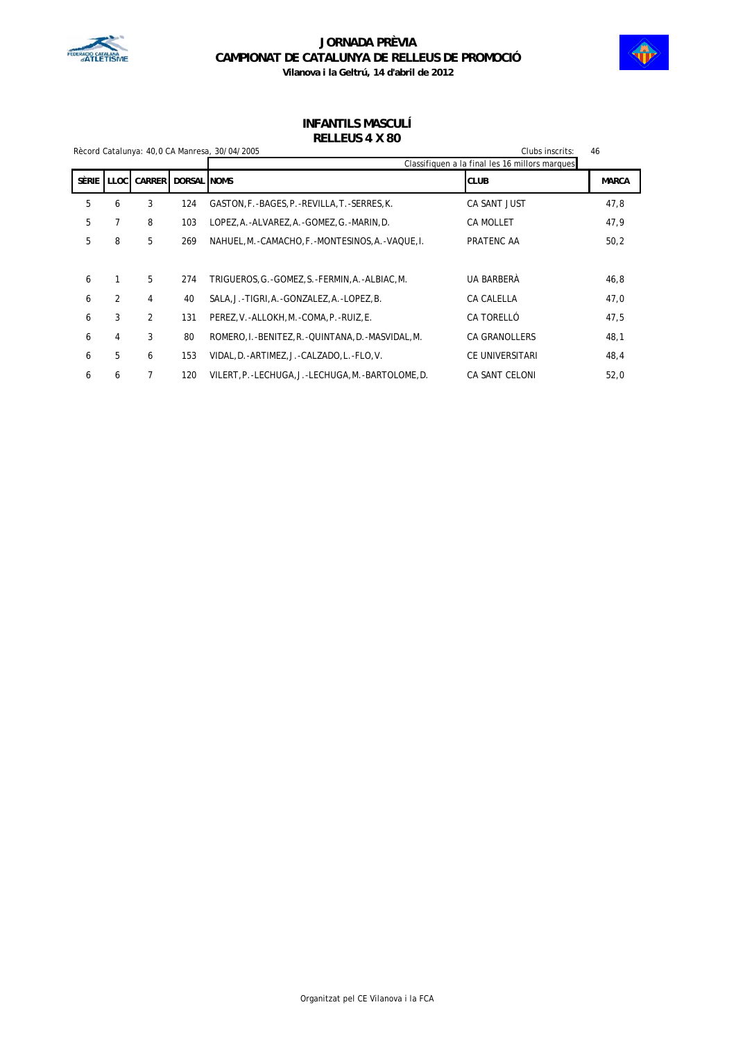# JORNADA PRÈVIA
## CAMPIONAT DE CATALUNYA DE RELLEUS DE PROMOCIÓ
**Vilanova i la Geltrú, 14 d'abril de 2012**

### INFANTILS MASCULÍ
### RELLEUS 4 X 80

Rècord Catalunya: 40,0 CA Manresa, 30/04/2005

Clubs inscrits: 46

Classifiquen a la final les 16 millors marques

| SÈRIE | LLOC | CARRER | DORSAL | NOMS | CLUB | MARCA |
|---|---|---|---|---|---|---|
| 5 | 6 | 3 | 124 | GASTON,F.-BAGES,P.-REVILLA,T.-SERRES,K. | CA SANT JUST | 47,8 |
| 5 | 7 | 8 | 103 | LOPEZ,A.-ALVAREZ,A.-GOMEZ,G.-MARIN,D. | CA MOLLET | 47,9 |
| 5 | 8 | 5 | 269 | NAHUEL,M.-CAMACHO,F.-MONTESINOS,A.-VAQUE,I. | PRATENC AA | 50,2 |
| 6 | 1 | 5 | 274 | TRIGUEROS,G.-GOMEZ,S.-FERMIN,A.-ALBIAC,M. | UA BARBERÀ | 46,8 |
| 6 | 2 | 4 | 40 | SALA,J.-TIGRI,A.-GONZALEZ,A.-LOPEZ,B. | CA CALELLA | 47,0 |
| 6 | 3 | 2 | 131 | PEREZ,V.-ALLOKH,M.-COMA,P.-RUIZ,E. | CA TORELLÓ | 47,5 |
| 6 | 4 | 3 | 80 | ROMERO,I.-BENITEZ,R.-QUINTANA,D.-MASVIDAL,M. | CA GRANOLLERS | 48,1 |
| 6 | 5 | 6 | 153 | VIDAL,D.-ARTIMEZ,J.-CALZADO,L.-FLO,V. | CE UNIVERSITARI | 48,4 |
| 6 | 6 | 7 | 120 | VILERT,P.-LECHUGA,J.-LECHUGA,M.-BARTOLOME,D. | CA SANT CELONI | 52,0 |

Organitzat pel CE Vilanova i la FCA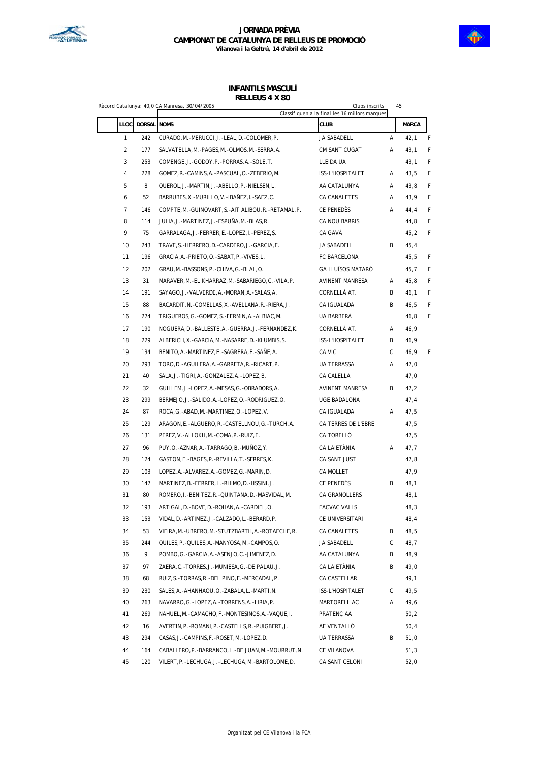# JORNADA PRÈVIA
## CAMPIONAT DE CATALUNYA DE RELLEUS DE PROMOCIÓ
**Vilanova i la Geltrú, 14 d'abril de 2012**

### INFANTILS MASCULÍ
### RELLEUS 4 X 80

Rècord Catalunya: 40,0 CA Manresa, 30/04/2005

Clubs inscrits: 45

Classifiquen a la final les 16 millors marques

| LLOC | DORSAL | NOMS | CLUB | | MARCA | |
|---|---|---|---|---|---|---|
| 1 | 242 | CURADO, M.-MERUCCI, J.-LEAL, D.-COLOMER, P. | JA SABADELL | A | 42,1 | F |
| 2 | 177 | SALVATELLA, M.-PAGES, M.-OLMOS, M.-SERRA, A. | CM SANT CUGAT | A | 43,1 | F |
| 3 | 253 | COMENGE, J.-GODOY, P.-PORRAS, A.-SOLE, T. | LLEIDA UA | | 43,1 | F |
| 4 | 228 | GOMEZ, R.-CAMINS, A.-PASCUAL, O.-ZEBERIO, M. | ISS-L'HOSPITALET | A | 43,5 | F |
| 5 | 8 | QUEROL, J.-MARTIN, J.-ABELLO, P.-NIELSEN, L. | AA CATALUNYA | A | 43,8 | F |
| 6 | 52 | BARRUBES, X.-MURILLO, V.-IBAÑEZ, I.-SAEZ, C. | CA CANALETES | A | 43,9 | F |
| 7 | 146 | COMPTE, M.-GUINOVART, S.-AIT ALIBOU, R.-RETAMAL, P. | CE PENEDÈS | A | 44,4 | F |
| 8 | 114 | JULIA, J.-MARTINEZ, J.-ESPUÑA, M.-BLAS, R. | CA NOU BARRIS | | 44,8 | F |
| 9 | 75 | GARRALAGA, J.-FERRER, E.-LOPEZ, I.-PEREZ, S. | CA GAVÀ | | 45,2 | F |
| 10 | 243 | TRAVE, S.-HERRERO, D.-CARDERO, J.-GARCIA, E. | JA SABADELL | B | 45,4 | |
| 11 | 196 | GRACIA, A.-PRIETO, O.-SABAT, P.-VIVES, L. | FC BARCELONA | | 45,5 | F |
| 12 | 202 | GRAU, M.-BASSONS, P.-CHIVA, G.-BLAL, O. | GA LLUÏSOS MATARÓ | | 45,7 | F |
| 13 | 31 | MARAVER, M.-EL KHARRAZ, M.-SABARIEGO, C.-VILA, P. | AVINENT MANRESA | A | 45,8 | F |
| 14 | 191 | SAYAGO, J.-VALVERDE, A.-MORAN, A.-SALAS, A. | CORNELLÀ AT. | B | 46,1 | F |
| 15 | 88 | BACARDIT, N.-COMELLAS, X.-AVELLANA, R.-RIERA, J. | CA IGUALADA | B | 46,5 | F |
| 16 | 274 | TRIGUEROS, G.-GOMEZ, S.-FERMIN, A.-ALBIAC, M. | UA BARBERÀ | | 46,8 | F |
| 17 | 190 | NOGUERA, D.-BALLESTE, A.-GUERRA, J.-FERNANDEZ, K. | CORNELLÀ AT. | A | 46,9 | |
| 18 | 229 | ALBERICH, X.-GARCIA, M.-NASARRE, D.-KLUMBIS, S. | ISS-L'HOSPITALET | B | 46,9 | |
| 19 | 134 | BENITO, A.-MARTINEZ, E.-SAGRERA, F.-SAÑE, A. | CA VIC | C | 46,9 | F |
| 20 | 293 | TORO, D.-AGUILERA, A.-GARRETA, R.-RICART, P. | UA TERRASSA | A | 47,0 | |
| 21 | 40 | SALA, J.-TIGRI, A.-GONZALEZ, A.-LOPEZ, B. | CA CALELLA | | 47,0 | |
| 22 | 32 | GUILLEM, J.-LOPEZ, A.-MESAS, G.-OBRADORS, A. | AVINENT MANRESA | B | 47,2 | |
| 23 | 299 | BERMEJO, J.-SALIDO, A.-LOPEZ, O.-RODRIGUEZ, O. | UGE BADALONA | | 47,4 | |
| 24 | 87 | ROCA, G.-ABAD, M.-MARTINEZ, O.-LOPEZ, V. | CA IGUALADA | A | 47,5 | |
| 25 | 129 | ARAGON, E.-ALGUERO, R.-CASTELLNOU, G.-TURCH, A. | CA TERRES DE L'EBRE | | 47,5 | |
| 26 | 131 | PEREZ, V.-ALLOKH, M.-COMA, P.-RUIZ, E. | CA TORELLÓ | | 47,5 | |
| 27 | 96 | PUY, O.-AZNAR, A.-TARRAGO, B.-MUÑOZ, Y. | CA LAIETÀNIA | A | 47,7 | |
| 28 | 124 | GASTON, F.-BAGES, P.-REVILLA, T.-SERRES, K. | CA SANT JUST | | 47,8 | |
| 29 | 103 | LOPEZ, A.-ALVAREZ, A.-GOMEZ, G.-MARIN, D. | CA MOLLET | | 47,9 | |
| 30 | 147 | MARTINEZ, B.-FERRER, L.-RHIMO, D.-HSSINI, J. | CE PENEDÈS | B | 48,1 | |
| 31 | 80 | ROMERO, I.-BENITEZ, R.-QUINTANA, D.-MASVIDAL, M. | CA GRANOLLERS | | 48,1 | |
| 32 | 193 | ARTIGAL, D.-BOVE, D.-ROHAN, A.-CARDIEL, O. | FACVAC VALLS | | 48,3 | |
| 33 | 153 | VIDAL, D.-ARTIMEZ, J.-CALZADO, L.-BERARD, P. | CE UNIVERSITARI | | 48,4 | |
| 34 | 53 | VIEIRA, M.-UBRERO, M.-STUTZBARTH, A.-ROTAECHE, R. | CA CANALETES | B | 48,5 | |
| 35 | 244 | QUILES, P.-QUILES, A.-MANYOSA, M.-CAMPOS, O. | JA SABADELL | C | 48,7 | |
| 36 | 9 | POMBO, G.-GARCIA, A.-ASENJO, C.-JIMENEZ, D. | AA CATALUNYA | B | 48,9 | |
| 37 | 97 | ZAERA, C.-TORRES, J.-MUNIESA, G.-DE PALAU, J. | CA LAIETÀNIA | B | 49,0 | |
| 38 | 68 | RUIZ, S.-TORRAS, R.-DEL PINO, E.-MERCADAL, P. | CA CASTELLAR | | 49,1 | |
| 39 | 230 | SALES, A.-AHANHAOU, O.-ZABALA, L.-MARTI, N. | ISS-L'HOSPITALET | C | 49,5 | |
| 40 | 263 | NAVARRO, G.-LOPEZ, A.-TORRENS, A.-LIRIA, P. | MARTORELL AC | A | 49,6 | |
| 41 | 269 | NAHUEL, M.-CAMACHO, F.-MONTESINOS, A.-VAQUE, I. | PRATENC AA | | 50,2 | |
| 42 | 16 | AVERTIN, P.-ROMANI, P.-CASTELLS, R.-PUIGBERT, J. | AE VENTALLÓ | | 50,4 | |
| 43 | 294 | CASAS, J.-CAMPINS, F.-ROSET, M.-LOPEZ, D. | UA TERRASSA | B | 51,0 | |
| 44 | 164 | CABALLERO, P.-BARRANCO, L.-DE JUAN, M.-MOURRUT, N. | CE VILANOVA | | 51,3 | |
| 45 | 120 | VILERT, P.-LECHUGA, J.-LECHUGA, M.-BARTOLOME, D. | CA SANT CELONI | | 52,0 | |

Organitzat pel CE Vilanova i la FCA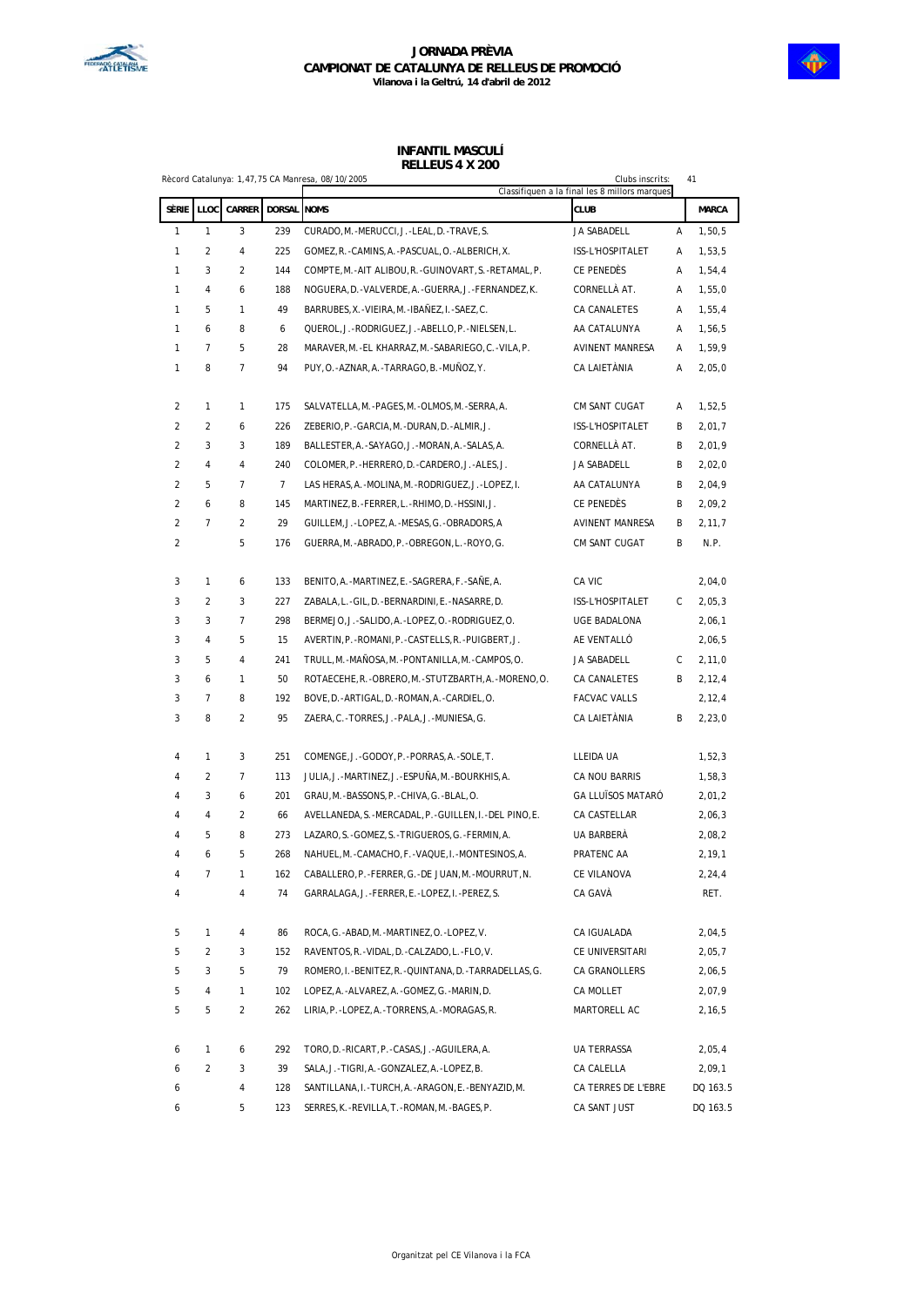# JORNADA PRÈVIA
## CAMPIONAT DE CATALUNYA DE RELLEUS DE PROMOCIÓ
**Vilanova i la Geltrú, 14 d'abril de 2012**

### INFANTIL MASCULÍ
### RELLEUS 4 X 200

Rècord Catalunya: 1,47,75 CA Manresa, 08/10/2005

Clubs inscrits: 41

Classifiquen a la final les 8 millors marques

| SÈRIE | LLOC | CARRER | DORSAL | NOMS | CLUB | | MARCA |
|---|---|---|---|---|---|---|---|
| 1 | 1 | 3 | 239 | CURADO,M.-MERUCCI,J.-LEAL,D.-TRAVE,S. | JA SABADELL | A | 1,50,5 |
| 1 | 2 | 4 | 225 | GOMEZ,R.-CAMINS,A.-PASCUAL,O.-ALBERICH,X. | ISS-L'HOSPITALET | A | 1,53,5 |
| 1 | 3 | 2 | 144 | COMPTE,M.-AIT ALIBOU,R.-GUINOVART,S.-RETAMAL,P. | CE PENEDÈS | A | 1,54,4 |
| 1 | 4 | 6 | 188 | NOGUERA,D.-VALVERDE,A.-GUERRA,J.-FERNANDEZ,K. | CORNELLÀ AT. | A | 1,55,0 |
| 1 | 5 | 1 | 49 | BARRUBES,X.-VIEIRA,M.-IBAÑEZ,I.-SAEZ,C. | CA CANALETES | A | 1,55,4 |
| 1 | 6 | 8 | 6 | QUEROL,J.-RODRIGUEZ,J.-ABELLO,P.-NIELSEN,L. | AA CATALUNYA | A | 1,56,5 |
| 1 | 7 | 5 | 28 | MARAVER,M.-EL KHARRAZ,M.-SABARIEGO,C.-VILA,P. | AVINENT MANRESA | A | 1,59,9 |
| 1 | 8 | 7 | 94 | PUY,O.-AZNAR,A.-TARRAGO,B.-MUÑOZ,Y. | CA LAIETÀNIA | A | 2,05,0 |
| 2 | 1 | 1 | 175 | SALVATELLA,M.-PAGES,M.-OLMOS,M.-SERRA,A. | CM SANT CUGAT | A | 1,52,5 |
| 2 | 2 | 6 | 226 | ZEBERIO,P.-GARCIA,M.-DURAN,D.-ALMIR,J. | ISS-L'HOSPITALET | B | 2,01,7 |
| 2 | 3 | 3 | 189 | BALLESTER,A.-SAYAGO,J.-MORAN,A.-SALAS,A. | CORNELLÀ AT. | B | 2,01,9 |
| 2 | 4 | 4 | 240 | COLOMER,P.-HERRERO,D.-CARDERO,J.-ALES,J. | JA SABADELL | B | 2,02,0 |
| 2 | 5 | 7 | 7 | LAS HERAS,A.-MOLINA,M.-RODRIGUEZ,J.-LOPEZ,I. | AA CATALUNYA | B | 2,04,9 |
| 2 | 6 | 8 | 145 | MARTINEZ,B.-FERRER,L.-RHIMO,D.-HSSINI,J. | CE PENEDÈS | B | 2,09,2 |
| 2 | 7 | 2 | 29 | GUILLEM,J.-LOPEZ,A.-MESAS,G.-OBRADORS,A | AVINENT MANRESA | B | 2,11,7 |
| 2 | | 5 | 176 | GUERRA,M.-ABRADO,P.-OBREGON,L.-ROYO,G. | CM SANT CUGAT | B | N.P. |
| 3 | 1 | 6 | 133 | BENITO,A.-MARTINEZ,E.-SAGRERA,F.-SAÑE,A. | CA VIC | | 2,04,0 |
| 3 | 2 | 3 | 227 | ZABALA,L.-GIL,D.-BERNARDINI,E.-NASARRE,D. | ISS-L'HOSPITALET | C | 2,05,3 |
| 3 | 3 | 7 | 298 | BERMEJO,J.-SALIDO,A.-LOPEZ,O.-RODRIGUEZ,O. | UGE BADALONA | | 2,06,1 |
| 3 | 4 | 5 | 15 | AVERTIN,P.-ROMANI,P.-CASTELLS,R.-PUIGBERT,J. | AE VENTALLÓ | | 2,06,5 |
| 3 | 5 | 4 | 241 | TRULL,M.-MAÑOSA,M.-PONTANILLA,M.-CAMPOS,O. | JA SABADELL | C | 2,11,0 |
| 3 | 6 | 1 | 50 | ROTAECHE,R.-OBRERO,M.-STUTZBARTH,A.-MORENO,O. | CA CANALETES | B | 2,12,4 |
| 3 | 7 | 8 | 192 | BOVE,D.-ARTIGAL,D.-ROMAN,A.-CARDIEL,O. | FACVAC VALLS | | 2,12,4 |
| 3 | 8 | 2 | 95 | ZAERA,C.-TORRES,J.-PALA,J.-MUNIESA,G. | CA LAIETÀNIA | B | 2,23,0 |
| 4 | 1 | 3 | 251 | COMENGE,J.-GODOY,P.-PORRAS,A.-SOLE,T. | LLEIDA UA | | 1,52,3 |
| 4 | 2 | 7 | 113 | JULIA,J.-MARTINEZ,J.-ESPUÑA,M.-BOURKHIS,A. | CA NOU BARRIS | | 1,58,3 |
| 4 | 3 | 6 | 201 | GRAU,M.-BASSONS,P.-CHIVA,G.-BLAL,O. | GA LLUÏSOS MATARÓ | | 2,01,2 |
| 4 | 4 | 2 | 66 | AVELLANEDA,S.-MERCADAL,P.-GUILLEN,I.-DEL PINO,E. | CA CASTELLAR | | 2,06,3 |
| 4 | 5 | 8 | 273 | LAZARO,S.-GOMEZ,S.-TRIGUEROS,G.-FERMIN,A. | UA BARBERÀ | | 2,08,2 |
| 4 | 6 | 5 | 268 | NAHUEL,M.-CAMACHO,F.-VAQUE,I.-MONTESINOS,A. | PRATENC AA | | 2,19,1 |
| 4 | 7 | 1 | 162 | CABALLERO,P.-FERRER,G.-DE JUAN,M.-MOURRUT,N. | CE VILANOVA | | 2,24,4 |
| 4 | | 4 | 74 | GARRALAGA,J.-FERRER,E.-LOPEZ,I.-PEREZ,S. | CA GAVÀ | | RET. |
| 5 | 1 | 4 | 86 | ROCA,G.-ABAD,M.-MARTINEZ,O.-LOPEZ,V. | CA IGUALADA | | 2,04,5 |
| 5 | 2 | 3 | 152 | RAVENTOS,R.-VIDAL,D.-CALZADO,L.-FLO,V. | CE UNIVERSITARI | | 2,05,7 |
| 5 | 3 | 5 | 79 | ROMERO,I.-BENITEZ,R.-QUINTANA,D.-TARRADELLAS,G. | CA GRANOLLERS | | 2,06,5 |
| 5 | 4 | 1 | 102 | LOPEZ,A.-ALVAREZ,A.-GOMEZ,G.-MARIN,D. | CA MOLLET | | 2,07,9 |
| 5 | 5 | 2 | 262 | LIRIA,P.-LOPEZ,A.-TORRENS,A.-MORAGAS,R. | MARTORELL AC | | 2,16,5 |
| 6 | 1 | 6 | 292 | TORO,D.-RICART,P.-CASAS,J.-AGUILERA,A. | UA TERRASSA | | 2,05,4 |
| 6 | 2 | 3 | 39 | SALA,J.-TIGRI,A.-GONZALEZ,A.-LOPEZ,B. | CA CALELLA | | 2,09,1 |
| 6 | | 4 | 128 | SANTILLANA,I.-TURCH,A.-ARAGON,E.-BENYAZID,M. | CA TERRES DE L'EBRE | | DQ 163.5 |
| 6 | | 5 | 123 | SERRES,K.-REVILLA,T.-ROMAN,M.-BAGES,P. | CA SANT JUST | | DQ 163.5 |

Organitzat pel CE Vilanova i la FCA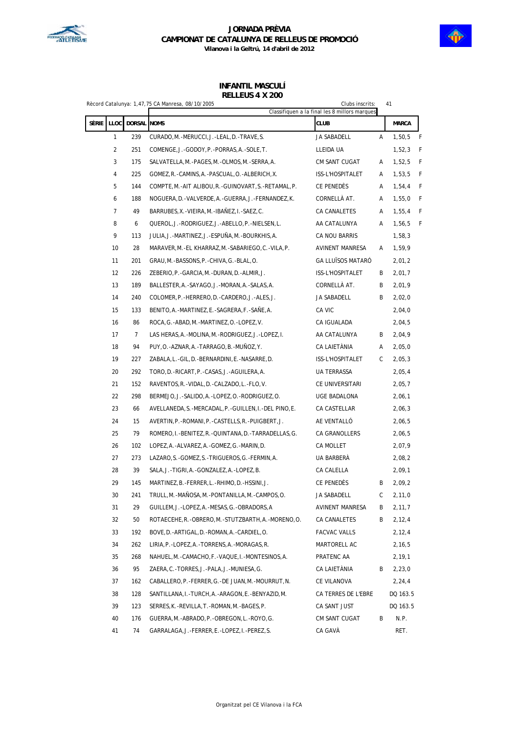# JORNADA PRÈVIA
## CAMPIONAT DE CATALUNYA DE RELLEUS DE PROMOCIÓ
**Vilanova i la Geltrú, 14 d'abril de 2012**

### INFANTIL MASCULÍ
### RELLEUS 4 X 200

Rècord Catalunya: 1,47,75 CA Manresa, 08/10/2005 — Clubs inscrits: 41

Classifiquen a la final les 8 millors marques

| SÈRIE | LLOC | DORSAL | NOMS | CLUB | | MARCA | |
|---|---|---|---|---|---|---|---|
| | 1 | 239 | CURADO,M.-MERUCCI,J.-LEAL,D.-TRAVE,S. | JA SABADELL | A | 1,50,5 | F |
| | 2 | 251 | COMENGE,J.-GODOY,P.-PORRAS,A.-SOLE,T. | LLEIDA UA | | 1,52,3 | F |
| | 3 | 175 | SALVATELLA,M.-PAGES,M.-OLMOS,M.-SERRA,A. | CM SANT CUGAT | A | 1,52,5 | F |
| | 4 | 225 | GOMEZ,R.-CAMINS,A.-PASCUAL,O.-ALBERICH,X. | ISS-L'HOSPITALET | A | 1,53,5 | F |
| | 5 | 144 | COMPTE,M.-AIT ALIBOU,R.-GUINOVART,S.-RETAMAL,P. | CE PENEDÈS | A | 1,54,4 | F |
| | 6 | 188 | NOGUERA,D.-VALVERDE,A.-GUERRA,J.-FERNANDEZ,K. | CORNELLÀ AT. | A | 1,55,0 | F |
| | 7 | 49 | BARRUBES,X.-VIEIRA,M.-IBAÑEZ,I.-SAEZ,C. | CA CANALETES | A | 1,55,4 | F |
| | 8 | 6 | QUEROL,J.-RODRIGUEZ,J.-ABELLO,P.-NIELSEN,L. | AA CATALUNYA | A | 1,56,5 | F |
| | 9 | 113 | JULIA,J.-MARTINEZ,J.-ESPUÑA,M.-BOURKHIS,A. | CA NOU BARRIS | | 1,58,3 | |
| | 10 | 28 | MARAVER,M.-EL KHARRAZ,M.-SABARIEGO,C.-VILA,P. | AVINENT MANRESA | A | 1,59,9 | |
| | 11 | 201 | GRAU,M.-BASSONS,P.-CHIVA,G.-BLAL,O. | GA LLUÏSOS MATARÓ | | 2,01,2 | |
| | 12 | 226 | ZEBERIO,P.-GARCIA,M.-DURAN,D.-ALMIR,J. | ISS-L'HOSPITALET | B | 2,01,7 | |
| | 13 | 189 | BALLESTER,A.-SAYAGO,J.-MORAN,A.-SALAS,A. | CORNELLÀ AT. | B | 2,01,9 | |
| | 14 | 240 | COLOMER,P.-HERRERO,D.-CARDERO,J.-ALES,J. | JA SABADELL | B | 2,02,0 | |
| | 15 | 133 | BENITO,A.-MARTINEZ,E.-SAGRERA,F.-SAÑE,A. | CA VIC | | 2,04,0 | |
| | 16 | 86 | ROCA,G.-ABAD,M.-MARTINEZ,O.-LOPEZ,V. | CA IGUALADA | | 2,04,5 | |
| | 17 | 7 | LAS HERAS,A.-MOLINA,M.-RODRIGUEZ,J.-LOPEZ,I. | AA CATALUNYA | B | 2,04,9 | |
| | 18 | 94 | PUY,O.-AZNAR,A.-TARRAGO,B.-MUÑOZ,Y. | CA LAIETÀNIA | A | 2,05,0 | |
| | 19 | 227 | ZABALA,L.-GIL,D.-BERNARDINI,E.-NASARRE,D. | ISS-L'HOSPITALET | C | 2,05,3 | |
| | 20 | 292 | TORO,D.-RICART,P.-CASAS,J.-AGUILERA,A. | UA TERRASSA | | 2,05,4 | |
| | 21 | 152 | RAVENTOS,R.-VIDAL,D.-CALZADO,L.-FLO,V. | CE UNIVERSITARI | | 2,05,7 | |
| | 22 | 298 | BERMEJO,J.-SALIDO,A.-LOPEZ,O.-RODRIGUEZ,O. | UGE BADALONA | | 2,06,1 | |
| | 23 | 66 | AVELLANEDA,S.-MERCADAL,P.-GUILLEN,I.-DEL PINO,E. | CA CASTELLAR | | 2,06,3 | |
| | 24 | 15 | AVERTIN,P.-ROMANI,P.-CASTELLS,R.-PUIGBERT,J. | AE VENTALLÓ | | 2,06,5 | |
| | 25 | 79 | ROMERO,I.-BENITEZ,R.-QUINTANA,D.-TARRADELLAS,G. | CA GRANOLLERS | | 2,06,5 | |
| | 26 | 102 | LOPEZ,A.-ALVAREZ,A.-GOMEZ,G.-MARIN,D. | CA MOLLET | | 2,07,9 | |
| | 27 | 273 | LAZARO,S.-GOMEZ,S.-TRIGUEROS,G.-FERMIN,A. | UA BARBERÀ | | 2,08,2 | |
| | 28 | 39 | SALA,J.-TIGRI,A.-GONZALEZ,A.-LOPEZ,B. | CA CALELLA | | 2,09,1 | |
| | 29 | 145 | MARTINEZ,B.-FERRER,L.-RHIMO,D.-HSSINI,J. | CE PENEDÈS | B | 2,09,2 | |
| | 30 | 241 | TRULL,M.-MAÑOSA,M.-PONTANILLA,M.-CAMPOS,O. | JA SABADELL | C | 2,11,0 | |
| | 31 | 29 | GUILLEM,J.-LOPEZ,A.-MESAS,G.-OBRADORS,A | AVINENT MANRESA | B | 2,11,7 | |
| | 32 | 50 | ROTAECEHE,R.-OBRERO,M.-STUTZBARTH,A.-MORENO,O. | CA CANALETES | B | 2,12,4 | |
| | 33 | 192 | BOVE,D.-ARTIGAL,D.-ROMAN,A.-CARDIEL,O. | FACVAC VALLS | | 2,12,4 | |
| | 34 | 262 | LIRIA,P.-LOPEZ,A.-TORRENS,A.-MORAGAS,R. | MARTORELL AC | | 2,16,5 | |
| | 35 | 268 | NAHUEL,M.-CAMACHO,F.-VAQUE,I.-MONTESINOS,A. | PRATENC AA | | 2,19,1 | |
| | 36 | 95 | ZAERA,C.-TORRES,J.-PALA,J.-MUNIESA,G. | CA LAIETÀNIA | B | 2,23,0 | |
| | 37 | 162 | CABALLERO,P.-FERRER,G.-DE JUAN,M.-MOURRUT,N. | CE VILANOVA | | 2,24,4 | |
| | 38 | 128 | SANTILLANA,I.-TURCH,A.-ARAGON,E.-BENYAZID,M. | CA TERRES DE L'EBRE | | DQ 163.5 | |
| | 39 | 123 | SERRES,K.-REVILLA,T.-ROMAN,M.-BAGES,P. | CA SANT JUST | | DQ 163.5 | |
| | 40 | 176 | GUERRA,M.-ABRADO,P.-OBREGON,L.-ROYO,G. | CM SANT CUGAT | B | N.P. | |
| | 41 | 74 | GARRALAGA,J.-FERRER,E.-LOPEZ,I.-PEREZ,S. | CA GAVÀ | | RET. | |

Organitzat pel CE Vilanova i la FCA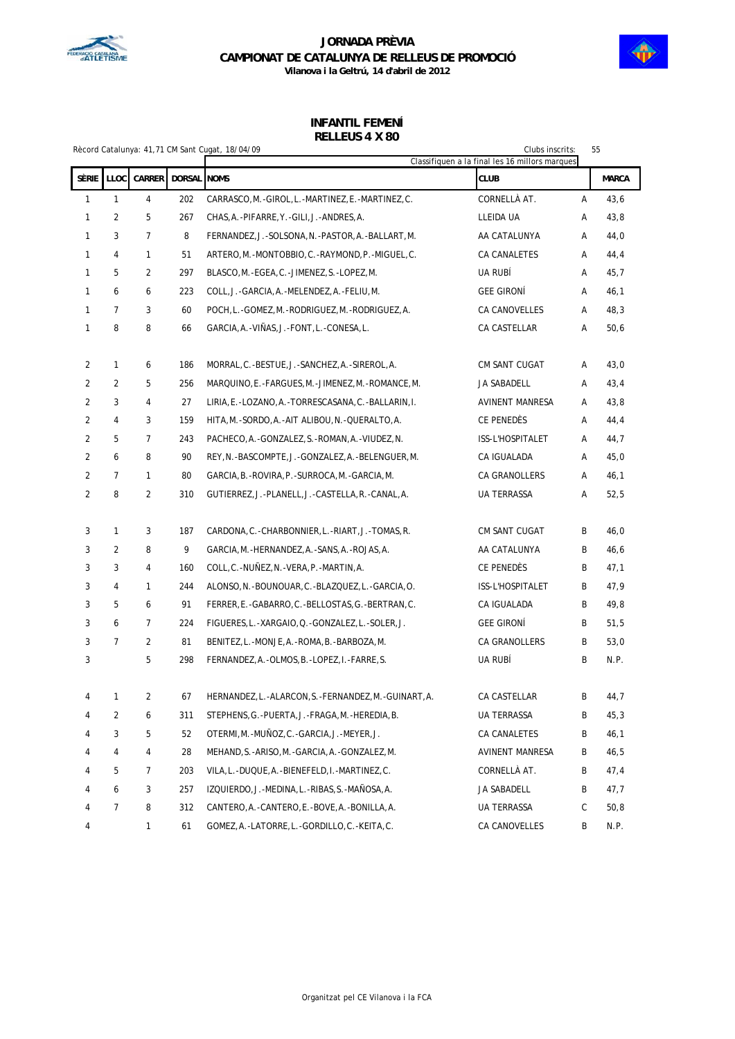# JORNADA PRÈVIA
## CAMPIONAT DE CATALUNYA DE RELLEUS DE PROMOCIÓ
**Vilanova i la Geltrú, 14 d'abril de 2012**

### INFANTIL FEMENÍ
### RELLEUS 4 X 80

Rècord Catalunya: 41,71 CM Sant Cugat, 18/04/09

Clubs inscrits: 55

Classifiquen a la final les 16 millors marques

| SÈRIE | LLOC | CARRER | DORSAL | NOMS | CLUB | | MARCA |
|---|---|---|---|---|---|---|---|
| 1 | 1 | 4 | 202 | CARRASCO,M.-GIROL,L.-MARTINEZ,E.-MARTINEZ,C. | CORNELLÀ AT. | A | 43,6 |
| 1 | 2 | 5 | 267 | CHAS,A.-PIFARRE,Y.-GILI,J.-ANDRES,A. | LLEIDA UA | A | 43,8 |
| 1 | 3 | 7 | 8 | FERNANDEZ,J.-SOLSONA,N.-PASTOR,A.-BALLART,M. | AA CATALUNYA | A | 44,0 |
| 1 | 4 | 1 | 51 | ARTERO,M.-MONTOBBIO,C.-RAYMOND,P.-MIGUEL,C. | CA CANALETES | A | 44,4 |
| 1 | 5 | 2 | 297 | BLASCO,M.-EGEA,C.-JIMENEZ,S.-LOPEZ,M. | UA RUBÍ | A | 45,7 |
| 1 | 6 | 6 | 223 | COLL,J.-GARCIA,A.-MELENDEZ,A.-FELIU,M. | GEE GIRONÍ | A | 46,1 |
| 1 | 7 | 3 | 60 | POCH,L.-GOMEZ,M.-RODRIGUEZ,M.-RODRIGUEZ,A. | CA CANOVELLES | A | 48,3 |
| 1 | 8 | 8 | 66 | GARCIA,A.-VIÑAS,J.-FONT,L.-CONESA,L. | CA CASTELLAR | A | 50,6 |
| 2 | 1 | 6 | 186 | MORRAL,C.-BESTUE,J.-SANCHEZ,A.-SIREROL,A. | CM SANT CUGAT | A | 43,0 |
| 2 | 2 | 5 | 256 | MARQUINO,E.-FARGUES,M.-JIMENEZ,M.-ROMANCE,M. | JA SABADELL | A | 43,4 |
| 2 | 3 | 4 | 27 | LIRIA,E.-LOZANO,A.-TORRESCASANA,C.-BALLARIN,I. | AVINENT MANRESA | A | 43,8 |
| 2 | 4 | 3 | 159 | HITA,M.-SORDO,A.-AIT ALIBOU,N.-QUERALTO,A. | CE PENEDÈS | A | 44,4 |
| 2 | 5 | 7 | 243 | PACHECO,A.-GONZALEZ,S.-ROMAN,A.-VIUDEZ,N. | ISS-L'HOSPITALET | A | 44,7 |
| 2 | 6 | 8 | 90 | REY,N.-BASCOMPTE,J.-GONZALEZ,A.-BELENGUER,M. | CA IGUALADA | A | 45,0 |
| 2 | 7 | 1 | 80 | GARCIA,B.-ROVIRA,P.-SURROCA,M.-GARCIA,M. | CA GRANOLLERS | A | 46,1 |
| 2 | 8 | 2 | 310 | GUTIERREZ,J.-PLANELL,J.-CASTELLA,R.-CANAL,A. | UA TERRASSA | A | 52,5 |
| 3 | 1 | 3 | 187 | CARDONA,C.-CHARBONNIER,L.-RIART,J.-TOMAS,R. | CM SANT CUGAT | B | 46,0 |
| 3 | 2 | 8 | 9 | GARCIA,M.-HERNANDEZ,A.-SANS,A.-ROJAS,A. | AA CATALUNYA | B | 46,6 |
| 3 | 3 | 4 | 160 | COLL,C.-NUÑEZ,N.-VERA,P.-MARTIN,A. | CE PENEDÈS | B | 47,1 |
| 3 | 4 | 1 | 244 | ALONSO,N.-BOUNOUAR,C.-BLAZQUEZ,L.-GARCIA,O. | ISS-L'HOSPITALET | B | 47,9 |
| 3 | 5 | 6 | 91 | FERRER,E.-GABARRO,C.-BELLOSTAS,G.-BERTRAN,C. | CA IGUALADA | B | 49,8 |
| 3 | 6 | 7 | 224 | FIGUERES,L.-XARGAIO,Q.-GONZALEZ,L.-SOLER,J. | GEE GIRONÍ | B | 51,5 |
| 3 | 7 | 2 | 81 | BENITEZ,L.-MONJE,A.-ROMA,B.-BARBOZA,M. | CA GRANOLLERS | B | 53,0 |
| 3 | | 5 | 298 | FERNANDEZ,A.-OLMOS,B.-LOPEZ,I.-FARRE,S. | UA RUBÍ | B | N.P. |
| 4 | 1 | 2 | 67 | HERNANDEZ,L.-ALARCON,S.-FERNANDEZ,M.-GUINART,A. | CA CASTELLAR | B | 44,7 |
| 4 | 2 | 6 | 311 | STEPHENS,G.-PUERTA,J.-FRAGA,M.-HEREDIA,B. | UA TERRASSA | B | 45,3 |
| 4 | 3 | 5 | 52 | OTERMI,M.-MUÑOZ,C.-GARCIA,J.-MEYER,J. | CA CANALETES | B | 46,1 |
| 4 | 4 | 4 | 28 | MEHAND,S.-ARISO,M.-GARCIA,A.-GONZALEZ,M. | AVINENT MANRESA | B | 46,5 |
| 4 | 5 | 7 | 203 | VILA,L.-DUQUE,A.-BIENEFELD,I.-MARTINEZ,C. | CORNELLÀ AT. | B | 47,4 |
| 4 | 6 | 3 | 257 | IZQUIERDO,J.-MEDINA,L.-RIBAS,S.-MAÑOSA,A. | JA SABADELL | B | 47,7 |
| 4 | 7 | 8 | 312 | CANTERO,A.-CANTERO,E.-BOVE,A.-BONILLA,A. | UA TERRASSA | C | 50,8 |
| 4 | | 1 | 61 | GOMEZ,A.-LATORRE,L.-GORDILLO,C.-KEITA,C. | CA CANOVELLES | B | N.P. |

Organitzat pel CE Vilanova i la FCA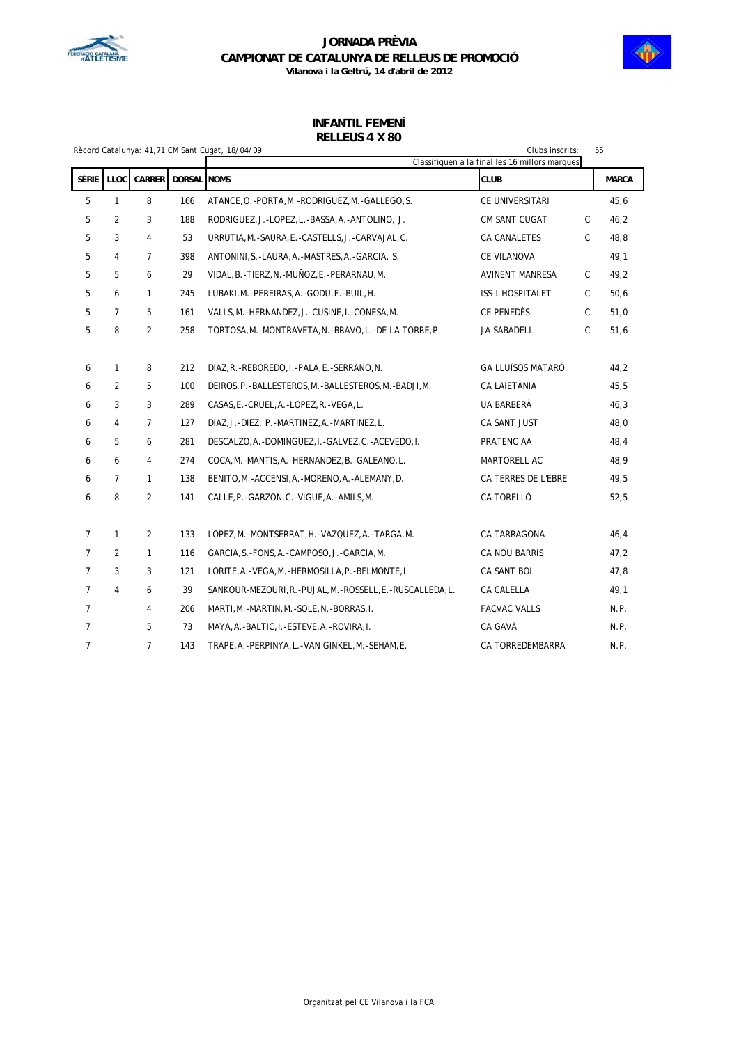# JORNADA PRÈVIA
## CAMPIONAT DE CATALUNYA DE RELLEUS DE PROMOCIÓ
**Vilanova i la Geltrú, 14 d'abril de 2012**

### INFANTIL FEMENÍ
### RELLEUS 4 X 80

Rècord Catalunya: 41,71 CM Sant Cugat, 18/04/09

Clubs inscrits: 55

Classifiquen a la final les 16 millors marques

| SÈRIE | LLOC | CARRER | DORSAL | NOMS | CLUB | | MARCA |
|---|---|---|---|---|---|---|---|
| 5 | 1 | 8 | 166 | ATANCE,O.-PORTA,M.-RODRIGUEZ,M.-GALLEGO,S. | CE UNIVERSITARI | | 45,6 |
| 5 | 2 | 3 | 188 | RODRIGUEZ,J.-LOPEZ,L.-BASSA,A.-ANTOLINO, J. | CM SANT CUGAT | C | 46,2 |
| 5 | 3 | 4 | 53 | URRUTIA,M.-SAURA,E.-CASTELLS,J.-CARVAJAL,C. | CA CANALETES | C | 48,8 |
| 5 | 4 | 7 | 398 | ANTONINI,S.-LAURA,A.-MASTRES,A.-GARCIA, S. | CE VILANOVA | | 49,1 |
| 5 | 5 | 6 | 29 | VIDAL,B.-TIERZ,N.-MUÑOZ,E.-PERARNAU,M. | AVINENT MANRESA | C | 49,2 |
| 5 | 6 | 1 | 245 | LUBAKI,M.-PEREIRAS,A.-GODU,F.-BUIL,H. | ISS-L'HOSPITALET | C | 50,6 |
| 5 | 7 | 5 | 161 | VALLS,M.-HERNANDEZ,J.-CUSINE,I.-CONESA,M. | CE PENEDÈS | C | 51,0 |
| 5 | 8 | 2 | 258 | TORTOSA,M.-MONTRAVETA,N.-BRAVO,L.-DE LA TORRE,P. | JA SABADELL | C | 51,6 |
| | | | | | | | |
| 6 | 1 | 8 | 212 | DIAZ,R.-REBOREDO,I.-PALA,E.-SERRANO,N. | GA LLUÏSOS MATARÓ | | 44,2 |
| 6 | 2 | 5 | 100 | DEIROS,P.-BALLESTEROS,M.-BALLESTEROS,M.-BADJI,M. | CA LAIETÀNIA | | 45,5 |
| 6 | 3 | 3 | 289 | CASAS,E.-CRUEL,A.-LOPEZ,R.-VEGA,L. | UA BARBERÀ | | 46,3 |
| 6 | 4 | 7 | 127 | DIAZ,J.-DIEZ, P.-MARTINEZ,A.-MARTINEZ,L. | CA SANT JUST | | 48,0 |
| 6 | 5 | 6 | 281 | DESCALZO,A.-DOMINGUEZ,I.-GALVEZ,C.-ACEVEDO,I. | PRATENC AA | | 48,4 |
| 6 | 6 | 4 | 274 | COCA,M.-MANTIS,A.-HERNANDEZ,B.-GALEANO,L. | MARTORELL AC | | 48,9 |
| 6 | 7 | 1 | 138 | BENITO,M.-ACCENSI,A.-MORENO,A.-ALEMANY,D. | CA TERRES DE L'EBRE | | 49,5 |
| 6 | 8 | 2 | 141 | CALLE,P.-GARZON,C.-VIGUE,A.-AMILS,M. | CA TORELLÓ | | 52,5 |
| | | | | | | | |
| 7 | 1 | 2 | 133 | LOPEZ,M.-MONTSERRAT,H.-VAZQUEZ,A.-TARGA,M. | CA TARRAGONA | | 46,4 |
| 7 | 2 | 1 | 116 | GARCIA,S.-FONS,A.-CAMPOSO,J.-GARCIA,M. | CA NOU BARRIS | | 47,2 |
| 7 | 3 | 3 | 121 | LORITE,A.-VEGA,M.-HERMOSILLA,P.-BELMONTE,I. | CA SANT BOI | | 47,8 |
| 7 | 4 | 6 | 39 | SANKOUR-MEZOURI,R.-PUJAL,M.-ROSSELL,E.-RUSCALLEDA,L. | CA CALELLA | | 49,1 |
| 7 | | 4 | 206 | MARTI,M.-MARTIN,M.-SOLE,N.-BORRAS,I. | FACVAC VALLS | | N.P. |
| 7 | | 5 | 73 | MAYA,A.-BALTIC,I.-ESTEVE,A.-ROVIRA,I. | CA GAVÀ | | N.P. |
| 7 | | 7 | 143 | TRAPE,A.-PERPINYA,L.-VAN GINKEL,M.-SEHAM,E. | CA TORREDEMBARRA | | N.P. |

Organitzat pel CE Vilanova i la FCA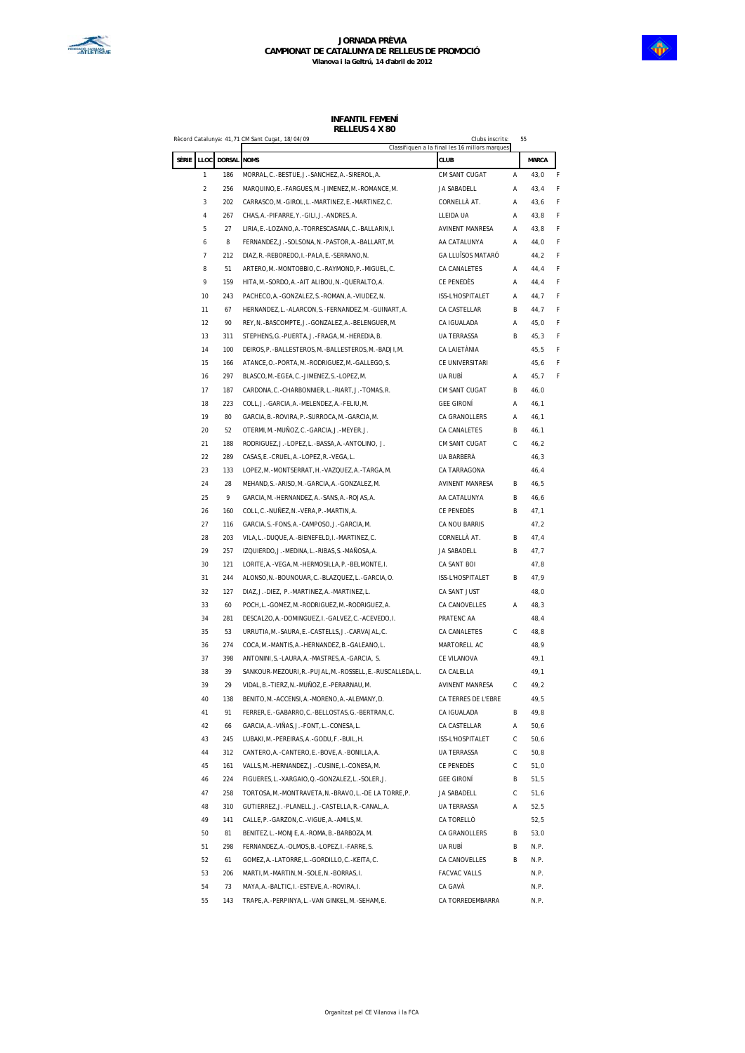**JORNADA PRÈVIA**
**CAMPIONAT DE CATALUNYA DE RELLEUS DE PROMOCIÓ**
**Vilanova i la Geltrú, 14 d'abril de 2012**

## INFANTIL FEMENÍ
## RELLEUS 4 X 80

Rècord Catalunya: 41,71 CM Sant Cugat, 18/04/09

Clubs inscrits: 55

Classifiquen a la final les 16 millors marques

| SÈRIE | LLOC | DORSAL | NOMS | CLUB | | MARCA | |
|---|---|---|---|---|---|---|---|
| | 1 | 186 | MORRAL,C.-BESTUE,J.-SANCHEZ,A.-SIREROL,A. | CM SANT CUGAT | A | 43,0 | F |
| | 2 | 256 | MARQUINO,E.-FARGUES,M.-JIMENEZ,M.-ROMANCE,M. | JA SABADELL | A | 43,4 | F |
| | 3 | 202 | CARRASCO,M.-GIROL,L.-MARTINEZ,E.-MARTINEZ,C. | CORNELLÀ AT. | A | 43,6 | F |
| | 4 | 267 | CHAS,A.-PIFARRE,Y.-GILI,J.-ANDRES,A. | LLEIDA UA | A | 43,8 | F |
| | 5 | 27 | LIRIA,E.-LOZANO,A.-TORRESCASANA,C.-BALLARIN,I. | AVINENT MANRESA | A | 43,8 | F |
| | 6 | 8 | FERNANDEZ,J.-SOLSONA,N.-PASTOR,A.-BALLART,M. | AA CATALUNYA | A | 44,0 | F |
| | 7 | 212 | DIAZ,R.-REBOREDO,I.-PALA,E.-SERRANO,N. | GA LLUÏSOS MATARÓ | | 44,2 | F |
| | 8 | 51 | ARTERO,M.-MONTOBBIO,C.-RAYMOND,P.-MIGUEL,C. | CA CANALETES | A | 44,4 | F |
| | 9 | 159 | HITA,M.-SORDO,A.-AIT ALIBOU,N.-QUERALTO,A. | CE PENEDÈS | A | 44,4 | F |
| | 10 | 243 | PACHECO,A.-GONZALEZ,S.-ROMAN,A.-VIUDEZ,N. | ISS-L'HOSPITALET | A | 44,7 | F |
| | 11 | 67 | HERNANDEZ,L.-ALARCON,S.-FERNANDEZ,M.-GUINART,A. | CA CASTELLAR | B | 44,7 | F |
| | 12 | 90 | REY,N.-BASCOMPTE,J.-GONZALEZ,A.-BELENGUER,M. | CA IGUALADA | A | 45,0 | F |
| | 13 | 311 | STEPHENS,G.-PUERTA,J.-FRAGA,M.-HEREDIA,B. | UA TERRASSA | B | 45,3 | F |
| | 14 | 100 | DEIROS,P.-BALLESTEROS,M.-BALLESTEROS,M.-BADJI,M. | CA LAIETÀNIA | | 45,5 | F |
| | 15 | 166 | ATANCE,O.-PORTA,M.-RODRIGUEZ,M.-GALLEGO,S. | CE UNIVERSITARI | | 45,6 | F |
| | 16 | 297 | BLASCO,M.-EGEA,C.-JIMENEZ,S.-LOPEZ,M. | UA RUBÍ | A | 45,7 | F |
| | 17 | 187 | CARDONA,C.-CHARBONNIER,L.-RIART,J.-TOMAS,R. | CM SANT CUGAT | B | 46,0 | |
| | 18 | 223 | COLL,J.-GARCIA,A.-MELENDEZ,A.-FELIU,M. | GEE GIRONÍ | A | 46,1 | |
| | 19 | 80 | GARCIA,B.-ROVIRA,P.-SURROCA,M.-GARCIA,M. | CA GRANOLLERS | A | 46,1 | |
| | 20 | 52 | OTERMI,M.-MUÑOZ,C.-GARCIA,J.-MEYER,J. | CA CANALETES | B | 46,1 | |
| | 21 | 188 | RODRIGUEZ,J.-LOPEZ,L.-BASSA,A.-ANTOLINO, J. | CM SANT CUGAT | C | 46,2 | |
| | 22 | 289 | CASAS,E.-CRUEL,A.-LOPEZ,R.-VEGA,L. | UA BARBERÀ | | 46,3 | |
| | 23 | 133 | LOPEZ,M.-MONTSERRAT,H.-VAZQUEZ,A.-TARGA,M. | CA TARRAGONA | | 46,4 | |
| | 24 | 28 | MEHAND,S.-ARISO,M.-GARCIA,A.-GONZALEZ,M. | AVINENT MANRESA | B | 46,5 | |
| | 25 | 9 | GARCIA,M.-HERNANDEZ,A.-SANS,A.-ROJAS,A. | AA CATALUNYA | B | 46,6 | |
| | 26 | 160 | COLL,C.-NUÑEZ,N.-VERA,P.-MARTIN,A. | CE PENEDÈS | B | 47,1 | |
| | 27 | 116 | GARCIA,S.-FONS,A.-CAMPOSO,J.-GARCIA,M. | CA NOU BARRIS | | 47,2 | |
| | 28 | 203 | VILA,L.-DUQUE,A.-BIENEFELD,I.-MARTINEZ,C. | CORNELLÀ AT. | B | 47,4 | |
| | 29 | 257 | IZQUIERDO,J.-MEDINA,L.-RIBAS,S.-MAÑOSA,A. | JA SABADELL | B | 47,7 | |
| | 30 | 121 | LORITE,A.-VEGA,M.-HERMOSILLA,P.-BELMONTE,I. | CA SANT BOI | | 47,8 | |
| | 31 | 244 | ALONSO,N.-BOUNOUAR,C.-BLAZQUEZ,L.-GARCIA,O. | ISS-L'HOSPITALET | B | 47,9 | |
| | 32 | 127 | DIAZ,J.-DIEZ, P.-MARTINEZ,A.-MARTINEZ,L. | CA SANT JUST | | 48,0 | |
| | 33 | 60 | POCH,L.-GOMEZ,M.-RODRIGUEZ,M.-RODRIGUEZ,A. | CA CANOVELLES | A | 48,3 | |
| | 34 | 281 | DESCALZO,A.-DOMINGUEZ,I.-GALVEZ,C.-ACEVEDO,I. | PRATENC AA | | 48,4 | |
| | 35 | 53 | URRUTIA,M.-SAURA,E.-CASTELLS,J.-CARVAJAL,C. | CA CANALETES | C | 48,8 | |
| | 36 | 274 | COCA,M.-MANTIS,A.-HERNANDEZ,B.-GALEANO,L. | MARTORELL AC | | 48,9 | |
| | 37 | 398 | ANTONINI,S.-LAURA,A.-MASTRES,A.-GARCIA, S. | CE VILANOVA | | 49,1 | |
| | 38 | 39 | SANKOUR-MEZOURI,R.-PUJAL,M.-ROSSELL,E.-RUSCALLEDA,L. | CA CALELLA | | 49,1 | |
| | 39 | 29 | VIDAL,B.-TIERZ,N.-MUÑOZ,E.-PERARNAU,M. | AVINENT MANRESA | C | 49,2 | |
| | 40 | 138 | BENITO,M.-ACCENSI,A.-MORENO,A.-ALEMANY,D. | CA TERRES DE L'EBRE | | 49,5 | |
| | 41 | 91 | FERRER,E.-GABARRO,C.-BELLOSTAS,G.-BERTRAN,C. | CA IGUALADA | B | 49,8 | |
| | 42 | 66 | GARCIA,A.-VIÑAS,J.-FONT,L.-CONESA,L. | CA CASTELLAR | A | 50,6 | |
| | 43 | 245 | LUBAKI,M.-PEREIRAS,A.-GODU,F.-BUIL,H. | ISS-L'HOSPITALET | C | 50,6 | |
| | 44 | 312 | CANTERO,A.-CANTERO,E.-BOVE,A.-BONILLA,A. | UA TERRASSA | C | 50,8 | |
| | 45 | 161 | VALLS,M.-HERNANDEZ,J.-CUSINE,I.-CONESA,M. | CE PENEDÈS | C | 51,0 | |
| | 46 | 224 | FIGUERES,L.-XARGAIO,Q.-GONZALEZ,L.-SOLER,J. | GEE GIRONÍ | B | 51,5 | |
| | 47 | 258 | TORTOSA,M.-MONTRAVETA,N.-BRAVO,L.-DE LA TORRE,P. | JA SABADELL | C | 51,6 | |
| | 48 | 310 | GUTIERREZ,J.-PLANELL,J.-CASTELLA,R.-CANAL,A. | UA TERRASSA | A | 52,5 | |
| | 49 | 141 | CALLE,P.-GARZON,C.-VIGUE,A.-AMILS,M. | CA TORELLÓ | | 52,5 | |
| | 50 | 81 | BENITEZ,L.-MONJE,A.-ROMA,B.-BARBOZA,M. | CA GRANOLLERS | B | 53,0 | |
| | 51 | 298 | FERNANDEZ,A.-OLMOS,B.-LOPEZ,I.-FARRE,S. | UA RUBÍ | B | N.P. | |
| | 52 | 61 | GOMEZ,A.-LATORRE,L.-GORDILLO,C.-KEITA,C. | CA CANOVELLES | B | N.P. | |
| | 53 | 206 | MARTI,M.-MARTIN,M.-SOLE,N.-BORRAS,I. | FACVAC VALLS | | N.P. | |
| | 54 | 73 | MAYA,A.-BALTIC,I.-ESTEVE,A.-ROVIRA,I. | CA GAVÀ | | N.P. | |
| | 55 | 143 | TRAPE,A.-PERPINYA,L.-VAN GINKEL,M.-SEHAM,E. | CA TORREDEMBARRA | | N.P. | |

Organitzat pel CE Vilanova i la FCA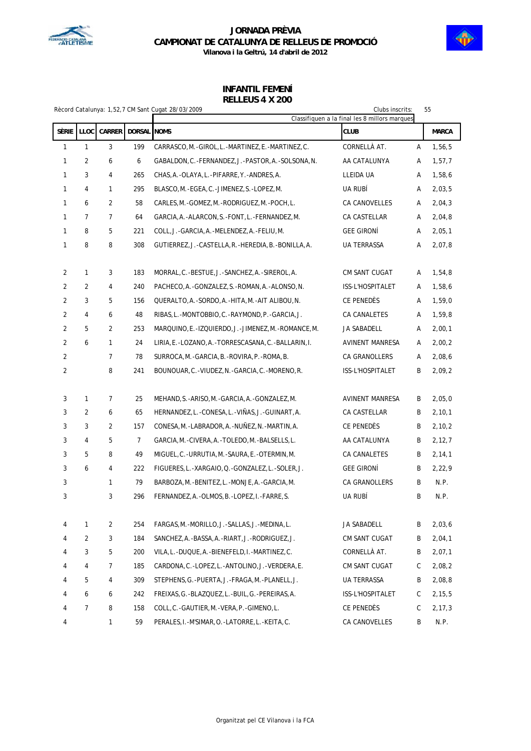# JORNADA PRÈVIA
## CAMPIONAT DE CATALUNYA DE RELLEUS DE PROMOCIÓ
**Vilanova i la Geltrú, 14 d'abril de 2012**

### INFANTIL FEMENÍ
### RELLEUS 4 X 200

Rècord Catalunya: 1,52,7 CM Sant Cugat 28/03/2009

Clubs inscrits: 55

Classifiquen a la final les 8 millors marques

| SÈRIE | LLOC | CARRER | DORSAL | NOMS | CLUB | | MARCA |
|---|---|---|---|---|---|---|---|
| 1 | 1 | 3 | 199 | CARRASCO, M.-GIROL, L.-MARTINEZ, E.-MARTINEZ, C. | CORNELLÀ AT. | A | 1,56,5 |
| 1 | 2 | 6 | 6 | GABALDON, C.-FERNANDEZ, J.-PASTOR, A.-SOLSONA, N. | AA CATALUNYA | A | 1,57,7 |
| 1 | 3 | 4 | 265 | CHAS, A.-OLAYA, L.-PIFARRE, Y.-ANDRES, A. | LLEIDA UA | A | 1,58,6 |
| 1 | 4 | 1 | 295 | BLASCO, M.-EGEA, C.-JIMENEZ, S.-LOPEZ, M. | UA RUBÍ | A | 2,03,5 |
| 1 | 6 | 2 | 58 | CARLES, M.-GOMEZ, M.-RODRIGUEZ, M.-POCH, L. | CA CANOVELLES | A | 2,04,3 |
| 1 | 7 | 7 | 64 | GARCIA, A.-ALARCON, S.-FONT, L.-FERNANDEZ, M. | CA CASTELLAR | A | 2,04,8 |
| 1 | 8 | 5 | 221 | COLL, J.-GARCIA, A.-MELENDEZ, A.-FELIU, M. | GEE GIRONÍ | A | 2,05,1 |
| 1 | 8 | 8 | 308 | GUTIERREZ, J.-CASTELLA, R.-HEREDIA, B.-BONILLA, A. | UA TERRASSA | A | 2,07,8 |
| | | | | | | | |
| 2 | 1 | 3 | 183 | MORRAL, C.-BESTUE, J.-SANCHEZ, A.-SIREROL, A. | CM SANT CUGAT | A | 1,54,8 |
| 2 | 2 | 4 | 240 | PACHECO, A.-GONZALEZ, S.-ROMAN, A.-ALONSO, N. | ISS-L'HOSPITALET | A | 1,58,6 |
| 2 | 3 | 5 | 156 | QUERALTO, A.-SORDO, A.-HITA, M.-AIT ALIBOU, N. | CE PENEDÈS | A | 1,59,0 |
| 2 | 4 | 6 | 48 | RIBAS, L.-MONTOBBIO, C.-RAYMOND, P.-GARCIA, J. | CA CANALETES | A | 1,59,8 |
| 2 | 5 | 2 | 253 | MARQUINO, E.-IZQUIERDO, J.-JIMENEZ, M.-ROMANCE, M. | JA SABADELL | A | 2,00,1 |
| 2 | 6 | 1 | 24 | LIRIA, E.-LOZANO, A.-TORRESCASANA, C.-BALLARIN, I. | AVINENT MANRESA | A | 2,00,2 |
| 2 | | 7 | 78 | SURROCA, M.-GARCIA, B.-ROVIRA, P.-ROMA, B. | CA GRANOLLERS | A | 2,08,6 |
| 2 | | 8 | 241 | BOUNOUAR, C.-VIUDEZ, N.-GARCIA, C.-MORENO, R. | ISS-L'HOSPITALET | B | 2,09,2 |
| | | | | | | | |
| 3 | 1 | 7 | 25 | MEHAND, S.-ARISO, M.-GARCIA, A.-GONZALEZ, M. | AVINENT MANRESA | B | 2,05,0 |
| 3 | 2 | 6 | 65 | HERNANDEZ, L.-CONESA, L.-VIÑAS, J.-GUINART, A. | CA CASTELLAR | B | 2,10,1 |
| 3 | 3 | 2 | 157 | CONESA, M.-LABRADOR, A.-NUÑEZ, N.-MARTIN, A. | CE PENEDÈS | B | 2,10,2 |
| 3 | 4 | 5 | 7 | GARCIA, M.-CIVERA, A.-TOLEDO, M.-BALSELLS, L. | AA CATALUNYA | B | 2,12,7 |
| 3 | 5 | 8 | 49 | MIGUEL, C.-URRUTIA, M.-SAURA, E.-OTERMIN, M. | CA CANALETES | B | 2,14,1 |
| 3 | 6 | 4 | 222 | FIGUERES, L.-XARGAIO, Q.-GONZALEZ, L.-SOLER, J. | GEE GIRONÍ | B | 2,22,9 |
| 3 | | 1 | 79 | BARBOZA, M.-BENITEZ, L.-MONJE, A.-GARCIA, M. | CA GRANOLLERS | B | N.P. |
| 3 | | 3 | 296 | FERNANDEZ, A.-OLMOS, B.-LOPEZ, I.-FARRE, S. | UA RUBÍ | B | N.P. |
| | | | | | | | |
| 4 | 1 | 2 | 254 | FARGAS, M.-MORILLO, J.-SALLAS, J.-MEDINA, L. | JA SABADELL | B | 2,03,6 |
| 4 | 2 | 3 | 184 | SANCHEZ, A.-BASSA, A.-RIART, J.-RODRIGUEZ, J. | CM SANT CUGAT | B | 2,04,1 |
| 4 | 3 | 5 | 200 | VILA, L.-DUQUE, A.-BIENEFELD, I.-MARTINEZ, C. | CORNELLÀ AT. | B | 2,07,1 |
| 4 | 4 | 7 | 185 | CARDONA, C.-LOPEZ, L.-ANTOLINO, J.-VERDERA, E. | CM SANT CUGAT | C | 2,08,2 |
| 4 | 5 | 4 | 309 | STEPHENS, G.-PUERTA, J.-FRAGA, M.-PLANELL, J. | UA TERRASSA | B | 2,08,8 |
| 4 | 6 | 6 | 242 | FREIXAS, G.-BLAZQUEZ, L.-BUIL, G.-PEREIRAS, A. | ISS-L'HOSPITALET | C | 2,15,5 |
| 4 | 7 | 8 | 158 | COLL, C.-GAUTIER, M.-VERA, P.-GIMENO, L. | CE PENEDÈS | C | 2,17,3 |
| 4 | | 1 | 59 | PERALES, I.-M'SIMAR, O.-LATORRE, L.-KEITA, C. | CA CANOVELLES | B | N.P. |

Organitzat pel CE Vilanova i la FCA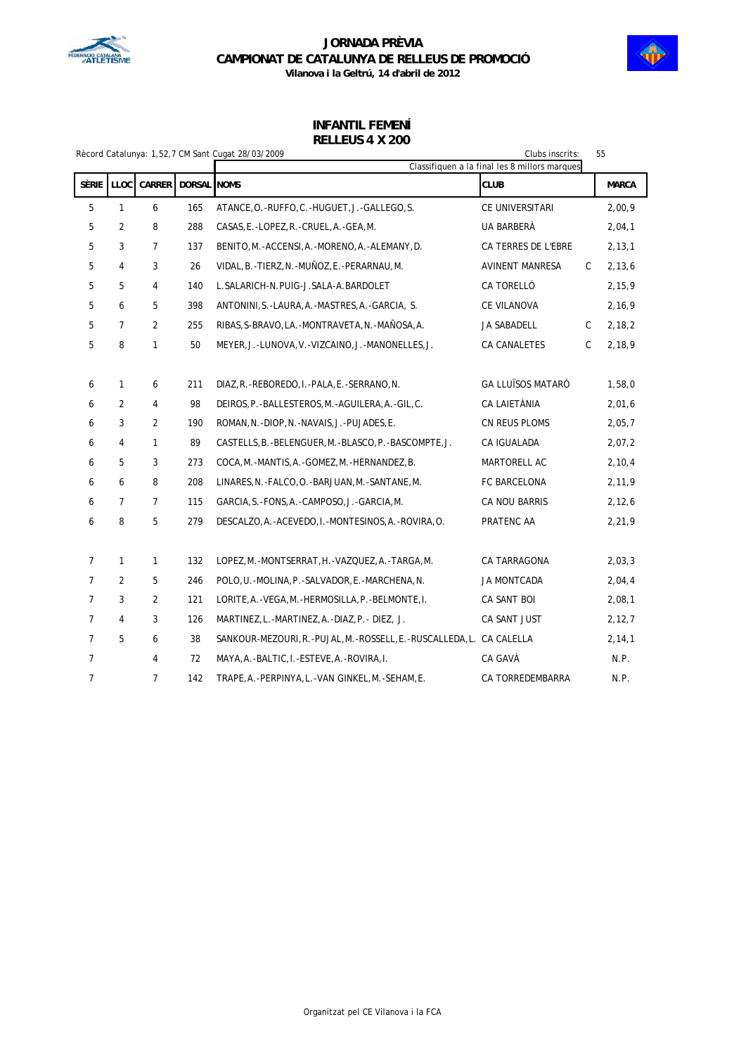# JORNADA PRÈVIA
## CAMPIONAT DE CATALUNYA DE RELLEUS DE PROMOCIÓ
**Vilanova i la Geltrú, 14 d'abril de 2012**

### INFANTIL FEMENÍ
### RELLEUS 4 X 200

Rècord Catalunya: 1,52,7 CM Sant Cugat 28/03/2009

Clubs inscrits: 55

Classifiquen a la final les 8 millors marques

| SÈRIE | LLOC | CARRER | DORSAL | NOMS | CLUB | | MARCA |
|---|---|---|---|---|---|---|---|
| 5 | 1 | 6 | 165 | ATANCE,O.-RUFFO,C.-HUGUET,J.-GALLEGO,S. | CE UNIVERSITARI | | 2,00,9 |
| 5 | 2 | 8 | 288 | CASAS,E.-LOPEZ,R.-CRUEL,A.-GEA,M. | UA BARBERÀ | | 2,04,1 |
| 5 | 3 | 7 | 137 | BENITO,M.-ACCENSI,A.-MORENO,A.-ALEMANY,D. | CA TERRES DE L'EBRE | | 2,13,1 |
| 5 | 4 | 3 | 26 | VIDAL,B.-TIERZ,N.-MUÑOZ,E.-PERARNAU,M. | AVINENT MANRESA | C | 2,13,6 |
| 5 | 5 | 4 | 140 | L.SALARICH-N.PUIG-J.SALA-A.BARDOLET | CA TORELLÓ | | 2,15,9 |
| 5 | 6 | 5 | 398 | ANTONINI,S.-LAURA,A.-MASTRES,A.-GARCIA, S. | CE VILANOVA | | 2,16,9 |
| 5 | 7 | 2 | 255 | RIBAS,S-BRAVO,LA.-MONTRAVETA,N.-MAÑOSA,A. | JA SABADELL | C | 2,18,2 |
| 5 | 8 | 1 | 50 | MEYER,J.-LUNOVA,V.-VIZCAINO,J.-MANONELLES,J. | CA CANALETES | C | 2,18,9 |
| 6 | 1 | 6 | 211 | DIAZ,R.-REBOREDO,I.-PALA,E.-SERRANO,N. | GA LLUÏSOS MATARÓ | | 1,58,0 |
| 6 | 2 | 4 | 98 | DEIROS,P.-BALLESTEROS,M.-AGUILERA,A.-GIL,C. | CA LAIETÀNIA | | 2,01,6 |
| 6 | 3 | 2 | 190 | ROMAN,N.-DIOP,N.-NAVAIS,J.-PUJADES,E. | CN REUS PLOMS | | 2,05,7 |
| 6 | 4 | 1 | 89 | CASTELLS,B.-BELENGUER,M.-BLASCO,P.-BASCOMPTE,J. | CA IGUALADA | | 2,07,2 |
| 6 | 5 | 3 | 273 | COCA,M.-MANTIS,A.-GOMEZ,M.-HERNANDEZ,B. | MARTORELL AC | | 2,10,4 |
| 6 | 6 | 8 | 208 | LINARES,N.-FALCO,O.-BARJUAN,M.-SANTANE,M. | FC BARCELONA | | 2,11,9 |
| 6 | 7 | 7 | 115 | GARCIA,S.-FONS,A.-CAMPOSO,J.-GARCIA,M. | CA NOU BARRIS | | 2,12,6 |
| 6 | 8 | 5 | 279 | DESCALZO,A.-ACEVEDO,I.-MONTESINOS,A.-ROVIRA,O. | PRATENC AA | | 2,21,9 |
| 7 | 1 | 1 | 132 | LOPEZ,M.-MONTSERRAT,H.-VAZQUEZ,A.-TARGA,M. | CA TARRAGONA | | 2,03,3 |
| 7 | 2 | 5 | 246 | POLO,U.-MOLINA,P.-SALVADOR,E.-MARCHENA,N. | JA MONTCADA | | 2,04,4 |
| 7 | 3 | 2 | 121 | LORITE,A.-VEGA,M.-HERMOSILLA,P.-BELMONTE,I. | CA SANT BOI | | 2,08,1 |
| 7 | 4 | 3 | 126 | MARTINEZ,L.-MARTINEZ,A.-DIAZ,P.- DIEZ, J. | CA SANT JUST | | 2,12,7 |
| 7 | 5 | 6 | 38 | SANKOUR-MEZOURI,R.-PUJAL,M.-ROSSELL,E.-RUSCALLEDA,L. | CA CALELLA | | 2,14,1 |
| 7 | | 4 | 72 | MAYA,A.-BALTIC,I.-ESTEVE,A.-ROVIRA,I. | CA GAVÀ | | N.P. |
| 7 | | 7 | 142 | TRAPE,A.-PERPINYA,L.-VAN GINKEL,M.-SEHAM,E. | CA TORREDEMBARRA | | N.P. |

Organitzat pel CE Vilanova i la FCA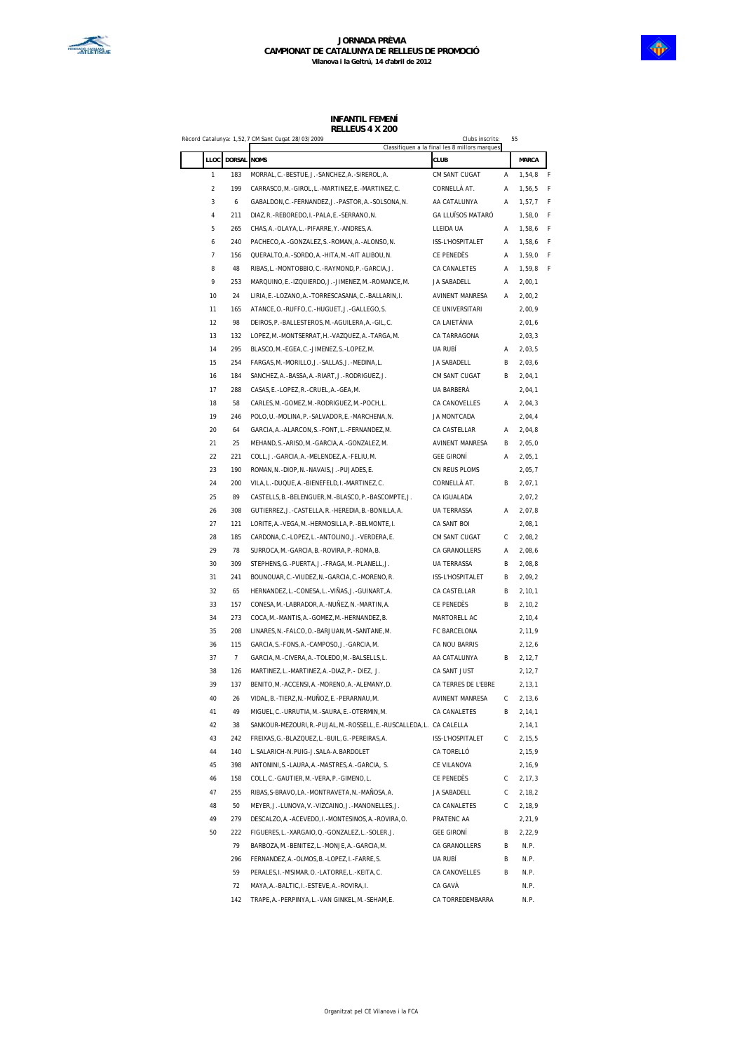# JORNADA PRÈVIA
## CAMPIONAT DE CATALUNYA DE RELLEUS DE PROMOCIÓ
**Vilanova i la Geltrú, 14 d'abril de 2012**

### INFANTIL FEMENÍ
### RELLEUS 4 X 200

Rècord Catalunya: 1,52,7 CM Sant Cugat 28/03/2009

Clubs inscrits: 55

Classifiquen a la final les 8 millors marques

| LLOC | DORSAL | NOMS | CLUB | | MARCA | |
|---|---|---|---|---|---|---|
| 1 | 183 | MORRAL, C.-BESTUE, J.-SANCHEZ, A.-SIREROL, A. | CM SANT CUGAT | A | 1,54,8 | F |
| 2 | 199 | CARRASCO, M.-GIROL, L.-MARTINEZ, E.-MARTINEZ, C. | CORNELLÀ AT. | A | 1,56,5 | F |
| 3 | 6 | GABALDON, C.-FERNANDEZ, J.-PASTOR, A.-SOLSONA, N. | AA CATALUNYA | A | 1,57,7 | F |
| 4 | 211 | DIAZ, R.-REBOREDO, I.-PALA, E.-SERRANO, N. | GA LLUÏSOS MATARÓ | | 1,58,0 | F |
| 5 | 265 | CHAS, A.-OLAYA, L.-PIFARRE, Y.-ANDRES, A. | LLEIDA UA | A | 1,58,6 | F |
| 6 | 240 | PACHECO, A.-GONZALEZ, S.-ROMAN, A.-ALONSO, N. | ISS-L'HOSPITALET | A | 1,58,6 | F |
| 7 | 156 | QUERALTO, A.-SORDO, A.-HITA, M.-AIT ALIBOU, N. | CE PENEDÈS | A | 1,59,0 | F |
| 8 | 48 | RIBAS, L.-MONTOBBIO, C.-RAYMOND, P.-GARCIA, J. | CA CANALETES | A | 1,59,8 | F |
| 9 | 253 | MARQUINO, E.-IZQUIERDO, J.-JIMENEZ, M.-ROMANCE, M. | JA SABADELL | A | 2,00,1 | |
| 10 | 24 | LIRIA, E.-LOZANO, A.-TORRESCASANA, C.-BALLARIN, I. | AVINENT MANRESA | A | 2,00,2 | |
| 11 | 165 | ATANCE, O.-RUFFO, C.-HUGUET, J.-GALLEGO, S. | CE UNIVERSITARI | | 2,00,9 | |
| 12 | 98 | DEIROS, P.-BALLESTEROS, M.-AGUILERA, A.-GIL, C. | CA LAIETÀNIA | | 2,01,6 | |
| 13 | 132 | LOPEZ, M.-MONTSERRAT, H.-VAZQUEZ, A.-TARGA, M. | CA TARRAGONA | | 2,03,3 | |
| 14 | 295 | BLASCO, M.-EGEA, C.-JIMENEZ, S.-LOPEZ, M. | UA RUBÍ | A | 2,03,5 | |
| 15 | 254 | FARGAS, M.-MORILLO, J.-SALLAS, J.-MEDINA, L. | JA SABADELL | B | 2,03,6 | |
| 16 | 184 | SANCHEZ, A.-BASSA, A.-RIART, J.-RODRIGUEZ, J. | CM SANT CUGAT | B | 2,04,1 | |
| 17 | 288 | CASAS, E.-LOPEZ, R.-CRUEL, A.-GEA, M. | UA BARBERÀ | | 2,04,1 | |
| 18 | 58 | CARLES, M.-GOMEZ, M.-RODRIGUEZ, M.-POCH, L. | CA CANOVELLES | A | 2,04,3 | |
| 19 | 246 | POLO, U.-MOLINA, P.-SALVADOR, E.-MARCHENA, N. | JA MONTCADA | | 2,04,4 | |
| 20 | 64 | GARCIA, A.-ALARCON, S.-FONT, L.-FERNANDEZ, M. | CA CASTELLAR | A | 2,04,8 | |
| 21 | 25 | MEHAND, S.-ARISO, M.-GARCIA, A.-GONZALEZ, M. | AVINENT MANRESA | B | 2,05,0 | |
| 22 | 221 | COLL, J.-GARCIA, A.-MELENDEZ, A.-FELIU, M. | GEE GIRONÍ | A | 2,05,1 | |
| 23 | 190 | ROMAN, N.-DIOP, N.-NAVAIS, J.-PUJADES, E. | CN REUS PLOMS | | 2,05,7 | |
| 24 | 200 | VILA, L.-DUQUE, A.-BIENEFELD, I.-MARTINEZ, C. | CORNELLÀ AT. | B | 2,07,1 | |
| 25 | 89 | CASTELLS, B.-BELENGUER, M.-BLASCO, P.-BASCOMPTE, J. | CA IGUALADA | | 2,07,2 | |
| 26 | 308 | GUTIERREZ, J.-CASTELLA, R.-HEREDIA, B.-BONILLA, A. | UA TERRASSA | A | 2,07,8 | |
| 27 | 121 | LORITE, A.-VEGA, M.-HERMOSILLA, P.-BELMONTE, I. | CA SANT BOI | | 2,08,1 | |
| 28 | 185 | CARDONA, C.-LOPEZ, L.-ANTOLINO, J.-VERDERA, E. | CM SANT CUGAT | C | 2,08,2 | |
| 29 | 78 | SURROCA, M.-GARCIA, B.-ROVIRA, P.-ROMA, B. | CA GRANOLLERS | A | 2,08,6 | |
| 30 | 309 | STEPHENS, G.-PUERTA, J.-FRAGA, M.-PLANELL, J. | UA TERRASSA | B | 2,08,8 | |
| 31 | 241 | BOUNOUAR, C.-VIUDEZ, N.-GARCIA, C.-MORENO, R. | ISS-L'HOSPITALET | B | 2,09,2 | |
| 32 | 65 | HERNANDEZ, L.-CONESA, L.-VIÑAS, J.-GUINART, A. | CA CASTELLAR | B | 2,10,1 | |
| 33 | 157 | CONESA, M.-LABRADOR, A.-NUÑEZ, N.-MARTIN, A. | CE PENEDÈS | B | 2,10,2 | |
| 34 | 273 | COCA, M.-MANTIS, A.-GOMEZ, M.-HERNANDEZ, B. | MARTORELL AC | | 2,10,4 | |
| 35 | 208 | LINARES, N.-FALCO, O.-BARJUAN, M.-SANTANE, M. | FC BARCELONA | | 2,11,9 | |
| 36 | 115 | GARCIA, S.-FONS, A.-CAMPOSO, J.-GARCIA, M. | CA NOU BARRIS | | 2,12,6 | |
| 37 | 7 | GARCIA, M.-CIVERA, A.-TOLEDO, M.-BALSELLS, L. | AA CATALUNYA | B | 2,12,7 | |
| 38 | 126 | MARTINEZ, L.-MARTINEZ, A.-DIAZ, P.- DIEZ, J. | CA SANT JUST | | 2,12,7 | |
| 39 | 137 | BENITO, M.-ACCENSI, A.-MORENO, A.-ALEMANY, D. | CA TERRES DE L'EBRE | | 2,13,1 | |
| 40 | 26 | VIDAL, B.-TIERZ, N.-MUÑOZ, E.-PERARNAU, M. | AVINENT MANRESA | C | 2,13,6 | |
| 41 | 49 | MIGUEL, C.-URRUTIA, M.-SAURA, E.-OTERMIN, M. | CA CANALETES | B | 2,14,1 | |
| 42 | 38 | SANKOUR-MEZOURI, R.-PUJAL, M.-ROSSELL, E.-RUSCALLEDA, L. | CA CALELLA | | 2,14,1 | |
| 43 | 242 | FREIXAS, G.-BLAZQUEZ, L.-BUIL, G.-PEREIRAS, A. | ISS-L'HOSPITALET | C | 2,15,5 | |
| 44 | 140 | L.SALARICH-N.PUIG-J.SALA-A.BARDOLET | CA TORELLÓ | | 2,15,9 | |
| 45 | 398 | ANTONINI, S.-LAURA, A.-MASTRES, A.-GARCIA, S. | CE VILANOVA | | 2,16,9 | |
| 46 | 158 | COLL, C.-GAUTIER, M.-VERA, P.-GIMENO, L. | CE PENEDÈS | C | 2,17,3 | |
| 47 | 255 | RIBAS, S-BRAVO, LA.-MONTRAVETA, N.-MAÑOSA, A. | JA SABADELL | C | 2,18,2 | |
| 48 | 50 | MEYER, J.-LUNOVA, V.-VIZCAINO, J.-MANONELLES, J. | CA CANALETES | C | 2,18,9 | |
| 49 | 279 | DESCALZO, A.-ACEVEDO, I.-MONTESINOS, A.-ROVIRA, O. | PRATENC AA | | 2,21,9 | |
| 50 | 222 | FIGUERES, L.-XARGAIO, Q.-GONZALEZ, L.-SOLER, J. | GEE GIRONÍ | B | 2,22,9 | |
| | 79 | BARBOZA, M.-BENITEZ, L.-MONJE, A.-GARCIA, M. | CA GRANOLLERS | B | N.P. | |
| | 296 | FERNANDEZ, A.-OLMOS, B.-LOPEZ, I.-FARRE, S. | UA RUBÍ | B | N.P. | |
| | 59 | PERALES, I.-M'SIMAR, O.-LATORRE, L.-KEITA, C. | CA CANOVELLES | B | N.P. | |
| | 72 | MAYA, A.-BALTIC, I.-ESTEVE, A.-ROVIRA, I. | CA GAVÀ | | N.P. | |
| | 142 | TRAPE, A.-PERPINYA, L.-VAN GINKEL, M.-SEHAM, E. | CA TORREDEMBARRA | | N.P. | |

Organitzat pel CE Vilanova i la FCA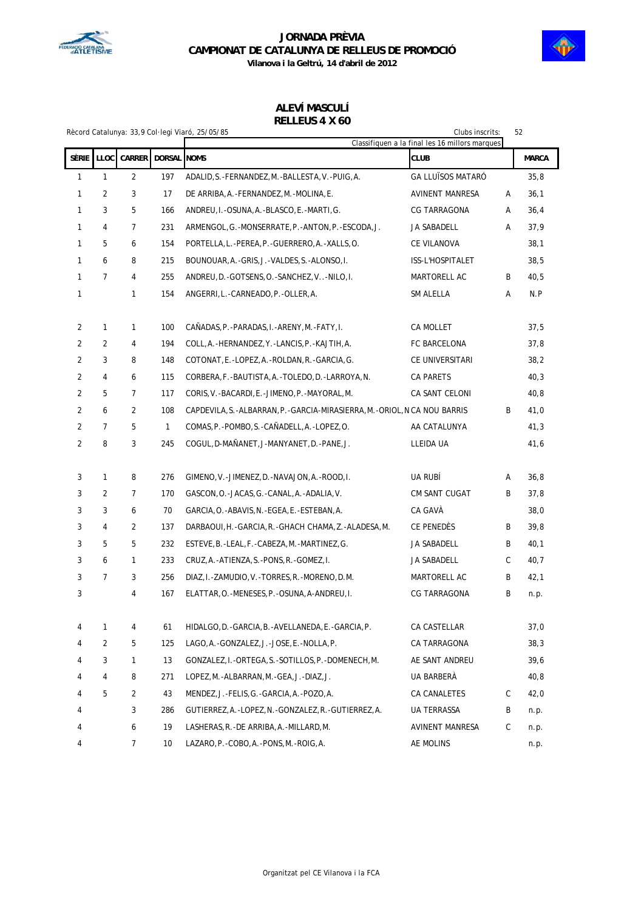# JORNADA PRÈVIA
# CAMPIONAT DE CATALUNYA DE RELLEUS DE PROMOCIÓ
**Vilanova i la Geltrú, 14 d'abril de 2012**

## ALEVÍ MASCULÍ
## RELLEUS 4 X 60

Rècord Catalunya: 33,9 Col·legi Viaró, 25/05/85

Clubs inscrits: 52

Classifiquen a la final les 16 millors marques

| SÈRIE | LLOC | CARRER | DORSAL | NOMS | CLUB | | MARCA |
|---|---|---|---|---|---|---|---|
| 1 | 1 | 2 | 197 | ADALID,S.-FERNANDEZ,M.-BALLESTA,V.-PUIG,A. | GA LLUÏSOS MATARÓ | | 35,8 |
| 1 | 2 | 3 | 17 | DE ARRIBA,A.-FERNANDEZ,M.-MOLINA,E. | AVINENT MANRESA | A | 36,1 |
| 1 | 3 | 5 | 166 | ANDREU,I.-OSUNA,A.-BLASCO,E.-MARTI,G. | CG TARRAGONA | A | 36,4 |
| 1 | 4 | 7 | 231 | ARMENGOL,G.-MONSERRATE,P.-ANTON,P.-ESCODA,J. | JA SABADELL | A | 37,9 |
| 1 | 5 | 6 | 154 | PORTELLA,L.-PEREA,P.-GUERRERO,A.-XALLS,O. | CE VILANOVA | | 38,1 |
| 1 | 6 | 8 | 215 | BOUNOUAR,A.-GRIS,J.-VALDES,S.-ALONSO,I. | ISS-L'HOSPITALET | | 38,5 |
| 1 | 7 | 4 | 255 | ANDREU,D.-GOTSENS,O.-SANCHEZ,V..-NILO,I. | MARTORELL AC | B | 40,5 |
| 1 | | 1 | 154 | ANGERRI,L.-CARNEADO,P.-OLLER,A. | SM ALELLA | A | N.P |
| 2 | 1 | 1 | 100 | CAÑADAS,P.-PARADAS,I.-ARENY,M.-FATY,I. | CA MOLLET | | 37,5 |
| 2 | 2 | 4 | 194 | COLL,A.-HERNANDEZ,Y.-LANCIS,P.-KAJTIH,A. | FC BARCELONA | | 37,8 |
| 2 | 3 | 8 | 148 | COTONAT,E.-LOPEZ,A.-ROLDAN,R.-GARCIA,G. | CE UNIVERSITARI | | 38,2 |
| 2 | 4 | 6 | 115 | CORBERA,F.-BAUTISTA,A.-TOLEDO,D.-LARROYA,N. | CA PARETS | | 40,3 |
| 2 | 5 | 7 | 117 | CORIS,V.-BACARDI,E.-JIMENO,P.-MAYORAL,M. | CA SANT CELONI | | 40,8 |
| 2 | 6 | 2 | 108 | CAPDEVILA,S.-ALBARRAN,P.-GARCIA-MIRASIERRA,M.-ORIOL,N | CA NOU BARRIS | B | 41,0 |
| 2 | 7 | 5 | 1 | COMAS,P.-POMBO,S.-CAÑADELL,A.-LOPEZ,O. | AA CATALUNYA | | 41,3 |
| 2 | 8 | 3 | 245 | COGUL,D-MAÑANET,J-MANYANET,D.-PANE,J. | LLEIDA UA | | 41,6 |
| 3 | 1 | 8 | 276 | GIMENO,V.-JIMENEZ,D.-NAVAJON,A.-ROOD,I. | UA RUBÍ | A | 36,8 |
| 3 | 2 | 7 | 170 | GASCON,O.-JACAS,G.-CANAL,A.-ADALIA,V. | CM SANT CUGAT | B | 37,8 |
| 3 | 3 | 6 | 70 | GARCIA,O.-ABAVIS,N.-EGEA,E.-ESTEBAN,A. | CA GAVÀ | | 38,0 |
| 3 | 4 | 2 | 137 | DARBAOUI,H.-GARCIA,R.-GHACH CHAMA,Z.-ALADESA,M. | CE PENEDÈS | B | 39,8 |
| 3 | 5 | 5 | 232 | ESTEVE,B.-LEAL,F.-CABEZA,M.-MARTINEZ,G. | JA SABADELL | B | 40,1 |
| 3 | 6 | 1 | 233 | CRUZ,A.-ATIENZA,S.-PONS,R.-GOMEZ,I. | JA SABADELL | C | 40,7 |
| 3 | 7 | 3 | 256 | DIAZ,I.-ZAMUDIO,V.-TORRES,R.-MORENO,D.M. | MARTORELL AC | B | 42,1 |
| 3 | | 4 | 167 | ELATTAR,O.-MENESES,P.-OSUNA,A-ANDREU,I. | CG TARRAGONA | B | n.p. |
| 4 | 1 | 4 | 61 | HIDALGO,D.-GARCIA,B.-AVELLANEDA,E.-GARCIA,P. | CA CASTELLAR | | 37,0 |
| 4 | 2 | 5 | 125 | LAGO,A.-GONZALEZ,J.-JOSE,E.-NOLLA,P. | CA TARRAGONA | | 38,3 |
| 4 | 3 | 1 | 13 | GONZALEZ,I.-ORTEGA,S.-SOTILLOS,P.-DOMENECH,M. | AE SANT ANDREU | | 39,6 |
| 4 | 4 | 8 | 271 | LOPEZ,M.-ALBARRAN,M.-GEA,J.-DIAZ,J. | UA BARBERÀ | | 40,8 |
| 4 | 5 | 2 | 43 | MENDEZ,J.-FELIS,G.-GARCIA,A.-POZO,A. | CA CANALETES | C | 42,0 |
| 4 | | 3 | 286 | GUTIERREZ,A.-LOPEZ,N.-GONZALEZ,R.-GUTIERREZ,A. | UA TERRASSA | B | n.p. |
| 4 | | 6 | 19 | LASHERAS,R.-DE ARRIBA,A.-MILLARD,M. | AVINENT MANRESA | C | n.p. |
| 4 | | 7 | 10 | LAZARO,P.-COBO,A.-PONS,M.-ROIG,A. | AE MOLINS | | n.p. |

Organitzat pel CE Vilanova i la FCA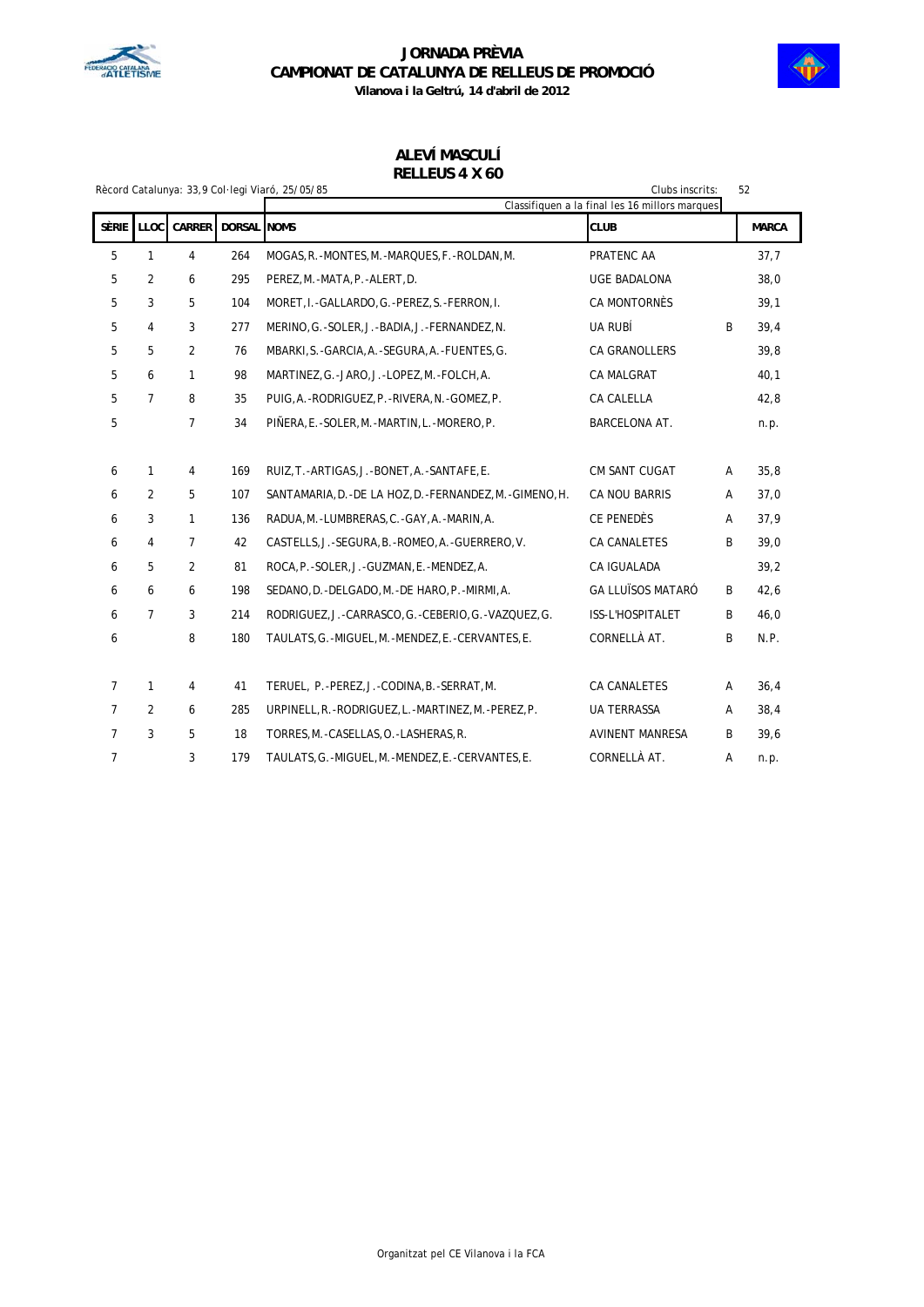# JORNADA PRÈVIA
## CAMPIONAT DE CATALUNYA DE RELLEUS DE PROMOCIÓ
**Vilanova i la Geltrú, 14 d'abril de 2012**

### ALEVÍ MASCULÍ
### RELLEUS 4 X 60

Rècord Catalunya: 33,9 Col·legi Viaró, 25/05/85

Clubs inscrits: 52

Classifiquen a la final les 16 millors marques

| SÈRIE | LLOC | CARRER | DORSAL | NOMS | CLUB | | MARCA |
|---|---|---|---|---|---|---|---|
| 5 | 1 | 4 | 264 | MOGAS,R.-MONTES,M.-MARQUES,F.-ROLDAN,M. | PRATENC AA | | 37,7 |
| 5 | 2 | 6 | 295 | PEREZ,M.-MATA,P.-ALERT,D. | UGE BADALONA | | 38,0 |
| 5 | 3 | 5 | 104 | MORET,I.-GALLARDO,G.-PEREZ,S.-FERRON,I. | CA MONTORNÈS | | 39,1 |
| 5 | 4 | 3 | 277 | MERINO,G.-SOLER,J.-BADIA,J.-FERNANDEZ,N. | UA RUBÍ | B | 39,4 |
| 5 | 5 | 2 | 76 | MBARKI,S.-GARCIA,A.-SEGURA,A.-FUENTES,G. | CA GRANOLLERS | | 39,8 |
| 5 | 6 | 1 | 98 | MARTINEZ,G.-JARO,J.-LOPEZ,M.-FOLCH,A. | CA MALGRAT | | 40,1 |
| 5 | 7 | 8 | 35 | PUIG,A.-RODRIGUEZ,P.-RIVERA,N.-GOMEZ,P. | CA CALELLA | | 42,8 |
| 5 | | 7 | 34 | PIÑERA,E.-SOLER,M.-MARTIN,L.-MORERO,P. | BARCELONA AT. | | n.p. |
| 6 | 1 | 4 | 169 | RUIZ,T.-ARTIGAS,J.-BONET,A.-SANTAFE,E. | CM SANT CUGAT | A | 35,8 |
| 6 | 2 | 5 | 107 | SANTAMARIA,D.-DE LA HOZ,D.-FERNANDEZ,M.-GIMENO,H. | CA NOU BARRIS | A | 37,0 |
| 6 | 3 | 1 | 136 | RADUA,M.-LUMBRERAS,C.-GAY,A.-MARIN,A. | CE PENEDÈS | A | 37,9 |
| 6 | 4 | 7 | 42 | CASTELLS,J.-SEGURA,B.-ROMEO,A.-GUERRERO,V. | CA CANALETES | B | 39,0 |
| 6 | 5 | 2 | 81 | ROCA,P.-SOLER,J.-GUZMAN,E.-MENDEZ,A. | CA IGUALADA | | 39,2 |
| 6 | 6 | 6 | 198 | SEDANO,D.-DELGADO,M.-DE HARO,P.-MIRMI,A. | GA LLUÏSOS MATARÓ | B | 42,6 |
| 6 | 7 | 3 | 214 | RODRIGUEZ,J.-CARRASCO,G.-CEBERIO,G.-VAZQUEZ,G. | ISS-L'HOSPITALET | B | 46,0 |
| 6 | | 8 | 180 | TAULATS,G.-MIGUEL,M.-MENDEZ,E.-CERVANTES,E. | CORNELLÀ AT. | B | N.P. |
| 7 | 1 | 4 | 41 | TERUEL, P.-PEREZ,J.-CODINA,B.-SERRAT,M. | CA CANALETES | A | 36,4 |
| 7 | 2 | 6 | 285 | URPINELL,R.-RODRIGUEZ,L.-MARTINEZ,M.-PEREZ,P. | UA TERRASSA | A | 38,4 |
| 7 | 3 | 5 | 18 | TORRES,M.-CASELLAS,O.-LASHERAS,R. | AVINENT MANRESA | B | 39,6 |
| 7 | | 3 | 179 | TAULATS,G.-MIGUEL,M.-MENDEZ,E.-CERVANTES,E. | CORNELLÀ AT. | A | n.p. |

Organitzat pel CE Vilanova i la FCA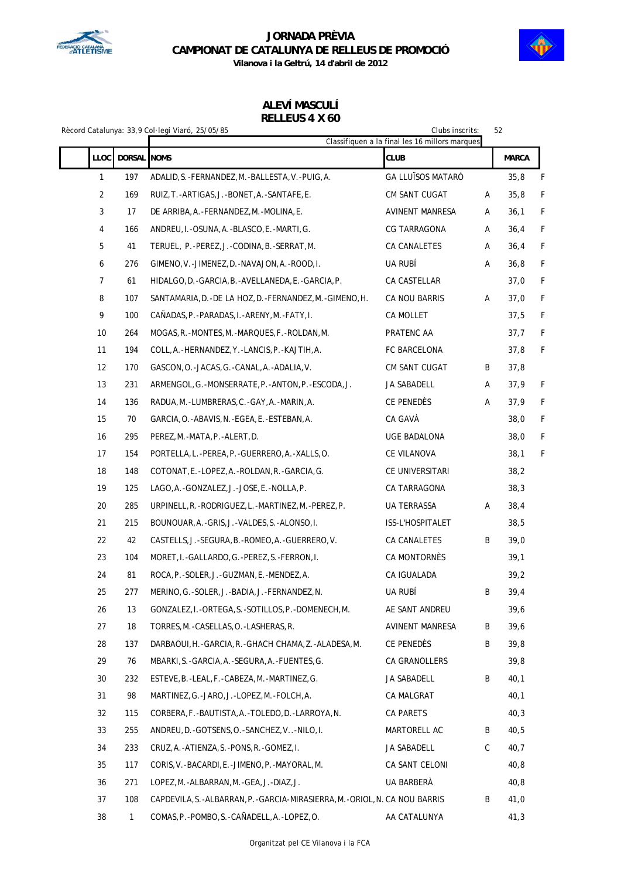# JORNADA PRÈVIA
## CAMPIONAT DE CATALUNYA DE RELLEUS DE PROMOCIÓ
**Vilanova i la Geltrú, 14 d'abril de 2012**

### ALEVÍ MASCULÍ
### RELLEUS 4 X 60

Rècord Catalunya: 33,9 Col·legi Viaró, 25/05/85 — Clubs inscrits: 52

Classifiquen a la final les 16 millors marques

| LLOC | DORSAL | NOMS | CLUB | | MARCA | |
|---|---|---|---|---|---|---|
| 1 | 197 | ADALID,S.-FERNANDEZ,M.-BALLESTA,V.-PUIG,A. | GA LLUÏSOS MATARÓ | | 35,8 | F |
| 2 | 169 | RUIZ,T.-ARTIGAS,J.-BONET,A.-SANTAFE,E. | CM SANT CUGAT | A | 35,8 | F |
| 3 | 17 | DE ARRIBA,A.-FERNANDEZ,M.-MOLINA,E. | AVINENT MANRESA | A | 36,1 | F |
| 4 | 166 | ANDREU,I.-OSUNA,A.-BLASCO,E.-MARTI,G. | CG TARRAGONA | A | 36,4 | F |
| 5 | 41 | TERUEL, P.-PEREZ,J.-CODINA,B.-SERRAT,M. | CA CANALETES | A | 36,4 | F |
| 6 | 276 | GIMENO,V.-JIMENEZ,D.-NAVAJON,A.-ROOD,I. | UA RUBÍ | A | 36,8 | F |
| 7 | 61 | HIDALGO,D.-GARCIA,B.-AVELLANEDA,E.-GARCIA,P. | CA CASTELLAR | | 37,0 | F |
| 8 | 107 | SANTAMARIA,D.-DE LA HOZ,D.-FERNANDEZ,M.-GIMENO,H. | CA NOU BARRIS | A | 37,0 | F |
| 9 | 100 | CAÑADAS,P.-PARADAS,I.-ARENY,M.-FATY,I. | CA MOLLET | | 37,5 | F |
| 10 | 264 | MOGAS,R.-MONTES,M.-MARQUES,F.-ROLDAN,M. | PRATENC AA | | 37,7 | F |
| 11 | 194 | COLL,A.-HERNANDEZ,Y.-LANCIS,P.-KAJTIH,A. | FC BARCELONA | | 37,8 | F |
| 12 | 170 | GASCON,O.-JACAS,G.-CANAL,A.-ADALIA,V. | CM SANT CUGAT | B | 37,8 | |
| 13 | 231 | ARMENGOL,G.-MONSERRATE,P.-ANTON,P.-ESCODA,J. | JA SABADELL | A | 37,9 | F |
| 14 | 136 | RADUA,M.-LUMBRERAS,C.-GAY,A.-MARIN,A. | CE PENEDÈS | A | 37,9 | F |
| 15 | 70 | GARCIA,O.-ABAVIS,N.-EGEA,E.-ESTEBAN,A. | CA GAVÀ | | 38,0 | F |
| 16 | 295 | PEREZ,M.-MATA,P.-ALERT,D. | UGE BADALONA | | 38,0 | F |
| 17 | 154 | PORTELLA,L.-PEREA,P.-GUERRERO,A.-XALLS,O. | CE VILANOVA | | 38,1 | F |
| 18 | 148 | COTONAT,E.-LOPEZ,A.-ROLDAN,R.-GARCIA,G. | CE UNIVERSITARI | | 38,2 | |
| 19 | 125 | LAGO,A.-GONZALEZ,J.-JOSE,E.-NOLLA,P. | CA TARRAGONA | | 38,3 | |
| 20 | 285 | URPINELL,R.-RODRIGUEZ,L.-MARTINEZ,M.-PEREZ,P. | UA TERRASSA | A | 38,4 | |
| 21 | 215 | BOUNOUAR,A.-GRIS,J.-VALDES,S.-ALONSO,I. | ISS-L'HOSPITALET | | 38,5 | |
| 22 | 42 | CASTELLS,J.-SEGURA,B.-ROMEO,A.-GUERRERO,V. | CA CANALETES | B | 39,0 | |
| 23 | 104 | MORET,I.-GALLARDO,G.-PEREZ,S.-FERRON,I. | CA MONTORNÈS | | 39,1 | |
| 24 | 81 | ROCA,P.-SOLER,J.-GUZMAN,E.-MENDEZ,A. | CA IGUALADA | | 39,2 | |
| 25 | 277 | MERINO,G.-SOLER,J.-BADIA,J.-FERNANDEZ,N. | UA RUBÍ | B | 39,4 | |
| 26 | 13 | GONZALEZ,I.-ORTEGA,S.-SOTILLOS,P.-DOMENECH,M. | AE SANT ANDREU | | 39,6 | |
| 27 | 18 | TORRES,M.-CASELLAS,O.-LASHERAS,R. | AVINENT MANRESA | B | 39,6 | |
| 28 | 137 | DARBAOUI,H.-GARCIA,R.-GHACH CHAMA,Z.-ALADESA,M. | CE PENEDÈS | B | 39,8 | |
| 29 | 76 | MBARKI,S.-GARCIA,A.-SEGURA,A.-FUENTES,G. | CA GRANOLLERS | | 39,8 | |
| 30 | 232 | ESTEVE,B.-LEAL,F.-CABEZA,M.-MARTINEZ,G. | JA SABADELL | B | 40,1 | |
| 31 | 98 | MARTINEZ,G.-JARO,J.-LOPEZ,M.-FOLCH,A. | CA MALGRAT | | 40,1 | |
| 32 | 115 | CORBERA,F.-BAUTISTA,A.-TOLEDO,D.-LARROYA,N. | CA PARETS | | 40,3 | |
| 33 | 255 | ANDREU,D.-GOTSENS,O.-SANCHEZ,V..-NILO,I. | MARTORELL AC | B | 40,5 | |
| 34 | 233 | CRUZ,A.-ATIENZA,S.-PONS,R.-GOMEZ,I. | JA SABADELL | C | 40,7 | |
| 35 | 117 | CORIS,V.-BACARDI,E.-JIMENO,P.-MAYORAL,M. | CA SANT CELONI | | 40,8 | |
| 36 | 271 | LOPEZ,M.-ALBARRAN,M.-GEA,J.-DIAZ,J. | UA BARBERÀ | | 40,8 | |
| 37 | 108 | CAPDEVILA,S.-ALBARRAN,P.-GARCIA-MIRASIERRA,M.-ORIOL,N. | CA NOU BARRIS | B | 41,0 | |
| 38 | 1 | COMAS,P.-POMBO,S.-CAÑADELL,A.-LOPEZ,O. | AA CATALUNYA | | 41,3 | |

Organitzat pel CE Vilanova i la FCA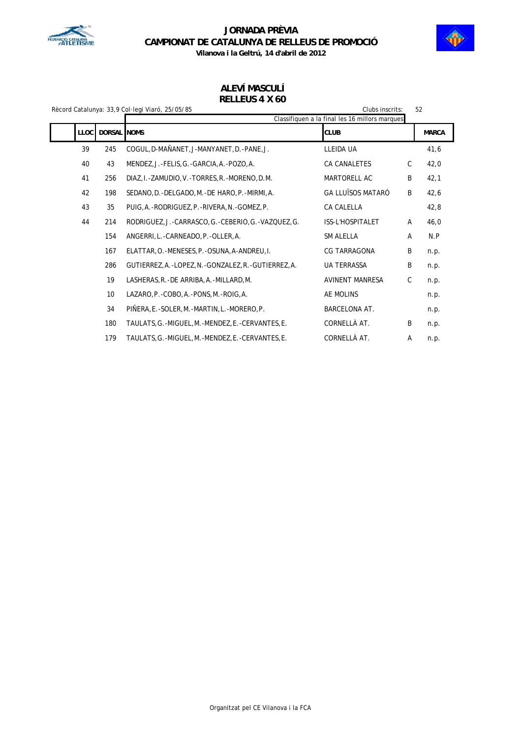# JORNADA PRÈVIA
## CAMPIONAT DE CATALUNYA DE RELLEUS DE PROMOCIÓ
**Vilanova i la Geltrú, 14 d'abril de 2012**

### ALEVÍ MASCULÍ
### RELLEUS 4 X 60

Rècord Catalunya: 33,9 Col·legi Viaró, 25/05/85 — Clubs inscrits: 52

Classifiquen a la final les 16 millors marques

| LLOC | DORSAL | NOMS | CLUB | | MARCA |
|---|---|---|---|---|---|
| 39 | 245 | COGUL,D-MAÑANET,J-MANYANET,D.-PANE,J. | LLEIDA UA | | 41,6 |
| 40 | 43 | MENDEZ,J.-FELIS,G.-GARCIA,A.-POZO,A. | CA CANALETES | C | 42,0 |
| 41 | 256 | DIAZ,I.-ZAMUDIO,V.-TORRES,R.-MORENO,D.M. | MARTORELL AC | B | 42,1 |
| 42 | 198 | SEDANO,D.-DELGADO,M.-DE HARO,P.-MIRMI,A. | GA LLUÏSOS MATARÓ | B | 42,6 |
| 43 | 35 | PUIG,A.-RODRIGUEZ,P.-RIVERA,N.-GOMEZ,P. | CA CALELLA | | 42,8 |
| 44 | 214 | RODRIGUEZ,J.-CARRASCO,G.-CEBERIO,G.-VAZQUEZ,G. | ISS-L'HOSPITALET | A | 46,0 |
| | 154 | ANGERRI,L.-CARNEADO,P.-OLLER,A. | SM ALELLA | A | N.P |
| | 167 | ELATTAR,O.-MENESES,P.-OSUNA,A-ANDREU,I. | CG TARRAGONA | B | n.p. |
| | 286 | GUTIERREZ,A.-LOPEZ,N.-GONZALEZ,R.-GUTIERREZ,A. | UA TERRASSA | B | n.p. |
| | 19 | LASHERAS,R.-DE ARRIBA,A.-MILLARD,M. | AVINENT MANRESA | C | n.p. |
| | 10 | LAZARO,P.-COBO,A.-PONS,M.-ROIG,A. | AE MOLINS | | n.p. |
| | 34 | PIÑERA,E.-SOLER,M.-MARTIN,L.-MORERO,P. | BARCELONA AT. | | n.p. |
| | 180 | TAULATS,G.-MIGUEL,M.-MENDEZ,E.-CERVANTES,E. | CORNELLÀ AT. | B | n.p. |
| | 179 | TAULATS,G.-MIGUEL,M.-MENDEZ,E.-CERVANTES,E. | CORNELLÀ AT. | A | n.p. |

Organitzat pel CE Vilanova i la FCA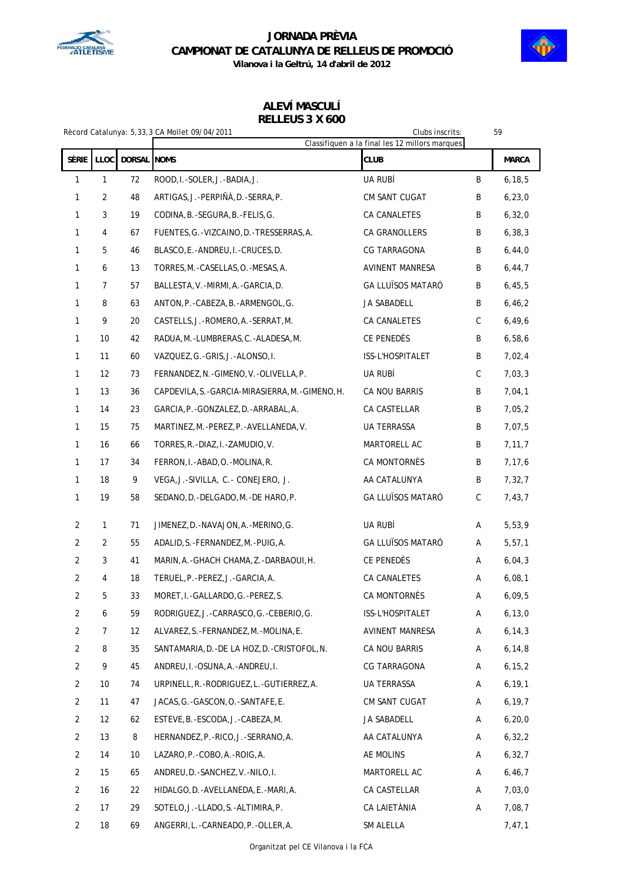# JORNADA PRÈVIA
## CAMPIONAT DE CATALUNYA DE RELLEUS DE PROMOCIÓ
**Vilanova i la Geltrú, 14 d'abril de 2012**

### ALEVÍ MASCULÍ
### RELLEUS 3 X 600

Rècord Catalunya: 5,33,3 CA Mollet 09/04/2011 | Clubs inscrits: 59

Classifiquen a la final les 12 millors marques

| SÈRIE | LLOC | DORSAL | NOMS | CLUB | | MARCA |
|---|---|---|---|---|---|---|
| 1 | 1 | 72 | ROOD,I.-SOLER,J.-BADIA,J. | UA RUBÍ | B | 6,18,5 |
| 1 | 2 | 48 | ARTIGAS,J.-PERPIÑÀ,D.-SERRA,P. | CM SANT CUGAT | B | 6,23,0 |
| 1 | 3 | 19 | CODINA,B.-SEGURA,B.-FELIS,G. | CA CANALETES | B | 6,32,0 |
| 1 | 4 | 67 | FUENTES,G.-VIZCAINO,D.-TRESSERRAS,A. | CA GRANOLLERS | B | 6,38,3 |
| 1 | 5 | 46 | BLASCO,E.-ANDREU,I.-CRUCES,D. | CG TARRAGONA | B | 6,44,0 |
| 1 | 6 | 13 | TORRES,M.-CASELLAS,O.-MESAS,A. | AVINENT MANRESA | B | 6,44,7 |
| 1 | 7 | 57 | BALLESTA,V.-MIRMI,A.-GARCIA,D. | GA LLUÏSOS MATARÓ | B | 6,45,5 |
| 1 | 8 | 63 | ANTON,P.-CABEZA,B.-ARMENGOL,G. | JA SABADELL | B | 6,46,2 |
| 1 | 9 | 20 | CASTELLS,J.-ROMERO,A.-SERRAT,M. | CA CANALETES | C | 6,49,6 |
| 1 | 10 | 42 | RADUA,M.-LUMBRERAS,C.-ALADESA,M. | CE PENEDÈS | B | 6,58,6 |
| 1 | 11 | 60 | VAZQUEZ,G.-GRIS,J.-ALONSO,I. | ISS-L'HOSPITALET | B | 7,02,4 |
| 1 | 12 | 73 | FERNANDEZ,N.-GIMENO,V.-OLIVELLA,P. | UA RUBÍ | C | 7,03,3 |
| 1 | 13 | 36 | CAPDEVILA,S.-GARCIA-MIRASIERRA,M.-GIMENO,H. | CA NOU BARRIS | B | 7,04,1 |
| 1 | 14 | 23 | GARCIA,P.-GONZALEZ,D.-ARRABAL,A. | CA CASTELLAR | B | 7,05,2 |
| 1 | 15 | 75 | MARTINEZ,M.-PEREZ,P.-AVELLANEDA,V. | UA TERRASSA | B | 7,07,5 |
| 1 | 16 | 66 | TORRES,R.-DIAZ,I.-ZAMUDIO,V. | MARTORELL AC | B | 7,11,7 |
| 1 | 17 | 34 | FERRON,I.-ABAD,O.-MOLINA,R. | CA MONTORNÈS | B | 7,17,6 |
| 1 | 18 | 9 | VEGA,J.-SIVILLA, C.- CONEJERO, J. | AA CATALUNYA | B | 7,32,7 |
| 1 | 19 | 58 | SEDANO,D.-DELGADO,M.-DE HARO,P. | GA LLUÏSOS MATARÓ | C | 7,43,7 |
| 2 | 1 | 71 | JIMENEZ,D.-NAVAJON,A.-MERINO,G. | UA RUBÍ | A | 5,53,9 |
| 2 | 2 | 55 | ADALID,S.-FERNANDEZ,M.-PUIG,A. | GA LLUÏSOS MATARÓ | A | 5,57,1 |
| 2 | 3 | 41 | MARIN,A.-GHACH CHAMA,Z.-DARBAOUI,H. | CE PENEDÈS | A | 6,04,3 |
| 2 | 4 | 18 | TERUEL,P.-PEREZ,J.-GARCIA,A. | CA CANALETES | A | 6,08,1 |
| 2 | 5 | 33 | MORET,I.-GALLARDO,G.-PEREZ,S. | CA MONTORNÈS | A | 6,09,5 |
| 2 | 6 | 59 | RODRIGUEZ,J.-CARRASCO,G.-CEBERIO,G. | ISS-L'HOSPITALET | A | 6,13,0 |
| 2 | 7 | 12 | ALVAREZ,S.-FERNANDEZ,M.-MOLINA,E. | AVINENT MANRESA | A | 6,14,3 |
| 2 | 8 | 35 | SANTAMARIA,D.-DE LA HOZ,D.-CRISTOFOL,N. | CA NOU BARRIS | A | 6,14,8 |
| 2 | 9 | 45 | ANDREU,I.-OSUNA,A.-ANDREU,I. | CG TARRAGONA | A | 6,15,2 |
| 2 | 10 | 74 | URPINELL,R.-RODRIGUEZ,L.-GUTIERREZ,A. | UA TERRASSA | A | 6,19,1 |
| 2 | 11 | 47 | JACAS,G.-GASCON,O.-SANTAFE,E. | CM SANT CUGAT | A | 6,19,7 |
| 2 | 12 | 62 | ESTEVE,B.-ESCODA,J.-CABEZA,M. | JA SABADELL | A | 6,20,0 |
| 2 | 13 | 8 | HERNANDEZ,P.-RICO,J.-SERRANO,A. | AA CATALUNYA | A | 6,32,2 |
| 2 | 14 | 10 | LAZARO,P.-COBO,A.-ROIG,A. | AE MOLINS | A | 6,32,7 |
| 2 | 15 | 65 | ANDREU,D.-SANCHEZ,V.-NILO,I. | MARTORELL AC | A | 6,46,7 |
| 2 | 16 | 22 | HIDALGO,D.-AVELLANEDA,E.-MARI,A. | CA CASTELLAR | A | 7,03,0 |
| 2 | 17 | 29 | SOTELO,J.-LLADO,S.-ALTIMIRA,P. | CA LAIETÀNIA | A | 7,08,7 |
| 2 | 18 | 69 | ANGERRI,L.-CARNEADO,P.-OLLER,A. | SM ALELLA | | 7,47,1 |

Organitzat pel CE Vilanova i la FCA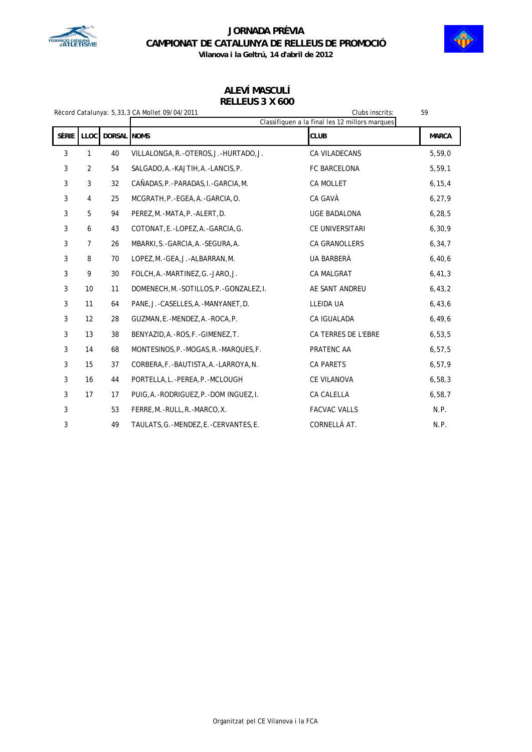# JORNADA PRÈVIA
## CAMPIONAT DE CATALUNYA DE RELLEUS DE PROMOCIÓ
**Vilanova i la Geltrú, 14 d'abril de 2012**

### ALEVÍ MASCULÍ
### RELLEUS 3 X 600

Rècord Catalunya: 5,33,3 CA Mollet 09/04/2011

Clubs inscrits: 59

Classifiquen a la final les 12 millors marques

| SÈRIE | LLOC | DORSAL | NOMS | CLUB | MARCA |
|---|---|---|---|---|---|
| 3 | 1 | 40 | VILLALONGA,R.-OTEROS,J.-HURTADO,J. | CA VILADECANS | 5,59,0 |
| 3 | 2 | 54 | SALGADO,A.-KAJTIH,A.-LANCIS,P. | FC BARCELONA | 5,59,1 |
| 3 | 3 | 32 | CAÑADAS,P.-PARADAS,I.-GARCIA,M. | CA MOLLET | 6,15,4 |
| 3 | 4 | 25 | MCGRATH,P.-EGEA,A.-GARCIA,O. | CA GAVÀ | 6,27,9 |
| 3 | 5 | 94 | PEREZ,M.-MATA,P.-ALERT,D. | UGE BADALONA | 6,28,5 |
| 3 | 6 | 43 | COTONAT,E.-LOPEZ,A.-GARCIA,G. | CE UNIVERSITARI | 6,30,9 |
| 3 | 7 | 26 | MBARKI,S.-GARCIA,A.-SEGURA,A. | CA GRANOLLERS | 6,34,7 |
| 3 | 8 | 70 | LOPEZ,M.-GEA,J.-ALBARRAN,M. | UA BARBERÀ | 6,40,6 |
| 3 | 9 | 30 | FOLCH,A.-MARTINEZ,G.-JARO,J. | CA MALGRAT | 6,41,3 |
| 3 | 10 | 11 | DOMENECH,M.-SOTILLOS,P.-GONZALEZ,I. | AE SANT ANDREU | 6,43,2 |
| 3 | 11 | 64 | PANE,J.-CASELLES,A.-MANYANET,D. | LLEIDA UA | 6,43,6 |
| 3 | 12 | 28 | GUZMAN,E.-MENDEZ,A.-ROCA,P. | CA IGUALADA | 6,49,6 |
| 3 | 13 | 38 | BENYAZID,A.-ROS,F.-GIMENEZ,T. | CA TERRES DE L'EBRE | 6,53,5 |
| 3 | 14 | 68 | MONTESINOS,P.-MOGAS,R.-MARQUES,F. | PRATENC AA | 6,57,5 |
| 3 | 15 | 37 | CORBERA,F.-BAUTISTA,A.-LARROYA,N. | CA PARETS | 6,57,9 |
| 3 | 16 | 44 | PORTELLA,L.-PEREA,P.-MCLOUGH | CE VILANOVA | 6,58,3 |
| 3 | 17 | 17 | PUIG,A.-RODRIGUEZ,P.-DOM INGUEZ,I. | CA CALELLA | 6,58,7 |
| 3 | | 53 | FERRE,M.-RULL,R.-MARCO,X. | FACVAC VALLS | N.P. |
| 3 | | 49 | TAULATS,G.-MENDEZ,E.-CERVANTES,E. | CORNELLÀ AT. | N.P. |

Organitzat pel CE Vilanova i la FCA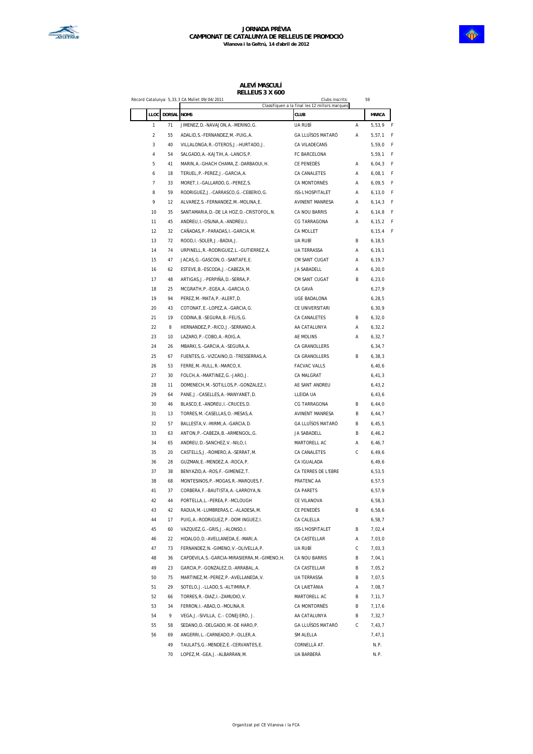# JORNADA PRÈVIA
## CAMPIONAT DE CATALUNYA DE RELLEUS DE PROMOCIÓ
**Vilanova i la Geltrú, 14 d'abril de 2012**

### ALEVÍ MASCULÍ
### RELLEUS 3 X 600

Rècord Catalunya: 5,33,3 CA Mollet 09/04/2011 — Clubs inscrits: 59

Classifiquen a la final les 12 millors marques

| LLOC | DORSAL | NOMS | CLUB | | MARCA | |
|---|---|---|---|---|---|---|
| 1 | 71 | JIMENEZ, D.-NAVAJON, A.-MERINO, G. | UA RUBÍ | A | 5,53,9 | F |
| 2 | 55 | ADALID, S.-FERNANDEZ, M.-PUIG, A. | GA LLUÏSOS MATARÓ | A | 5,57,1 | F |
| 3 | 40 | VILLALONGA, R.-OTEROS, J.-HURTADO, J. | CA VILADECANS | | 5,59,0 | F |
| 4 | 54 | SALGADO, A.-KAJTIH, A.-LANCIS, P. | FC BARCELONA | | 5,59,1 | F |
| 5 | 41 | MARIN, A.-GHACH CHAMA, Z.-DARBAOUI, H. | CE PENEDÈS | A | 6,04,3 | F |
| 6 | 18 | TERUEL, P.-PEREZ, J.-GARCIA, A. | CA CANALETES | A | 6,08,1 | F |
| 7 | 33 | MORET, I.-GALLARDO, G.-PEREZ, S. | CA MONTORNÈS | A | 6,09,5 | F |
| 8 | 59 | RODRIGUEZ, J.-CARRASCO, G.-CEBERIO, G. | ISS-L'HOSPITALET | A | 6,13,0 | F |
| 9 | 12 | ALVAREZ, S.-FERNANDEZ, M.-MOLINA, E. | AVINENT MANRESA | A | 6,14,3 | F |
| 10 | 35 | SANTAMARIA, D.-DE LA HOZ, D.-CRISTOFOL, N. | CA NOU BARRIS | A | 6,14,8 | F |
| 11 | 45 | ANDREU, I.-OSUNA, A.-ANDREU, I. | CG TARRAGONA | A | 6,15,2 | F |
| 12 | 32 | CAÑADAS, P.-PARADAS, I.-GARCIA, M. | CA MOLLET | | 6,15,4 | F |
| 13 | 72 | ROOD, I.-SOLER, J.-BADIA, J. | UA RUBÍ | B | 6,18,5 | |
| 14 | 74 | URPINELL, R.-RODRIGUEZ, L.-GUTIERREZ, A. | UA TERRASSA | A | 6,19,1 | |
| 15 | 47 | JACAS, G.-GASCON, O.-SANTAFE, E. | CM SANT CUGAT | A | 6,19,7 | |
| 16 | 62 | ESTEVE, B.-ESCODA, J.-CABEZA, M. | JA SABADELL | A | 6,20,0 | |
| 17 | 48 | ARTIGAS, J.-PERPIÑÀ, D.-SERRA, P. | CM SANT CUGAT | B | 6,23,0 | |
| 18 | 25 | MCGRATH, P.-EGEA, A.-GARCIA, O. | CA GAVÀ | | 6,27,9 | |
| 19 | 94 | PEREZ, M.-MATA, P.-ALERT, D. | UGE BADALONA | | 6,28,5 | |
| 20 | 43 | COTONAT, E.-LOPEZ, A.-GARCIA, G. | CE UNIVERSITARI | | 6,30,9 | |
| 21 | 19 | CODINA, B.-SEGURA, B.-FELIS, G. | CA CANALETES | B | 6,32,0 | |
| 22 | 8 | HERNANDEZ, P.-RICO, J.-SERRANO, A. | AA CATALUNYA | A | 6,32,2 | |
| 23 | 10 | LAZARO, P.-COBO, A.-ROIG, A. | AE MOLINS | A | 6,32,7 | |
| 24 | 26 | MBARKI, S.-GARCIA, A.-SEGURA, A. | CA GRANOLLERS | | 6,34,7 | |
| 25 | 67 | FUENTES, G.-VIZCAINO, D.-TRESSERRAS, A. | CA GRANOLLERS | B | 6,38,3 | |
| 26 | 53 | FERRE, M.-RULL, R.-MARCO, X. | FACVAC VALLS | | 6,40,6 | |
| 27 | 30 | FOLCH, A.-MARTINEZ, G.-JARO, J. | CA MALGRAT | | 6,41,3 | |
| 28 | 11 | DOMENECH, M.-SOTILLOS, P.-GONZALEZ, I. | AE SANT ANDREU | | 6,43,2 | |
| 29 | 64 | PANE, J.-CASELLES, A.-MANYANET, D. | LLEIDA UA | | 6,43,6 | |
| 30 | 46 | BLASCO, E.-ANDREU, I.-CRUCES, D. | CG TARRAGONA | B | 6,44,0 | |
| 31 | 13 | TORRES, M.-CASELLAS, O.-MESAS, A. | AVINENT MANRESA | B | 6,44,7 | |
| 32 | 57 | BALLESTA, V.-MIRMI, A.-GARCIA, D. | GA LLUÏSOS MATARÓ | B | 6,45,5 | |
| 33 | 63 | ANTON, P.-CABEZA, B.-ARMENGOL, G. | JA SABADELL | B | 6,46,2 | |
| 34 | 65 | ANDREU, D.-SANCHEZ, V.-NILO, I. | MARTORELL AC | A | 6,46,7 | |
| 35 | 20 | CASTELLS, J.-ROMERO, A.-SERRAT, M. | CA CANALETES | C | 6,49,6 | |
| 36 | 28 | GUZMAN, E.-MENDEZ, A.-ROCA, P. | CA IGUALADA | | 6,49,6 | |
| 37 | 38 | BENYAZID, A.-ROS, F.-GIMENEZ, T. | CA TERRES DE L'EBRE | | 6,53,5 | |
| 38 | 68 | MONTESINOS, P.-MOGAS, R.-MARQUES, F. | PRATENC AA | | 6,57,5 | |
| 41 | 37 | CORBERA, F.-BAUTISTA, A.-LARROYA, N. | CA PARETS | | 6,57,9 | |
| 42 | 44 | PORTELLA, L.-PEREA, P.-MCLOUGH | CE VILANOVA | | 6,58,3 | |
| 43 | 42 | RADUA, M.-LUMBRERAS, C.-ALADESA, M. | CE PENEDÈS | B | 6,58,6 | |
| 44 | 17 | PUIG, A.-RODRIGUEZ, P.-DOM INGUEZ, I. | CA CALELLA | | 6,58,7 | |
| 45 | 60 | VAZQUEZ, G.-GRIS, J.-ALONSO, I. | ISS-L'HOSPITALET | B | 7,02,4 | |
| 46 | 22 | HIDALGO, D.-AVELLANEDA, E.-MARI, A. | CA CASTELLAR | A | 7,03,0 | |
| 47 | 73 | FERNANDEZ, N.-GIMENO, V.-OLIVELLA, P. | UA RUBÍ | C | 7,03,3 | |
| 48 | 36 | CAPDEVILA, S.-GARCIA-MIRASIERRA, M.-GIMENO, H. | CA NOU BARRIS | B | 7,04,1 | |
| 49 | 23 | GARCIA, P.-GONZALEZ, D.-ARRABAL, A. | CA CASTELLAR | B | 7,05,2 | |
| 50 | 75 | MARTINEZ, M.-PEREZ, P.-AVELLANEDA, V. | UA TERRASSA | B | 7,07,5 | |
| 51 | 29 | SOTELO, J.-LLADO, S.-ALTIMIRA, P. | CA LAIETÀNIA | A | 7,08,7 | |
| 52 | 66 | TORRES, R.-DIAZ, I.-ZAMUDIO, V. | MARTORELL AC | B | 7,11,7 | |
| 53 | 34 | FERRON, I.-ABAD, O.-MOLINA, R. | CA MONTORNÈS | B | 7,17,6 | |
| 54 | 9 | VEGA, J.-SIVILLA, C.- CONEJERO, J. | AA CATALUNYA | B | 7,32,7 | |
| 55 | 58 | SEDANO, D.-DELGADO, M.-DE HARO, P. | GA LLUÏSOS MATARÓ | C | 7,43,7 | |
| 56 | 69 | ANGERRI, L.-CARNEADO, P.-OLLER, A. | SM ALELLA | | 7,47,1 | |
| | 49 | TAULATS, G.-MENDEZ, E.-CERVANTES, E. | CORNELLÀ AT. | | N.P. | |
| | 70 | LOPEZ, M.-GEA, J.-ALBARRAN, M. | UA BARBERÀ | | N.P. | |

Organitzat pel CE Vilanova i la FCA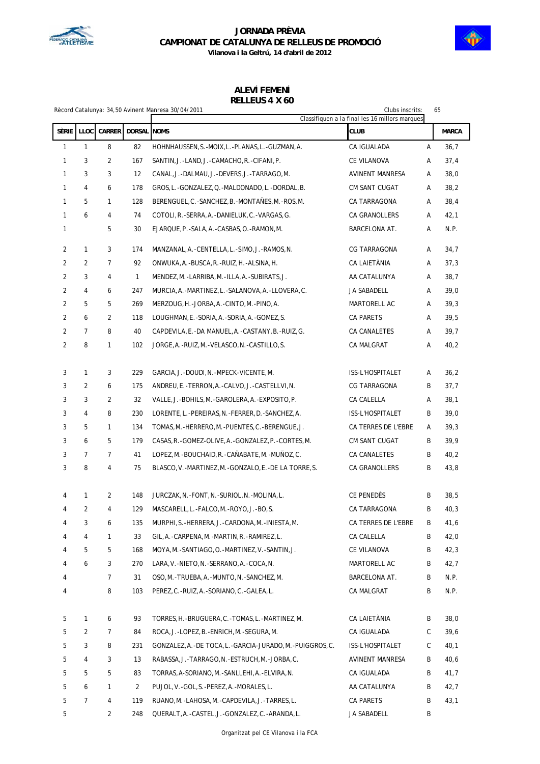# JORNADA PRÈVIA
# CAMPIONAT DE CATALUNYA DE RELLEUS DE PROMOCIÓ
**Vilanova i la Geltrú, 14 d'abril de 2012**

## ALEVÍ FEMENÍ
## RELLEUS 4 X 60

Rècord Catalunya: 34,50 Avinent Manresa 30/04/2011

Clubs inscrits: 65

Classifiquen a la final les 16 millors marques

| SÈRIE | LLOC | CARRER | DORSAL | NOMS | CLUB | | MARCA |
|---|---|---|---|---|---|---|---|
| 1 | 1 | 8 | 82 | HOHNHAUSSEN,S.-MOIX,L.-PLANAS,L.-GUZMAN,A. | CA IGUALADA | A | 36,7 |
| 1 | 3 | 2 | 167 | SANTIN,J.-LAND,J.-CAMACHO,R.-CIFANI,P. | CE VILANOVA | A | 37,4 |
| 1 | 3 | 3 | 12 | CANAL,J.-DALMAU,J.-DEVERS,J.-TARRAGO,M. | AVINENT MANRESA | A | 38,0 |
| 1 | 4 | 6 | 178 | GROS,L.-GONZALEZ,Q.-MALDONADO,L.-DORDAL,B. | CM SANT CUGAT | A | 38,2 |
| 1 | 5 | 1 | 128 | BERENGUEL,C.-SANCHEZ,B.-MONTAÑES,M.-ROS,M. | CA TARRAGONA | A | 38,4 |
| 1 | 6 | 4 | 74 | COTOLI,R.-SERRA,A.-DANIELUK,C.-VARGAS,G. | CA GRANOLLERS | A | 42,1 |
| 1 | | 5 | 30 | EJARQUE,P.-SALA,A.-CASBAS,O.-RAMON,M. | BARCELONA AT. | A | N.P. |
| 2 | 1 | 3 | 174 | MANZANAL,A.-CENTELLA,L.-SIMO,J.-RAMOS,N. | CG TARRAGONA | A | 34,7 |
| 2 | 2 | 7 | 92 | ONWUKA,A.-BUSCA,R.-RUIZ,H.-ALSINA,H. | CA LAIETÀNIA | A | 37,3 |
| 2 | 3 | 4 | 1 | MENDEZ,M.-LARRIBA,M.-ILLA,A.-SUBIRATS,J. | AA CATALUNYA | A | 38,7 |
| 2 | 4 | 6 | 247 | MURCIA,A.-MARTINEZ,L.-SALANOVA,A.-LLOVERA,C. | JA SABADELL | A | 39,0 |
| 2 | 5 | 5 | 269 | MERZOUG,H.-JORBA,A.-CINTO,M.-PINO,A. | MARTORELL AC | A | 39,3 |
| 2 | 6 | 2 | 118 | LOUGHMAN,E.-SORIA,A.-SORIA,A.-GOMEZ,S. | CA PARETS | A | 39,5 |
| 2 | 7 | 8 | 40 | CAPDEVILA,E.-DA MANUEL,A.-CASTANY,B.-RUIZ,G. | CA CANALETES | A | 39,7 |
| 2 | 8 | 1 | 102 | JORGE,A.-RUIZ,M.-VELASCO,N.-CASTILLO,S. | CA MALGRAT | A | 40,2 |
| 3 | 1 | 3 | 229 | GARCIA,J.-DOUDI,N.-MPECK-VICENTE,M. | ISS-L'HOSPITALET | A | 36,2 |
| 3 | 2 | 6 | 175 | ANDREU,E.-TERRON,A.-CALVO,J.-CASTELLVI,N. | CG TARRAGONA | B | 37,7 |
| 3 | 3 | 2 | 32 | VALLE,J.-BOHILS,M.-GAROLERA,A.-EXPOSITO,P. | CA CALELLA | A | 38,1 |
| 3 | 4 | 8 | 230 | LORENTE,L.-PEREIRAS,N.-FERRER,D.-SANCHEZ,A. | ISS-L'HOSPITALET | B | 39,0 |
| 3 | 5 | 1 | 134 | TOMAS,M.-HERRERO,M.-PUENTES,C.-BERENGUE,J. | CA TERRES DE L'EBRE | A | 39,3 |
| 3 | 6 | 5 | 179 | CASAS,R.-GOMEZ-OLIVE,A.-GONZALEZ,P.-CORTES,M. | CM SANT CUGAT | B | 39,9 |
| 3 | 7 | 7 | 41 | LOPEZ,M.-BOUCHAID,R.-CAÑABATE,M.-MUÑOZ,C. | CA CANALETES | B | 40,2 |
| 3 | 8 | 4 | 75 | BLASCO,V.-MARTINEZ,M.-GONZALO,E.-DE LA TORRE,S. | CA GRANOLLERS | B | 43,8 |
| 4 | 1 | 2 | 148 | JURCZAK,N.-FONT,N.-SURIOL,N.-MOLINA,L. | CE PENEDÈS | B | 38,5 |
| 4 | 2 | 4 | 129 | MASCARELL,L.-FALCO,M.-ROYO,J.-BO,S. | CA TARRAGONA | B | 40,3 |
| 4 | 3 | 6 | 135 | MURPHI,S.-HERRERA,J.-CARDONA,M.-INIESTA,M. | CA TERRES DE L'EBRE | B | 41,6 |
| 4 | 4 | 1 | 33 | GIL,A.-CARPENA,M.-MARTIN,R.-RAMIREZ,L. | CA CALELLA | B | 42,0 |
| 4 | 5 | 5 | 168 | MOYA,M.-SANTIAGO,O.-MARTINEZ,V.-SANTIN,J. | CE VILANOVA | B | 42,3 |
| 4 | 6 | 3 | 270 | LARA,V.-NIETO,N.-SERRANO,A.-COCA,N. | MARTORELL AC | B | 42,7 |
| 4 | | 7 | 31 | OSO,M.-TRUEBA,A.-MUNTO,N.-SANCHEZ,M. | BARCELONA AT. | B | N.P. |
| 4 | | 8 | 103 | PEREZ,C.-RUIZ,A.-SORIANO,C.-GALEA,L. | CA MALGRAT | B | N.P. |
| 5 | 1 | 6 | 93 | TORRES,H.-BRUGUERA,C.-TOMAS,L.-MARTINEZ,M. | CA LAIETÀNIA | B | 38,0 |
| 5 | 2 | 7 | 84 | ROCA,J.-LOPEZ,B.-ENRICH,M.-SEGURA,M. | CA IGUALADA | C | 39,6 |
| 5 | 3 | 8 | 231 | GONZALEZ,A.-DE TOCA,L.-GARCIA-JURADO,M.-PUIGGROS,C. | ISS-L'HOSPITALET | C | 40,1 |
| 5 | 4 | 3 | 13 | RABASSA,J.-TARRAGO,N.-ESTRUCH,M.-JORBA,C. | AVINENT MANRESA | B | 40,6 |
| 5 | 5 | 5 | 83 | TORRAS,A-SORIANO,M.-SANLLEHI,A.-ELVIRA,N. | CA IGUALADA | B | 41,7 |
| 5 | 6 | 1 | 2 | PUJOL,V.-GOL,S.-PEREZ,A.-MORALES,L. | AA CATALUNYA | B | 42,7 |
| 5 | 7 | 4 | 119 | RUANO,M.-LAHOSA,M.-CAPDEVILA,J.-TARRES,L. | CA PARETS | B | 43,1 |
| 5 | | 2 | 248 | QUERALT,A.-CASTEL,J.-GONZALEZ,C.-ARANDA,L. | JA SABADELL | B | |

Organitzat pel CE Vilanova i la FCA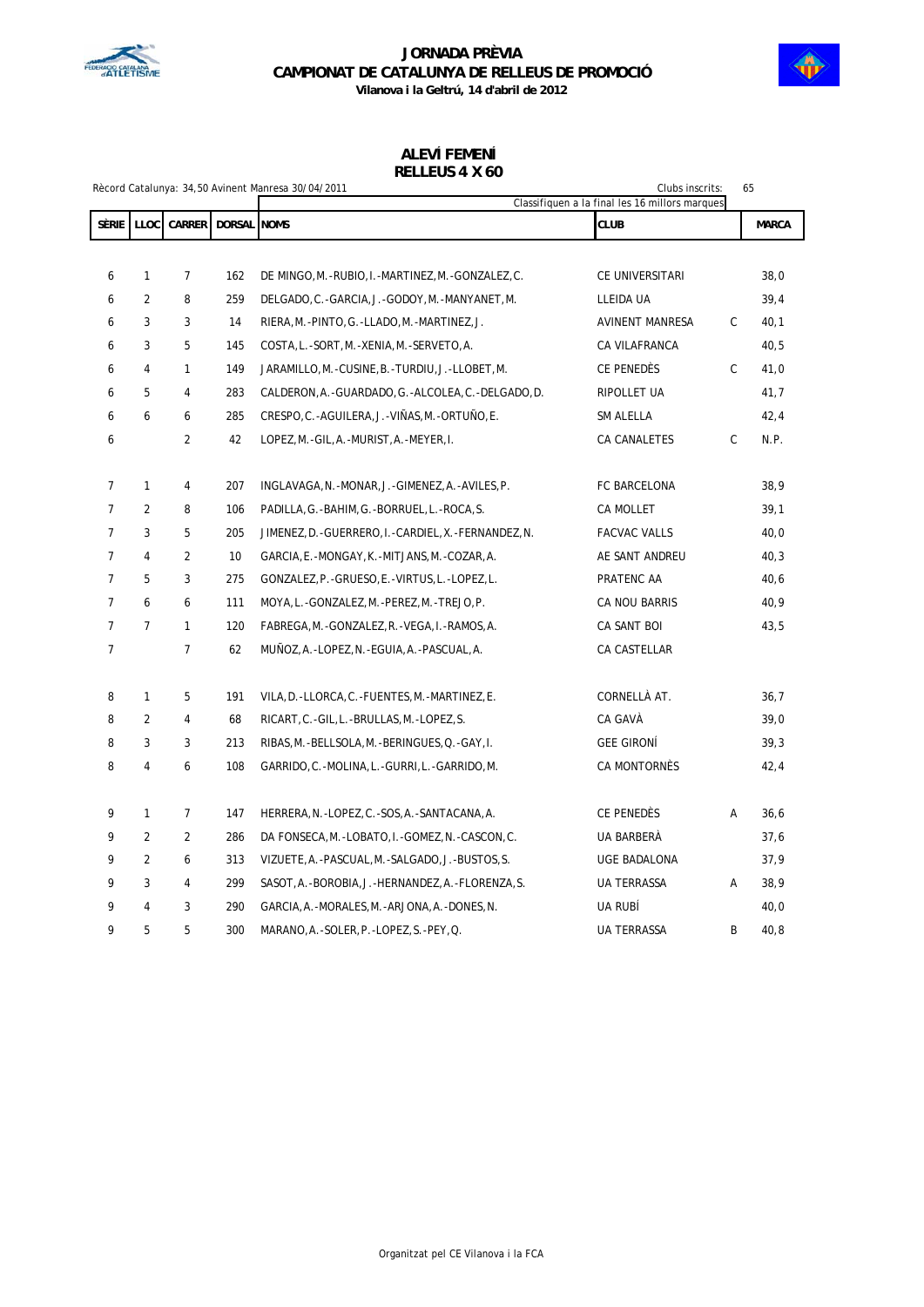# JORNADA PRÈVIA
# CAMPIONAT DE CATALUNYA DE RELLEUS DE PROMOCIÓ

**Vilanova i la Geltrú, 14 d'abril de 2012**

## ALEVÍ FEMENÍ
## RELLEUS 4 X 60

Rècord Catalunya: 34,50 Avinent Manresa 30/04/2011

Clubs inscrits: 65

Classifiquen a la final les 16 millors marques

| SÈRIE | LLOC | CARRER | DORSAL | NOMS | CLUB | | MARCA |
|---|---|---|---|---|---|---|---|
| 6 | 1 | 7 | 162 | DE MINGO,M.-RUBIO,I.-MARTINEZ,M.-GONZALEZ,C. | CE UNIVERSITARI | | 38,0 |
| 6 | 2 | 8 | 259 | DELGADO,C.-GARCIA,J.-GODOY,M.-MANYANET,M. | LLEIDA UA | | 39,4 |
| 6 | 3 | 3 | 14 | RIERA,M.-PINTO,G.-LLADO,M.-MARTINEZ,J. | AVINENT MANRESA | C | 40,1 |
| 6 | 3 | 5 | 145 | COSTA,L.-SORT,M.-XENIA,M.-SERVETO,A. | CA VILAFRANCA | | 40,5 |
| 6 | 4 | 1 | 149 | JARAMILLO,M.-CUSINE,B.-TURDIU,J.-LLOBET,M. | CE PENEDÈS | C | 41,0 |
| 6 | 5 | 4 | 283 | CALDERON,A.-GUARDADO,G.-ALCOLEA,C.-DELGADO,D. | RIPOLLET UA | | 41,7 |
| 6 | 6 | 6 | 285 | CRESPO,C.-AGUILERA,J.-VIÑAS,M.-ORTUÑO,E. | SM ALELLA | | 42,4 |
| 6 | | 2 | 42 | LOPEZ,M.-GIL,A.-MURIST,A.-MEYER,I. | CA CANALETES | C | N.P. |
| 7 | 1 | 4 | 207 | INGLAVAGA,N.-MONAR,J.-GIMENEZ,A.-AVILES,P. | FC BARCELONA | | 38,9 |
| 7 | 2 | 8 | 106 | PADILLA,G.-BAHIM,G.-BORRUEL,L.-ROCA,S. | CA MOLLET | | 39,1 |
| 7 | 3 | 5 | 205 | JIMENEZ,D.-GUERRERO,I.-CARDIEL,X.-FERNANDEZ,N. | FACVAC VALLS | | 40,0 |
| 7 | 4 | 2 | 10 | GARCIA,E.-MONGAY,K.-MITJANS,M.-COZAR,A. | AE SANT ANDREU | | 40,3 |
| 7 | 5 | 3 | 275 | GONZALEZ,P.-GRUESO,E.-VIRTUS,L.-LOPEZ,L. | PRATENC AA | | 40,6 |
| 7 | 6 | 6 | 111 | MOYA,L.-GONZALEZ,M.-PEREZ,M.-TREJO,P. | CA NOU BARRIS | | 40,9 |
| 7 | 7 | 1 | 120 | FABREGA,M.-GONZALEZ,R.-VEGA,I.-RAMOS,A. | CA SANT BOI | | 43,5 |
| 7 | | 7 | 62 | MUÑOZ,A.-LOPEZ,N.-EGUIA,A.-PASCUAL,A. | CA CASTELLAR | | |
| 8 | 1 | 5 | 191 | VILA,D.-LLORCA,C.-FUENTES,M.-MARTINEZ,E. | CORNELLÀ AT. | | 36,7 |
| 8 | 2 | 4 | 68 | RICART,C.-GIL,L.-BRULLAS,M.-LOPEZ,S. | CA GAVÀ | | 39,0 |
| 8 | 3 | 3 | 213 | RIBAS,M.-BELLSOLA,M.-BERINGUES,Q.-GAY,I. | GEE GIRONÍ | | 39,3 |
| 8 | 4 | 6 | 108 | GARRIDO,C.-MOLINA,L.-GURRI,L.-GARRIDO,M. | CA MONTORNÈS | | 42,4 |
| 9 | 1 | 7 | 147 | HERRERA,N.-LOPEZ,C.-SOS,A.-SANTACANA,A. | CE PENEDÈS | A | 36,6 |
| 9 | 2 | 2 | 286 | DA FONSECA,M.-LOBATO,I.-GOMEZ,N.-CASCON,C. | UA BARBERÀ | | 37,6 |
| 9 | 2 | 6 | 313 | VIZUETE,A.-PASCUAL,M.-SALGADO,J.-BUSTOS,S. | UGE BADALONA | | 37,9 |
| 9 | 3 | 4 | 299 | SASOT,A.-BOROBIA,J.-HERNANDEZ,A.-FLORENZA,S. | UA TERRASSA | A | 38,9 |
| 9 | 4 | 3 | 290 | GARCIA,A.-MORALES,M.-ARJONA,A.-DONES,N. | UA RUBÍ | | 40,0 |
| 9 | 5 | 5 | 300 | MARANO,A.-SOLER,P.-LOPEZ,S.-PEY,Q. | UA TERRASSA | B | 40,8 |

Organitzat pel CE Vilanova i la FCA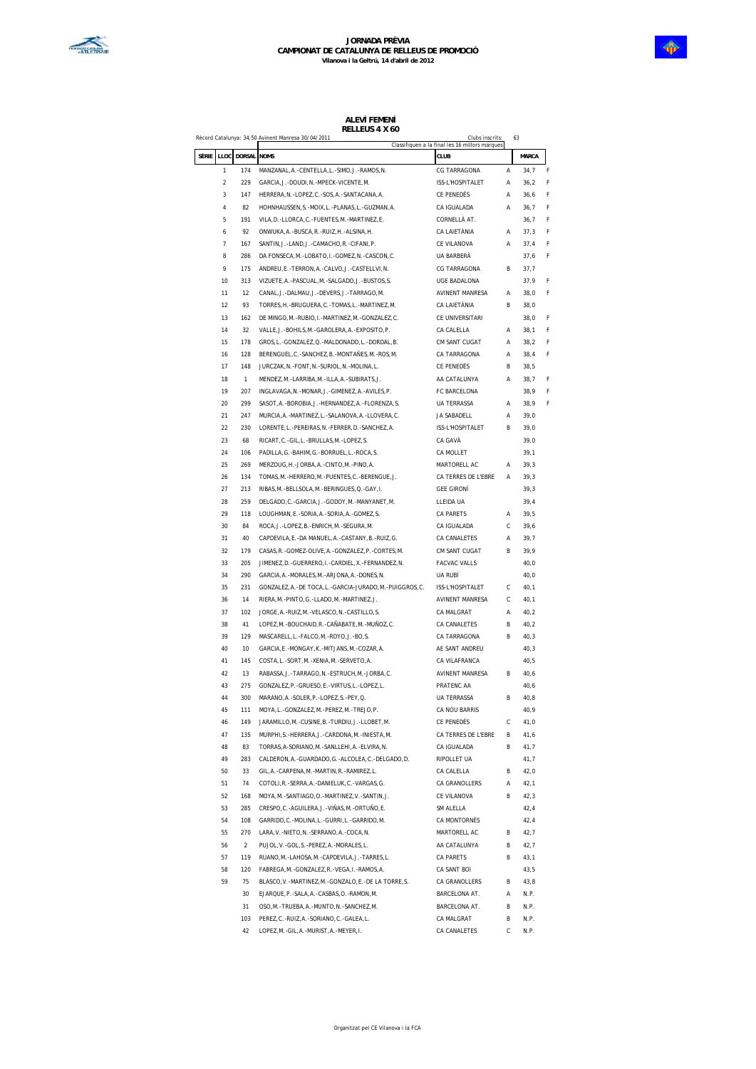# JORNADA PRÈVIA
## CAMPIONAT DE CATALUNYA DE RELLEUS DE PROMOCIÓ
**Vilanova i la Geltrú, 14 d'abril de 2012**

### ALEVÍ FEMENÍ
### RELLEUS 4 X 60

Rècord Catalunya: 34,50 Avinent Manresa 30/04/2011

Clubs inscrits: 63

Classifiquen a la final les 16 millors marques

| SÈRIE | LLOC | DORSAL | NOMS | CLUB | | MARCA | |
|---|---|---|---|---|---|---|---|
| | 1 | 174 | MANZANAL,A.-CENTELLA,L.-SIMO,J.-RAMOS,N. | CG TARRAGONA | A | 34,7 | F |
| | 2 | 229 | GARCIA,J.-DOUDI,N.-MPECK-VICENTE,M. | ISS-L'HOSPITALET | A | 36,2 | F |
| | 3 | 147 | HERRERA,N.-LOPEZ,C.-SOS,A.-SANTACANA,A. | CE PENEDÈS | A | 36,6 | F |
| | 4 | 82 | HOHNHAUSSEN,S.-MOIX,L.-PLANAS,L.-GUZMAN,A. | CA IGUALADA | A | 36,7 | F |
| | 5 | 191 | VILA,D.-LLORCA,C.-FUENTES,M.-MARTINEZ,E. | CORNELLÀ AT. | | 36,7 | F |
| | 6 | 92 | ONWUKA,A.-BUSCA,R.-RUIZ,H.-ALSINA,H. | CA LAIETÀNIA | A | 37,3 | F |
| | 7 | 167 | SANTIN,J.-LAND,J.-CAMACHO,R.-CIFANI,P. | CE VILANOVA | A | 37,4 | F |
| | 8 | 286 | DA FONSECA,M.-LOBATO,I.-GOMEZ,N.-CASCON,C. | UA BARBERÀ | | 37,6 | F |
| | 9 | 175 | ANDREU,E.-TERRON,A.-CALVO,J.-CASTELLVI,N. | CG TARRAGONA | B | 37,7 | |
| | 10 | 313 | VIZUETE,A.-PASCUAL,M.-SALGADO,J.-BUSTOS,S. | UGE BADALONA | | 37,9 | F |
| | 11 | 12 | CANAL,J.-DALMAU,J.-DEVERS,J.-TARRAGO,M. | AVINENT MANRESA | A | 38,0 | F |
| | 12 | 93 | TORRES,H.-BRUGUERA,C.-TOMAS,L.-MARTINEZ,M. | CA LAIETÀNIA | B | 38,0 | |
| | 13 | 162 | DE MINGO,M.-RUBIO,I.-MARTINEZ,M.-GONZALEZ,C. | CE UNIVERSITARI | | 38,0 | F |
| | 14 | 32 | VALLE,J.-BOHILS,M.-GAROLERA,A.-EXPOSITO,P. | CA CALELLA | A | 38,1 | F |
| | 15 | 178 | GROS,L.-GONZALEZ,Q.-MALDONADO,L.-DORDAL,B. | CM SANT CUGAT | A | 38,2 | F |
| | 16 | 128 | BERENGUEL,C.-SANCHEZ,B.-MONTAÑES,M.-ROS,M. | CA TARRAGONA | A | 38,4 | F |
| | 17 | 148 | JURCZAK,N.-FONT,N.-SURIOL,N.-MOLINA,L. | CE PENEDÈS | B | 38,5 | |
| | 18 | 1 | MENDEZ,M.-LARRIBA,M.-ILLA,A.-SUBIRATS,J. | AA CATALUNYA | A | 38,7 | F |
| | 19 | 207 | INGLAVAGA,N.-MONAR,J.-GIMENEZ,A.-AVILES,P. | FC BARCELONA | | 38,9 | F |
| | 20 | 299 | SASOT,A.-BOROBIA,J.-HERNANDEZ,A.-FLORENZA,S. | UA TERRASSA | A | 38,9 | F |
| | 21 | 247 | MURCIA,A.-MARTINEZ,L.-SALANOVA,A.-LLOVERA,C. | JA SABADELL | A | 39,0 | |
| | 22 | 230 | LORENTE,L.-PEREIRAS,N.-FERRER,D.-SANCHEZ,A. | ISS-L'HOSPITALET | B | 39,0 | |
| | 23 | 68 | RICART,C.-GIL,L.-BRULLAS,M.-LOPEZ,S. | CA GAVÀ | | 39,0 | |
| | 24 | 106 | PADILLA,G.-BAHIM,G.-BORRUEL,L.-ROCA,S. | CA MOLLET | | 39,1 | |
| | 25 | 269 | MERZOUG,H.-JORBA,A.-CINTO,M.-PINO,A. | MARTORELL AC | A | 39,3 | |
| | 26 | 134 | TOMAS,M.-HERRERO,M.-PUENTES,C.-BERENGUE,J. | CA TERRES DE L'EBRE | A | 39,3 | |
| | 27 | 213 | RIBAS,M.-BELLSOLA,M.-BERINGUES,Q.-GAY,I. | GEE GIRONÍ | | 39,3 | |
| | 28 | 259 | DELGADO,C.-GARCIA,J.-GODOY,M.-MANYANET,M. | LLEIDA UA | | 39,4 | |
| | 29 | 118 | LOUGHMAN,E.-SORIA,A.-SORIA,A.-GOMEZ,S. | CA PARETS | A | 39,5 | |
| | 30 | 84 | ROCA,J.-LOPEZ,B.-ENRICH,M.-SEGURA,M. | CA IGUALADA | C | 39,6 | |
| | 31 | 40 | CAPDEVILA,E.-DA MANUEL,A.-CASTANY,B.-RUIZ,G. | CA CANALETES | A | 39,7 | |
| | 32 | 179 | CASAS,R.-GOMEZ-OLIVE,A.-GONZALEZ,P.-CORTES,M. | CM SANT CUGAT | B | 39,9 | |
| | 33 | 205 | JIMENEZ,D.-GUERRERO,I.-CARDIEL,X.-FERNANDEZ,N. | FACVAC VALLS | | 40,0 | |
| | 34 | 290 | GARCIA,A.-MORALES,M.-ARJONA,A.-DONES,N. | UA RUBÍ | | 40,0 | |
| | 35 | 231 | GONZALEZ,A.-DE TOCA,L.-GARCIA-JURADO,M.-PUIGGROS,C. | ISS-L'HOSPITALET | C | 40,1 | |
| | 36 | 14 | RIERA,M.-PINTO,G.-LLADO,M.-MARTINEZ,J. | AVINENT MANRESA | C | 40,1 | |
| | 37 | 102 | JORGE,A.-RUIZ,M.-VELASCO,N.-CASTILLO,S. | CA MALGRAT | A | 40,2 | |
| | 38 | 41 | LOPEZ,M.-BOUCHAID,R.-CAÑABATE,M.-MUÑOZ,C. | CA CANALETES | B | 40,2 | |
| | 39 | 129 | MASCARELL,L.-FALCO,M.-ROYO,J.-BO,S. | CA TARRAGONA | B | 40,3 | |
| | 40 | 10 | GARCIA,E.-MONGAY,K.-MITJANS,M.-COZAR,A. | AE SANT ANDREU | | 40,3 | |
| | 41 | 145 | COSTA,L.-SORT,M.-XENIA,M.-SERVETO,A. | CA VILAFRANCA | | 40,5 | |
| | 42 | 13 | RABASSA,J.-TARRAGO,N.-ESTRUCH,M.-JORBA,C. | AVINENT MANRESA | B | 40,6 | |
| | 43 | 275 | GONZALEZ,P.-GRUESO,E.-VIRTUS,L.-LOPEZ,L. | PRATENC AA | | 40,6 | |
| | 44 | 300 | MARANO,A.-SOLER,P.-LOPEZ,S.-PEY,Q. | UA TERRASSA | B | 40,8 | |
| | 45 | 111 | MOYA,L.-GONZALEZ,M.-PEREZ,M.-TREJO,P. | CA NOU BARRIS | | 40,9 | |
| | 46 | 149 | JARAMILLO,M.-CUSINE,B.-TURDIU,J.-LLOBET,M. | CE PENEDÈS | C | 41,0 | |
| | 47 | 135 | MURPHI,S.-HERRERA,J.-CARDONA,M.-INIESTA,M. | CA TERRES DE L'EBRE | B | 41,6 | |
| | 48 | 83 | TORRAS,A-SORIANO,M.-SANLLEHI,A.-ELVIRA,N. | CA IGUALADA | B | 41,7 | |
| | 49 | 283 | CALDERON,A.-GUARDADO,G.-ALCOLEA,C.-DELGADO,D. | RIPOLLET UA | | 41,7 | |
| | 50 | 33 | GIL,A.-CARPENA,M.-MARTIN,R.-RAMIREZ,L. | CA CALELLA | B | 42,0 | |
| | 51 | 74 | COTOLI,R.-SERRA,A.-DANIELUK,C.-VARGAS,G. | CA GRANOLLERS | A | 42,1 | |
| | 52 | 168 | MOYA,M.-SANTIAGO,O.-MARTINEZ,V.-SANTIN,J. | CE VILANOVA | B | 42,3 | |
| | 53 | 285 | CRESPO,C.-AGUILERA,J.-VIÑAS,M.-ORTUÑO,E. | SM ALELLA | | 42,4 | |
| | 54 | 108 | GARRIDO,C.-MOLINA,L.-GURRI,L.-GARRIDO,M. | CA MONTORNÈS | | 42,4 | |
| | 55 | 270 | LARA,V.-NIETO,N.-SERRANO,A.-COCA,N. | MARTORELL AC | B | 42,7 | |
| | 56 | 2 | PUJOL,V.-GOL,S.-PEREZ,A.-MORALES,L. | AA CATALUNYA | B | 42,7 | |
| | 57 | 119 | RUANO,M.-LAHOSA,M.-CAPDEVILA,J.-TARRES,L. | CA PARETS | B | 43,1 | |
| | 58 | 120 | FABREGA,M.-GONZALEZ,R.-VEGA,I.-RAMOS,A. | CA SANT BOI | | 43,5 | |
| | 59 | 75 | BLASCO,V.-MARTINEZ,M.-GONZALO,E.-DE LA TORRE,S. | CA GRANOLLERS | B | 43,8 | |
| | | 30 | EJARQUE,P.-SALA,A.-CASBAS,O.-RAMON,M. | BARCELONA AT. | A | N.P. | |
| | | 31 | OSO,M.-TRUEBA,A.-MUNTO,N.-SANCHEZ,M. | BARCELONA AT. | B | N.P. | |
| | | 103 | PEREZ,C.-RUIZ,A.-SORIANO,C.-GALEA,L. | CA MALGRAT | B | N.P. | |
| | | 42 | LOPEZ,M.-GIL,A.-MURIST,A.-MEYER,I. | CA CANALETES | C | N.P. | |

Organitzat pel CE Vilanova i la FCA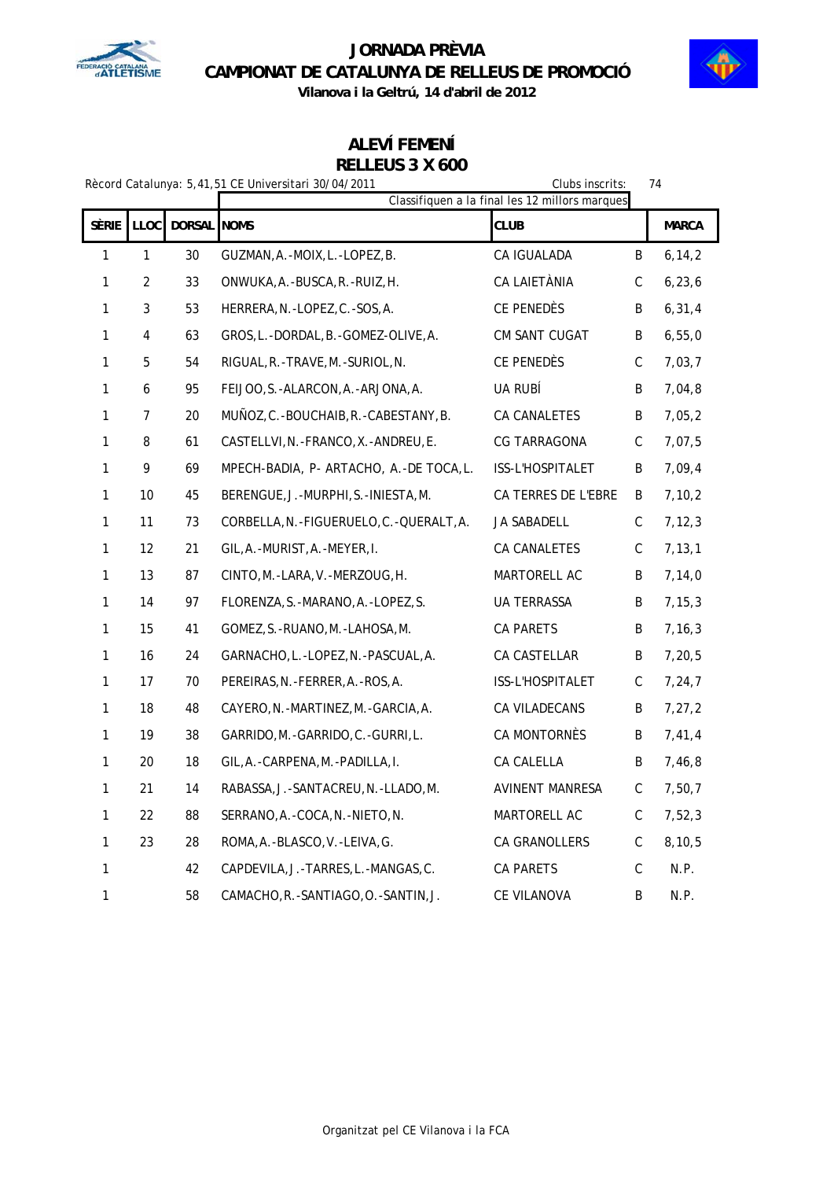# JORNADA PRÈVIA
# CAMPIONAT DE CATALUNYA DE RELLEUS DE PROMOCIÓ

**Vilanova i la Geltrú, 14 d'abril de 2012**

## ALEVÍ FEMENÍ
## RELLEUS 3 X 600

Rècord Catalunya: 5,41,51 CE Universitari 30/04/2011 — Clubs inscrits: 74

Classifiquen a la final les 12 millors marques

| SÈRIE | LLOC | DORSAL | NOMS | CLUB | | MARCA |
|---|---|---|---|---|---|---|
| 1 | 1 | 30 | GUZMAN,A.-MOIX,L.-LOPEZ,B. | CA IGUALADA | B | 6,14,2 |
| 1 | 2 | 33 | ONWUKA,A.-BUSCA,R.-RUIZ,H. | CA LAIETÀNIA | C | 6,23,6 |
| 1 | 3 | 53 | HERRERA,N.-LOPEZ,C.-SOS,A. | CE PENEDÈS | B | 6,31,4 |
| 1 | 4 | 63 | GROS,L.-DORDAL,B.-GOMEZ-OLIVE,A. | CM SANT CUGAT | B | 6,55,0 |
| 1 | 5 | 54 | RIGUAL,R.-TRAVE,M.-SURIOL,N. | CE PENEDÈS | C | 7,03,7 |
| 1 | 6 | 95 | FEIJOO,S.-ALARCON,A.-ARJONA,A. | UA RUBÍ | B | 7,04,8 |
| 1 | 7 | 20 | MUÑOZ,C.-BOUCHAIB,R.-CABESTANY,B. | CA CANALETES | B | 7,05,2 |
| 1 | 8 | 61 | CASTELLVI,N.-FRANCO,X.-ANDREU,E. | CG TARRAGONA | C | 7,07,5 |
| 1 | 9 | 69 | MPECH-BADIA, P- ARTACHO, A.-DE TOCA,L. | ISS-L'HOSPITALET | B | 7,09,4 |
| 1 | 10 | 45 | BERENGUE,J.-MURPHI,S.-INIESTA,M. | CA TERRES DE L'EBRE | B | 7,10,2 |
| 1 | 11 | 73 | CORBELLA,N.-FIGUERUELO,C.-QUERALT,A. | JA SABADELL | C | 7,12,3 |
| 1 | 12 | 21 | GIL,A.-MURIST,A.-MEYER,I. | CA CANALETES | C | 7,13,1 |
| 1 | 13 | 87 | CINTO,M.-LARA,V.-MERZOUG,H. | MARTORELL AC | B | 7,14,0 |
| 1 | 14 | 97 | FLORENZA,S.-MARANO,A.-LOPEZ,S. | UA TERRASSA | B | 7,15,3 |
| 1 | 15 | 41 | GOMEZ,S.-RUANO,M.-LAHOSA,M. | CA PARETS | B | 7,16,3 |
| 1 | 16 | 24 | GARNACHO,L.-LOPEZ,N.-PASCUAL,A. | CA CASTELLAR | B | 7,20,5 |
| 1 | 17 | 70 | PEREIRAS,N.-FERRER,A.-ROS,A. | ISS-L'HOSPITALET | C | 7,24,7 |
| 1 | 18 | 48 | CAYERO,N.-MARTINEZ,M.-GARCIA,A. | CA VILADECANS | B | 7,27,2 |
| 1 | 19 | 38 | GARRIDO,M.-GARRIDO,C.-GURRI,L. | CA MONTORNÈS | B | 7,41,4 |
| 1 | 20 | 18 | GIL,A.-CARPENA,M.-PADILLA,I. | CA CALELLA | B | 7,46,8 |
| 1 | 21 | 14 | RABASSA,J.-SANTACREU,N.-LLADO,M. | AVINENT MANRESA | C | 7,50,7 |
| 1 | 22 | 88 | SERRANO,A.-COCA,N.-NIETO,N. | MARTORELL AC | C | 7,52,3 |
| 1 | 23 | 28 | ROMA,A.-BLASCO,V.-LEIVA,G. | CA GRANOLLERS | C | 8,10,5 |
| 1 | | 42 | CAPDEVILA,J.-TARRES,L.-MANGAS,C. | CA PARETS | C | N.P. |
| 1 | | 58 | CAMACHO,R.-SANTIAGO,O.-SANTIN,J. | CE VILANOVA | B | N.P. |

Organitzat pel CE Vilanova i la FCA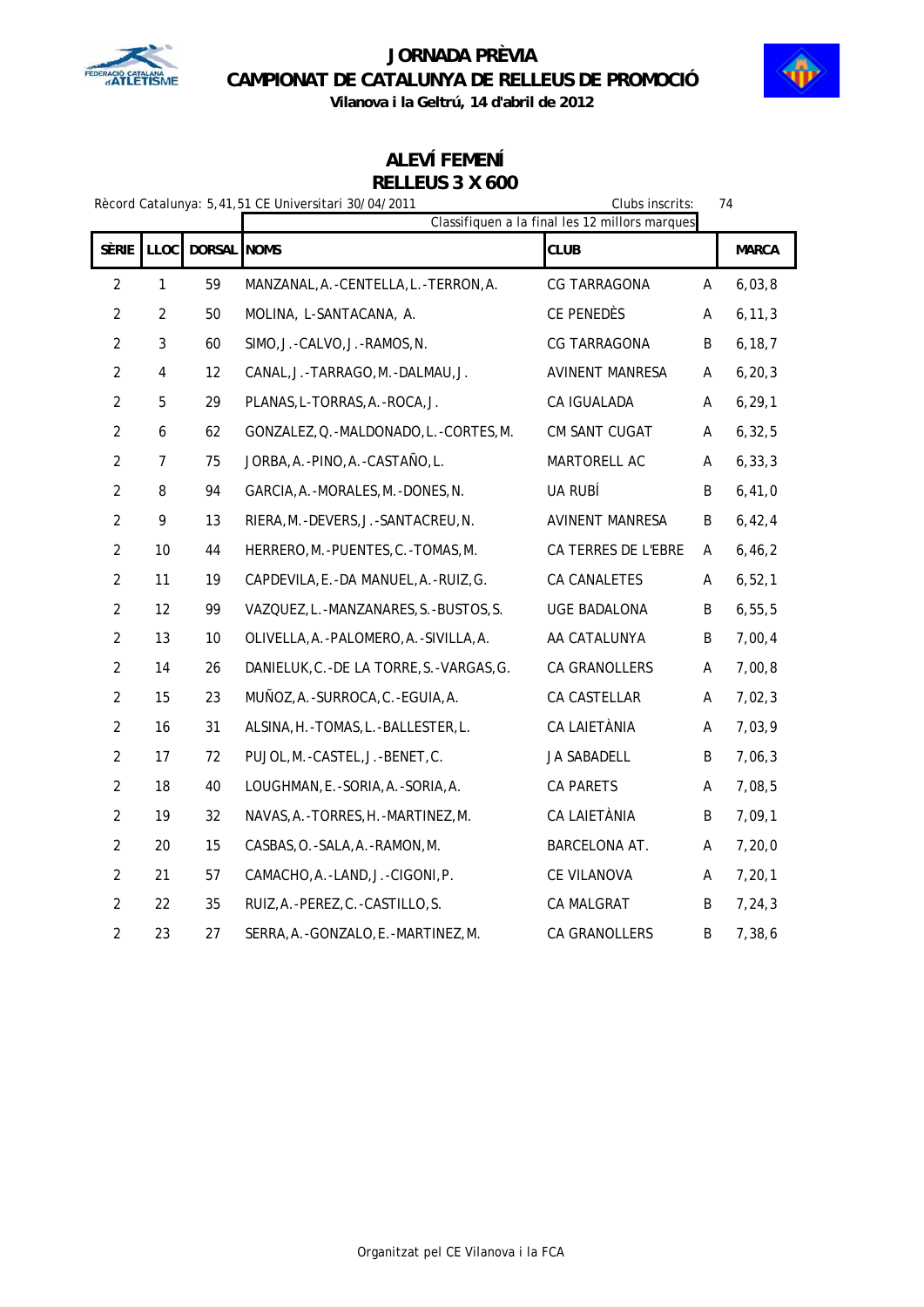# JORNADA PRÈVIA
# CAMPIONAT DE CATALUNYA DE RELLEUS DE PROMOCIÓ
**Vilanova i la Geltrú, 14 d'abril de 2012**

## ALEVÍ FEMENÍ
## RELLEUS 3 X 600

Rècord Catalunya: 5,41,51 CE Universitari 30/04/2011 — Clubs inscrits: 74

Classifiquen a la final les 12 millors marques

| SÈRIE | LLOC | DORSAL | NOMS | CLUB | | MARCA |
|---|---|---|---|---|---|---|
| 2 | 1 | 59 | MANZANAL,A.-CENTELLA,L.-TERRON,A. | CG TARRAGONA | A | 6,03,8 |
| 2 | 2 | 50 | MOLINA, L-SANTACANA, A. | CE PENEDÈS | A | 6,11,3 |
| 2 | 3 | 60 | SIMO,J.-CALVO,J.-RAMOS,N. | CG TARRAGONA | B | 6,18,7 |
| 2 | 4 | 12 | CANAL,J.-TARRAGO,M.-DALMAU,J. | AVINENT MANRESA | A | 6,20,3 |
| 2 | 5 | 29 | PLANAS,L-TORRAS,A.-ROCA,J. | CA IGUALADA | A | 6,29,1 |
| 2 | 6 | 62 | GONZALEZ,Q.-MALDONADO,L.-CORTES,M. | CM SANT CUGAT | A | 6,32,5 |
| 2 | 7 | 75 | JORBA,A.-PINO,A.-CASTAÑO,L. | MARTORELL AC | A | 6,33,3 |
| 2 | 8 | 94 | GARCIA,A.-MORALES,M.-DONES,N. | UA RUBÍ | B | 6,41,0 |
| 2 | 9 | 13 | RIERA,M.-DEVERS,J.-SANTACREU,N. | AVINENT MANRESA | B | 6,42,4 |
| 2 | 10 | 44 | HERRERO,M.-PUENTES,C.-TOMAS,M. | CA TERRES DE L'EBRE | A | 6,46,2 |
| 2 | 11 | 19 | CAPDEVILA,E.-DA MANUEL,A.-RUIZ,G. | CA CANALETES | A | 6,52,1 |
| 2 | 12 | 99 | VAZQUEZ,L.-MANZANARES,S.-BUSTOS,S. | UGE BADALONA | B | 6,55,5 |
| 2 | 13 | 10 | OLIVELLA,A.-PALOMERO,A.-SIVILLA,A. | AA CATALUNYA | B | 7,00,4 |
| 2 | 14 | 26 | DANIELUK,C.-DE LA TORRE,S.-VARGAS,G. | CA GRANOLLERS | A | 7,00,8 |
| 2 | 15 | 23 | MUÑOZ,A.-SURROCA,C.-EGUIA,A. | CA CASTELLAR | A | 7,02,3 |
| 2 | 16 | 31 | ALSINA,H.-TOMAS,L.-BALLESTER,L. | CA LAIETÀNIA | A | 7,03,9 |
| 2 | 17 | 72 | PUJOL,M.-CASTEL,J.-BENET,C. | JA SABADELL | B | 7,06,3 |
| 2 | 18 | 40 | LOUGHMAN,E.-SORIA,A.-SORIA,A. | CA PARETS | A | 7,08,5 |
| 2 | 19 | 32 | NAVAS,A.-TORRES,H.-MARTINEZ,M. | CA LAIETÀNIA | B | 7,09,1 |
| 2 | 20 | 15 | CASBAS,O.-SALA,A.-RAMON,M. | BARCELONA AT. | A | 7,20,0 |
| 2 | 21 | 57 | CAMACHO,A.-LAND,J.-CIGONI,P. | CE VILANOVA | A | 7,20,1 |
| 2 | 22 | 35 | RUIZ,A.-PEREZ,C.-CASTILLO,S. | CA MALGRAT | B | 7,24,3 |
| 2 | 23 | 27 | SERRA,A.-GONZALO,E.-MARTINEZ,M. | CA GRANOLLERS | B | 7,38,6 |

Organitzat pel CE Vilanova i la FCA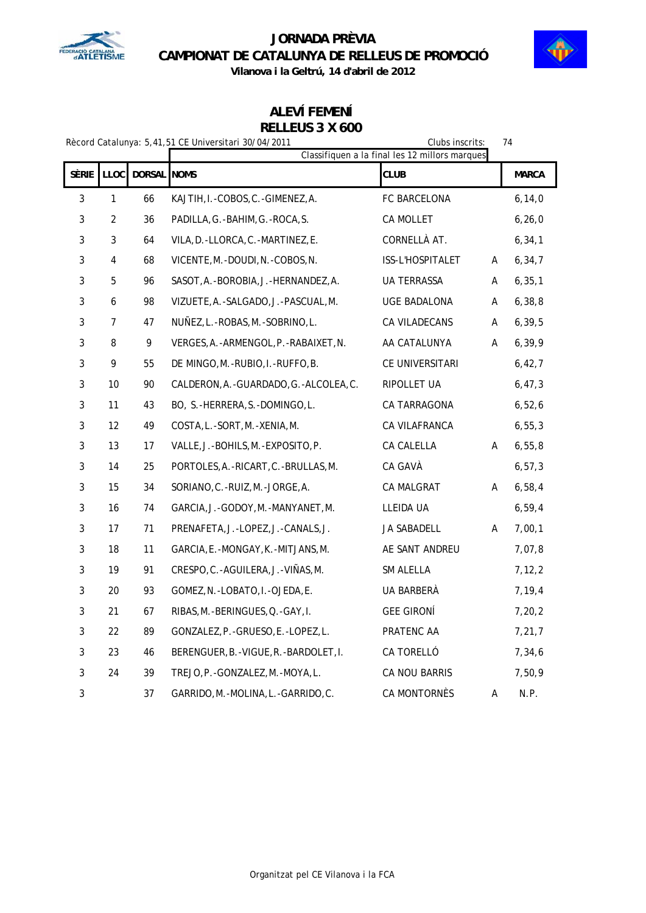# JORNADA PRÈVIA
# CAMPIONAT DE CATALUNYA DE RELLEUS DE PROMOCIÓ

**Vilanova i la Geltrú, 14 d'abril de 2012**

## ALEVÍ FEMENÍ
## RELLEUS 3 X 600

Rècord Catalunya: 5,41,51 CE Universitari 30/04/2011 — Clubs inscrits: 74

Classifiquen a la final les 12 millors marques

| SÈRIE | LLOC | DORSAL | NOMS | CLUB | | MARCA |
|---|---|---|---|---|---|---|
| 3 | 1 | 66 | KAJTIH,I.-COBOS,C.-GIMENEZ,A. | FC BARCELONA | | 6,14,0 |
| 3 | 2 | 36 | PADILLA,G.-BAHIM,G.-ROCA,S. | CA MOLLET | | 6,26,0 |
| 3 | 3 | 64 | VILA,D.-LLORCA,C.-MARTINEZ,E. | CORNELLÀ AT. | | 6,34,1 |
| 3 | 4 | 68 | VICENTE,M.-DOUDI,N.-COBOS,N. | ISS-L'HOSPITALET | A | 6,34,7 |
| 3 | 5 | 96 | SASOT,A.-BOROBIA,J.-HERNANDEZ,A. | UA TERRASSA | A | 6,35,1 |
| 3 | 6 | 98 | VIZUETE,A.-SALGADO,J.-PASCUAL,M. | UGE BADALONA | A | 6,38,8 |
| 3 | 7 | 47 | NUÑEZ,L.-ROBAS,M.-SOBRINO,L. | CA VILADECANS | A | 6,39,5 |
| 3 | 8 | 9 | VERGES,A.-ARMENGOL,P.-RABAIXET,N. | AA CATALUNYA | A | 6,39,9 |
| 3 | 9 | 55 | DE MINGO,M.-RUBIO,I.-RUFFO,B. | CE UNIVERSITARI | | 6,42,7 |
| 3 | 10 | 90 | CALDERON,A.-GUARDADO,G.-ALCOLEA,C. | RIPOLLET UA | | 6,47,3 |
| 3 | 11 | 43 | BO, S.-HERRERA,S.-DOMINGO,L. | CA TARRAGONA | | 6,52,6 |
| 3 | 12 | 49 | COSTA,L.-SORT,M.-XENIA,M. | CA VILAFRANCA | | 6,55,3 |
| 3 | 13 | 17 | VALLE,J.-BOHILS,M.-EXPOSITO,P. | CA CALELLA | A | 6,55,8 |
| 3 | 14 | 25 | PORTOLES,A.-RICART,C.-BRULLAS,M. | CA GAVÀ | | 6,57,3 |
| 3 | 15 | 34 | SORIANO,C.-RUIZ,M.-JORGE,A. | CA MALGRAT | A | 6,58,4 |
| 3 | 16 | 74 | GARCIA,J.-GODOY,M.-MANYANET,M. | LLEIDA UA | | 6,59,4 |
| 3 | 17 | 71 | PRENAFETA,J.-LOPEZ,J.-CANALS,J. | JA SABADELL | A | 7,00,1 |
| 3 | 18 | 11 | GARCIA,E.-MONGAY,K.-MITJANS,M. | AE SANT ANDREU | | 7,07,8 |
| 3 | 19 | 91 | CRESPO,C.-AGUILERA,J.-VIÑAS,M. | SM ALELLA | | 7,12,2 |
| 3 | 20 | 93 | GOMEZ,N.-LOBATO,I.-OJEDA,E. | UA BARBERÀ | | 7,19,4 |
| 3 | 21 | 67 | RIBAS,M.-BERINGUES,Q.-GAY,I. | GEE GIRONÍ | | 7,20,2 |
| 3 | 22 | 89 | GONZALEZ,P.-GRUESO,E.-LOPEZ,L. | PRATENC AA | | 7,21,7 |
| 3 | 23 | 46 | BERENGUER,B.-VIGUE,R.-BARDOLET,I. | CA TORELLÓ | | 7,34,6 |
| 3 | 24 | 39 | TREJO,P.-GONZALEZ,M.-MOYA,L. | CA NOU BARRIS | | 7,50,9 |
| 3 | | 37 | GARRIDO,M.-MOLINA,L.-GARRIDO,C. | CA MONTORNÈS | A | N.P. |

Organitzat pel CE Vilanova i la FCA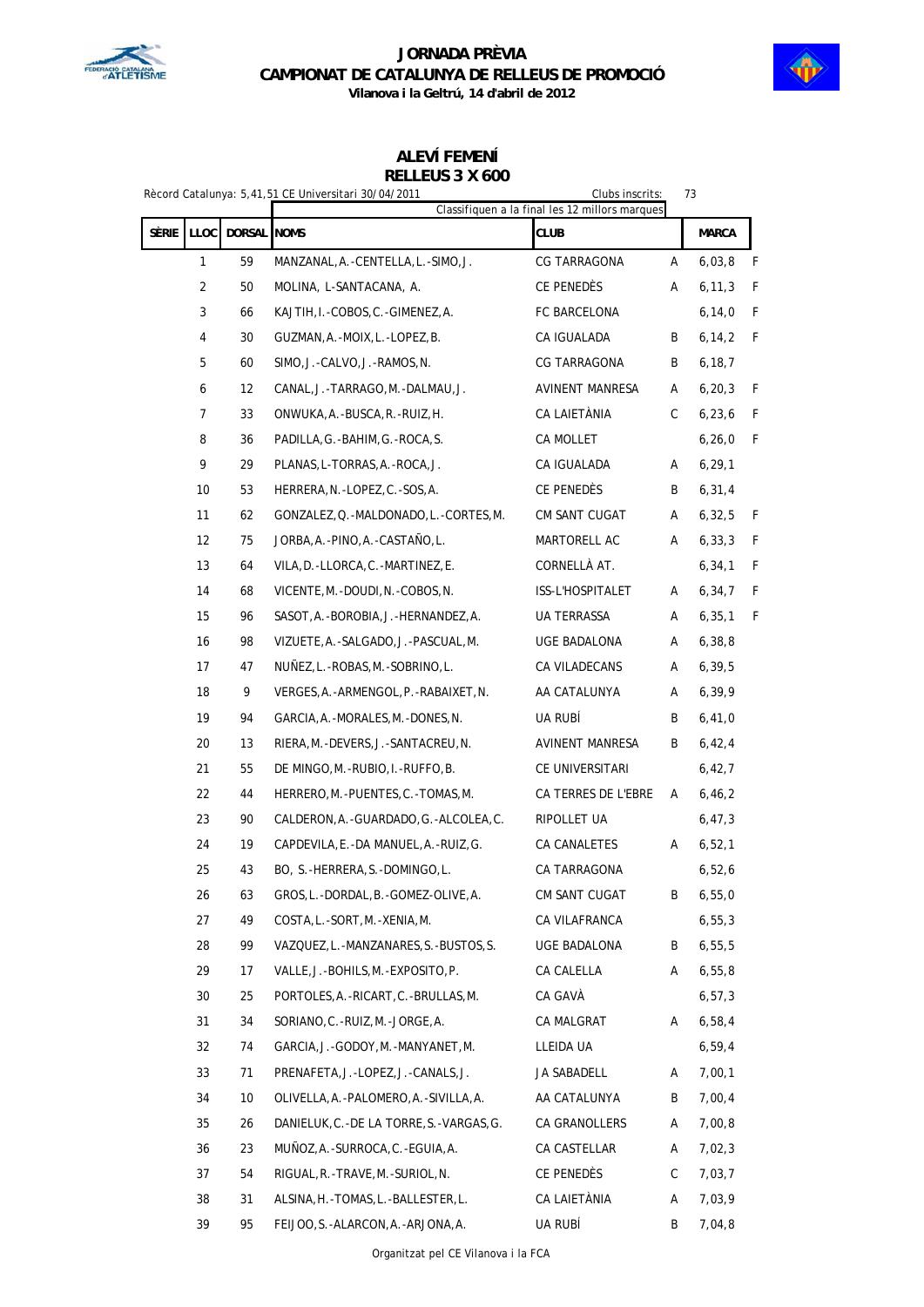# JORNADA PRÈVIA
## CAMPIONAT DE CATALUNYA DE RELLEUS DE PROMOCIÓ
**Vilanova i la Geltrú, 14 d'abril de 2012**

### ALEVÍ FEMENÍ
### RELLEUS 3 X 600

Rècord Catalunya: 5,41,51 CE Universitari 30/04/2011

Clubs inscrits: 73

Classifiquen a la final les 12 millors marques

| SÈRIE | LLOC | DORSAL | NOMS | CLUB | | MARCA | |
|---|---|---|---|---|---|---|---|
| | 1 | 59 | MANZANAL, A.-CENTELLA, L.-SIMO, J. | CG TARRAGONA | A | 6,03,8 | F |
| | 2 | 50 | MOLINA, L-SANTACANA, A. | CE PENEDÈS | A | 6,11,3 | F |
| | 3 | 66 | KAJTIH, I.-COBOS, C.-GIMENEZ, A. | FC BARCELONA | | 6,14,0 | F |
| | 4 | 30 | GUZMAN, A.-MOIX, L.-LOPEZ, B. | CA IGUALADA | B | 6,14,2 | F |
| | 5 | 60 | SIMO, J.-CALVO, J.-RAMOS, N. | CG TARRAGONA | B | 6,18,7 | |
| | 6 | 12 | CANAL, J.-TARRAGO, M.-DALMAU, J. | AVINENT MANRESA | A | 6,20,3 | F |
| | 7 | 33 | ONWUKA, A.-BUSCA, R.-RUIZ, H. | CA LAIETÀNIA | C | 6,23,6 | F |
| | 8 | 36 | PADILLA, G.-BAHIM, G.-ROCA, S. | CA MOLLET | | 6,26,0 | F |
| | 9 | 29 | PLANAS, L-TORRAS, A.-ROCA, J. | CA IGUALADA | A | 6,29,1 | |
| | 10 | 53 | HERRERA, N.-LOPEZ, C.-SOS, A. | CE PENEDÈS | B | 6,31,4 | |
| | 11 | 62 | GONZALEZ, Q.-MALDONADO, L.-CORTES, M. | CM SANT CUGAT | A | 6,32,5 | F |
| | 12 | 75 | JORBA, A.-PINO, A.-CASTAÑO, L. | MARTORELL AC | A | 6,33,3 | F |
| | 13 | 64 | VILA, D.-LLORCA, C.-MARTINEZ, E. | CORNELLÀ AT. | | 6,34,1 | F |
| | 14 | 68 | VICENTE, M.-DOUDI, N.-COBOS, N. | ISS-L'HOSPITALET | A | 6,34,7 | F |
| | 15 | 96 | SASOT, A.-BOROBIA, J.-HERNANDEZ, A. | UA TERRASSA | A | 6,35,1 | F |
| | 16 | 98 | VIZUETE, A.-SALGADO, J.-PASCUAL, M. | UGE BADALONA | A | 6,38,8 | |
| | 17 | 47 | NUÑEZ, L.-ROBAS, M.-SOBRINO, L. | CA VILADECANS | A | 6,39,5 | |
| | 18 | 9 | VERGES, A.-ARMENGOL, P.-RABAIXET, N. | AA CATALUNYA | A | 6,39,9 | |
| | 19 | 94 | GARCIA, A.-MORALES, M.-DONES, N. | UA RUBÍ | B | 6,41,0 | |
| | 20 | 13 | RIERA, M.-DEVERS, J.-SANTACREU, N. | AVINENT MANRESA | B | 6,42,4 | |
| | 21 | 55 | DE MINGO, M.-RUBIO, I.-RUFFO, B. | CE UNIVERSITARI | | 6,42,7 | |
| | 22 | 44 | HERRERO, M.-PUENTES, C.-TOMAS, M. | CA TERRES DE L'EBRE | A | 6,46,2 | |
| | 23 | 90 | CALDERON, A.-GUARDADO, G.-ALCOLEA, C. | RIPOLLET UA | | 6,47,3 | |
| | 24 | 19 | CAPDEVILA, E.-DA MANUEL, A.-RUIZ, G. | CA CANALETES | A | 6,52,1 | |
| | 25 | 43 | BO, S.-HERRERA, S.-DOMINGO, L. | CA TARRAGONA | | 6,52,6 | |
| | 26 | 63 | GROS, L.-DORDAL, B.-GOMEZ-OLIVE, A. | CM SANT CUGAT | B | 6,55,0 | |
| | 27 | 49 | COSTA, L.-SORT, M.-XENIA, M. | CA VILAFRANCA | | 6,55,3 | |
| | 28 | 99 | VAZQUEZ, L.-MANZANARES, S.-BUSTOS, S. | UGE BADALONA | B | 6,55,5 | |
| | 29 | 17 | VALLE, J.-BOHILS, M.-EXPOSITO, P. | CA CALELLA | A | 6,55,8 | |
| | 30 | 25 | PORTOLES, A.-RICART, C.-BRULLAS, M. | CA GAVÀ | | 6,57,3 | |
| | 31 | 34 | SORIANO, C.-RUIZ, M.-JORGE, A. | CA MALGRAT | A | 6,58,4 | |
| | 32 | 74 | GARCIA, J.-GODOY, M.-MANYANET, M. | LLEIDA UA | | 6,59,4 | |
| | 33 | 71 | PRENAFETA, J.-LOPEZ, J.-CANALS, J. | JA SABADELL | A | 7,00,1 | |
| | 34 | 10 | OLIVELLA, A.-PALOMERO, A.-SIVILLA, A. | AA CATALUNYA | B | 7,00,4 | |
| | 35 | 26 | DANIELUK, C.-DE LA TORRE, S.-VARGAS, G. | CA GRANOLLERS | A | 7,00,8 | |
| | 36 | 23 | MUÑOZ, A.-SURROCA, C.-EGUIA, A. | CA CASTELLAR | A | 7,02,3 | |
| | 37 | 54 | RIGUAL, R.-TRAVE, M.-SURIOL, N. | CE PENEDÈS | C | 7,03,7 | |
| | 38 | 31 | ALSINA, H.-TOMAS, L.-BALLESTER, L. | CA LAIETÀNIA | A | 7,03,9 | |
| | 39 | 95 | FEIJOO, S.-ALARCON, A.-ARJONA, A. | UA RUBÍ | B | 7,04,8 | |

Organitzat pel CE Vilanova i la FCA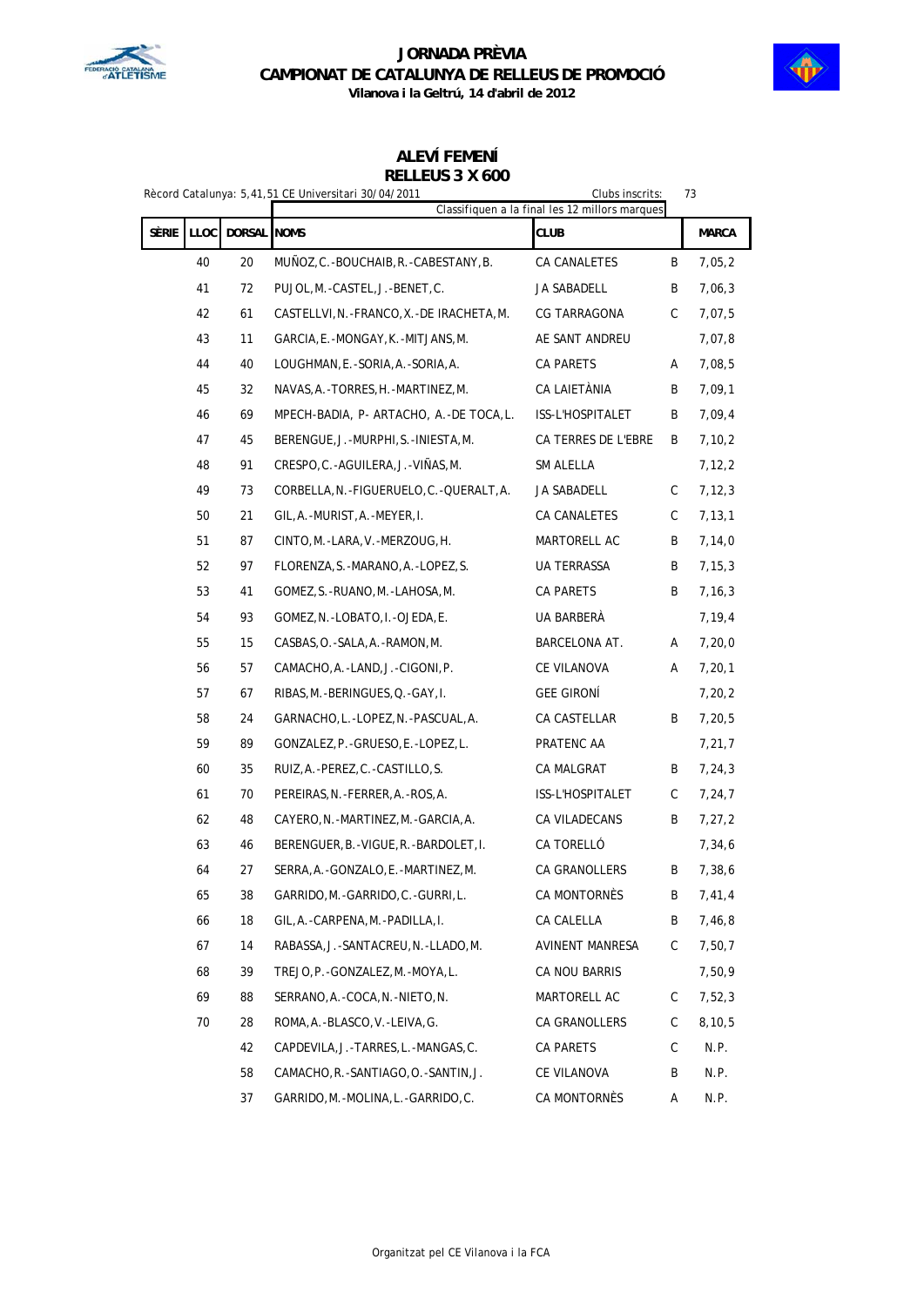# JORNADA PRÈVIA
## CAMPIONAT DE CATALUNYA DE RELLEUS DE PROMOCIÓ
**Vilanova i la Geltrú, 14 d'abril de 2012**

## ALEVÍ FEMENÍ
## RELLEUS 3 X 600

Rècord Catalunya: 5,41,51 CE Universitari 30/04/2011 — Clubs inscrits: 73

Classifiquen a la final les 12 millors marques

| SÈRIE | LLOC | DORSAL | NOMS | CLUB | | MARCA |
|---|---|---|---|---|---|---|
| | 40 | 20 | MUÑOZ,C.-BOUCHAIB,R.-CABESTANY,B. | CA CANALETES | B | 7,05,2 |
| | 41 | 72 | PUJOL,M.-CASTEL,J.-BENET,C. | JA SABADELL | B | 7,06,3 |
| | 42 | 61 | CASTELLVI,N.-FRANCO,X.-DE IRACHETA,M. | CG TARRAGONA | C | 7,07,5 |
| | 43 | 11 | GARCIA,E.-MONGAY,K.-MITJANS,M. | AE SANT ANDREU | | 7,07,8 |
| | 44 | 40 | LOUGHMAN,E.-SORIA,A.-SORIA,A. | CA PARETS | A | 7,08,5 |
| | 45 | 32 | NAVAS,A.-TORRES,H.-MARTINEZ,M. | CA LAIETÀNIA | B | 7,09,1 |
| | 46 | 69 | MPECH-BADIA, P- ARTACHO, A.-DE TOCA,L. | ISS-L'HOSPITALET | B | 7,09,4 |
| | 47 | 45 | BERENGUE,J.-MURPHI,S.-INIESTA,M. | CA TERRES DE L'EBRE | B | 7,10,2 |
| | 48 | 91 | CRESPO,C.-AGUILERA,J.-VIÑAS,M. | SM ALELLA | | 7,12,2 |
| | 49 | 73 | CORBELLA,N.-FIGUERUELO,C.-QUERALT,A. | JA SABADELL | C | 7,12,3 |
| | 50 | 21 | GIL,A.-MURIST,A.-MEYER,I. | CA CANALETES | C | 7,13,1 |
| | 51 | 87 | CINTO,M.-LARA,V.-MERZOUG,H. | MARTORELL AC | B | 7,14,0 |
| | 52 | 97 | FLORENZA,S.-MARANO,A.-LOPEZ,S. | UA TERRASSA | B | 7,15,3 |
| | 53 | 41 | GOMEZ,S.-RUANO,M.-LAHOSA,M. | CA PARETS | B | 7,16,3 |
| | 54 | 93 | GOMEZ,N.-LOBATO,I.-OJEDA,E. | UA BARBERÀ | | 7,19,4 |
| | 55 | 15 | CASBAS,O.-SALA,A.-RAMON,M. | BARCELONA AT. | A | 7,20,0 |
| | 56 | 57 | CAMACHO,A.-LAND,J.-CIGONI,P. | CE VILANOVA | A | 7,20,1 |
| | 57 | 67 | RIBAS,M.-BERINGUES,Q.-GAY,I. | GEE GIRONÍ | | 7,20,2 |
| | 58 | 24 | GARNACHO,L.-LOPEZ,N.-PASCUAL,A. | CA CASTELLAR | B | 7,20,5 |
| | 59 | 89 | GONZALEZ,P.-GRUESO,E.-LOPEZ,L. | PRATENC AA | | 7,21,7 |
| | 60 | 35 | RUIZ,A.-PEREZ,C.-CASTILLO,S. | CA MALGRAT | B | 7,24,3 |
| | 61 | 70 | PEREIRAS,N.-FERRER,A.-ROS,A. | ISS-L'HOSPITALET | C | 7,24,7 |
| | 62 | 48 | CAYERO,N.-MARTINEZ,M.-GARCIA,A. | CA VILADECANS | B | 7,27,2 |
| | 63 | 46 | BERENGUER,B.-VIGUE,R.-BARDOLET,I. | CA TORELLÓ | | 7,34,6 |
| | 64 | 27 | SERRA,A.-GONZALO,E.-MARTINEZ,M. | CA GRANOLLERS | B | 7,38,6 |
| | 65 | 38 | GARRIDO,M.-GARRIDO,C.-GURRI,L. | CA MONTORNÈS | B | 7,41,4 |
| | 66 | 18 | GIL,A.-CARPENA,M.-PADILLA,I. | CA CALELLA | B | 7,46,8 |
| | 67 | 14 | RABASSA,J.-SANTACREU,N.-LLADO,M. | AVINENT MANRESA | C | 7,50,7 |
| | 68 | 39 | TREJO,P.-GONZALEZ,M.-MOYA,L. | CA NOU BARRIS | | 7,50,9 |
| | 69 | 88 | SERRANO,A.-COCA,N.-NIETO,N. | MARTORELL AC | C | 7,52,3 |
| | 70 | 28 | ROMA,A.-BLASCO,V.-LEIVA,G. | CA GRANOLLERS | C | 8,10,5 |
| | | 42 | CAPDEVILA,J.-TARRES,L.-MANGAS,C. | CA PARETS | C | N.P. |
| | | 58 | CAMACHO,R.-SANTIAGO,O.-SANTIN,J. | CE VILANOVA | B | N.P. |
| | | 37 | GARRIDO,M.-MOLINA,L.-GARRIDO,C. | CA MONTORNÈS | A | N.P. |

Organitzat pel CE Vilanova i la FCA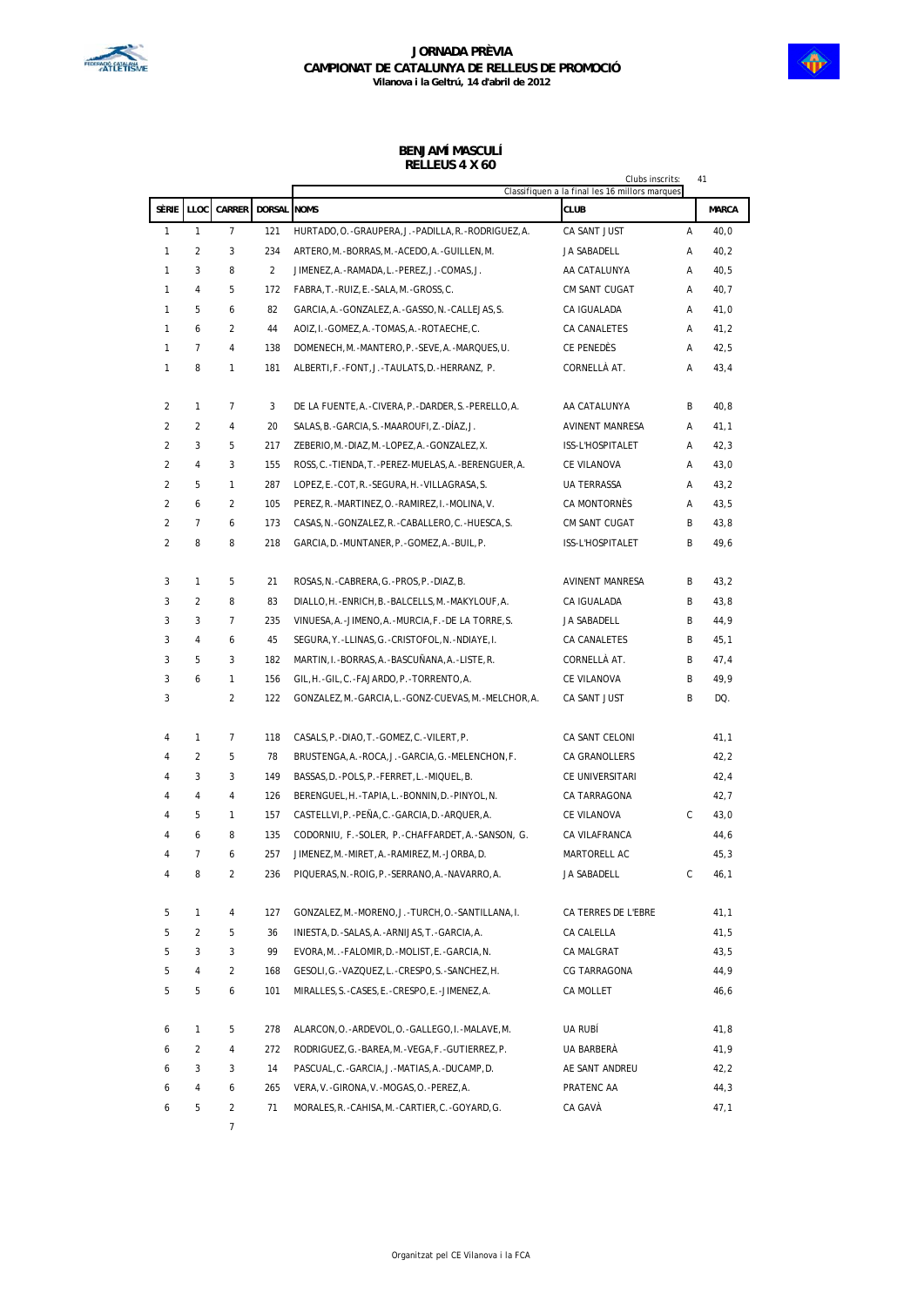# JORNADA PRÈVIA
## CAMPIONAT DE CATALUNYA DE RELLEUS DE PROMOCIÓ
**Vilanova i la Geltrú, 14 d'abril de 2012**

### BENJAMÍ MASCULÍ
### RELLEUS 4 X 60

Clubs inscrits: 41

Classifiquen a la final les 16 millors marques

| SÈRIE | LLOC | CARRER | DORSAL | NOMS | CLUB | | MARCA |
|---|---|---|---|---|---|---|---|
| 1 | 1 | 7 | 121 | HURTADO,O.-GRAUPERA,J.-PADILLA,R.-RODRIGUEZ,A. | CA SANT JUST | A | 40,0 |
| 1 | 2 | 3 | 234 | ARTERO,M.-BORRAS,M.-ACEDO,A.-GUILLEN,M. | JA SABADELL | A | 40,2 |
| 1 | 3 | 8 | 2 | JIMENEZ,A.-RAMADA,L.-PEREZ,J.-COMAS,J. | AA CATALUNYA | A | 40,5 |
| 1 | 4 | 5 | 172 | FABRA,T.-RUIZ,E.-SALA,M.-GROSS,C. | CM SANT CUGAT | A | 40,7 |
| 1 | 5 | 6 | 82 | GARCIA,A.-GONZALEZ,A.-GASSO,N.-CALLEJAS,S. | CA IGUALADA | A | 41,0 |
| 1 | 6 | 2 | 44 | AOIZ,I.-GOMEZ,A.-TOMAS,A.-ROTAECHE,C. | CA CANALETES | A | 41,2 |
| 1 | 7 | 4 | 138 | DOMENECH,M.-MANTERO,P.-SEVE,A.-MARQUES,U. | CE PENEDÈS | A | 42,5 |
| 1 | 8 | 1 | 181 | ALBERTI,F.-FONT,J.-TAULATS,D.-HERRANZ, P. | CORNELLÀ AT. | A | 43,4 |
| 2 | 1 | 7 | 3 | DE LA FUENTE,A.-CIVERA,P.-DARDER,S.-PERELLO,A. | AA CATALUNYA | B | 40,8 |
| 2 | 2 | 4 | 20 | SALAS,B.-GARCIA,S.-MAAROUFI,Z.-DÍAZ,J. | AVINENT MANRESA | A | 41,1 |
| 2 | 3 | 5 | 217 | ZEBERIO,M.-DIAZ,M.-LOPEZ,A.-GONZALEZ,X. | ISS-L'HOSPITALET | A | 42,3 |
| 2 | 4 | 3 | 155 | ROSS,C.-TIENDA,T.-PEREZ-MUELAS,A.-BERENGUER,A. | CE VILANOVA | A | 43,0 |
| 2 | 5 | 1 | 287 | LOPEZ,E.-COT,R.-SEGURA,H.-VILLAGRASA,S. | UA TERRASSA | A | 43,2 |
| 2 | 6 | 2 | 105 | PEREZ,R.-MARTINEZ,O.-RAMIREZ,I.-MOLINA,V. | CA MONTORNÈS | A | 43,5 |
| 2 | 7 | 6 | 173 | CASAS,N.-GONZALEZ,R.-CABALLERO,C.-HUESCA,S. | CM SANT CUGAT | B | 43,8 |
| 2 | 8 | 8 | 218 | GARCIA,D.-MUNTANER,P.-GOMEZ,A.-BUIL,P. | ISS-L'HOSPITALET | B | 49,6 |
| 3 | 1 | 5 | 21 | ROSAS,N.-CABRERA,G.-PROS,P.-DIAZ,B. | AVINENT MANRESA | B | 43,2 |
| 3 | 2 | 8 | 83 | DIALLO,H.-ENRICH,B.-BALCELLS,M.-MAKYLOUF,A. | CA IGUALADA | B | 43,8 |
| 3 | 3 | 7 | 235 | VINUESA,A.-JIMENO,A.-MURCIA,F.-DE LA TORRE,S. | JA SABADELL | B | 44,9 |
| 3 | 4 | 6 | 45 | SEGURA,Y.-LLINAS,G.-CRISTOFOL,N.-NDIAYE,I. | CA CANALETES | B | 45,1 |
| 3 | 5 | 3 | 182 | MARTIN,I.-BORRAS,A.-BASCUÑANA,A.-LISTE,R. | CORNELLÀ AT. | B | 47,4 |
| 3 | 6 | 1 | 156 | GIL,H.-GIL,C.-FAJARDO,P.-TORRENTO,A. | CE VILANOVA | B | 49,9 |
| 3 | | 2 | 122 | GONZALEZ,M.-GARCIA,L.-GONZ-CUEVAS,M.-MELCHOR,A. | CA SANT JUST | B | DQ. |
| 4 | 1 | 7 | 118 | CASALS,P.-DIAO,T.-GOMEZ,C.-VILERT,P. | CA SANT CELONI | | 41,1 |
| 4 | 2 | 5 | 78 | BRUSTENGA,A.-ROCA,J.-GARCIA,G.-MELENCHON,F. | CA GRANOLLERS | | 42,2 |
| 4 | 3 | 3 | 149 | BASSAS,D.-POLS,P.-FERRET,L.-MIQUEL,B. | CE UNIVERSITARI | | 42,4 |
| 4 | 4 | 4 | 126 | BERENGUEL,H.-TAPIA,L.-BONNIN,D.-PINYOL,N. | CA TARRAGONA | | 42,7 |
| 4 | 5 | 1 | 157 | CASTELLVI,P.-PEÑA,C.-GARCIA,D.-ARQUER,A. | CE VILANOVA | C | 43,0 |
| 4 | 6 | 8 | 135 | CODORNIU, F.-SOLER, P.-CHAFFARDET,A.-SANSON, G. | CA VILAFRANCA | | 44,6 |
| 4 | 7 | 6 | 257 | JIMENEZ,M.-MIRET,A.-RAMIREZ,M.-JORBA,D. | MARTORELL AC | | 45,3 |
| 4 | 8 | 2 | 236 | PIQUERAS,N.-ROIG,P.-SERRANO,A.-NAVARRO,A. | JA SABADELL | C | 46,1 |
| 5 | 1 | 4 | 127 | GONZALEZ,M.-MORENO,J.-TURCH,O.-SANTILLANA,I. | CA TERRES DE L'EBRE | | 41,1 |
| 5 | 2 | 5 | 36 | INIESTA,D.-SALAS,A.-ARNIJAS,T.-GARCIA,A. | CA CALELLA | | 41,5 |
| 5 | 3 | 3 | 99 | EVORA,M..-FALOMIR,D.-MOLIST,E.-GARCIA,N. | CA MALGRAT | | 43,5 |
| 5 | 4 | 2 | 168 | GESOLI,G.-VAZQUEZ,L.-CRESPO,S.-SANCHEZ,H. | CG TARRAGONA | | 44,9 |
| 5 | 5 | 6 | 101 | MIRALLES,S.-CASES,E.-CRESPO,E.-JIMENEZ,A. | CA MOLLET | | 46,6 |
| 6 | 1 | 5 | 278 | ALARCON,O.-ARDEVOL,O.-GALLEGO,I.-MALAVE,M. | UA RUBÍ | | 41,8 |
| 6 | 2 | 4 | 272 | RODRIGUEZ,G.-BAREA,M.-VEGA,F.-GUTIERREZ,P. | UA BARBERÀ | | 41,9 |
| 6 | 3 | 3 | 14 | PASCUAL,C.-GARCIA,J.-MATIAS,A.-DUCAMP,D. | AE SANT ANDREU | | 42,2 |
| 6 | 4 | 6 | 265 | VERA,V.-GIRONA,V.-MOGAS,O.-PEREZ,A. | PRATENC AA | | 44,3 |
| 6 | 5 | 2 | 71 | MORALES,R.-CAHISA,M.-CARTIER,C.-GOYARD,G. | CA GAVÀ | | 47,1 |
| | | 7 | | | | | |

Organitzat pel CE Vilanova i la FCA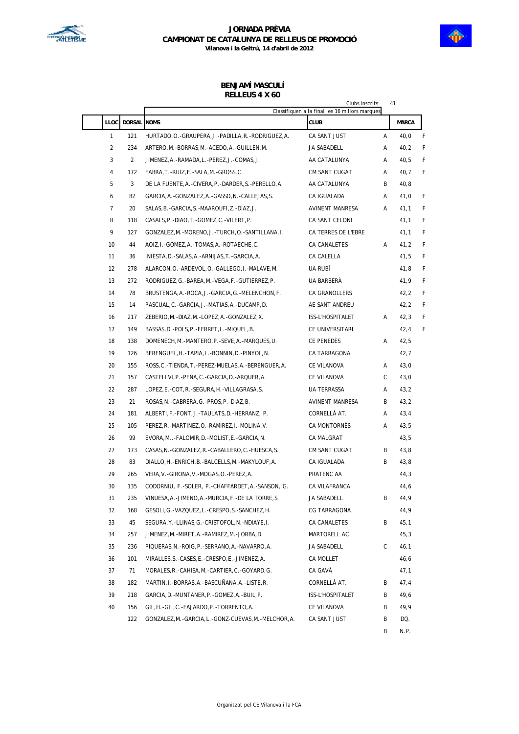# JORNADA PRÈVIA
## CAMPIONAT DE CATALUNYA DE RELLEUS DE PROMOCIÓ
**Vilanova i la Geltrú, 14 d'abril de 2012**

### BENJAMÍ MASCULÍ
### RELLEUS 4 X 60

Clubs inscrits: 41

Classifiquen a la final les 16 millors marques

| LLOC | DORSAL | NOMS | CLUB | | MARCA | |
|---|---|---|---|---|---|---|
| 1 | 121 | HURTADO,O.-GRAUPERA,J.-PADILLA,R.-RODRIGUEZ,A. | CA SANT JUST | A | 40,0 | F |
| 2 | 234 | ARTERO,M.-BORRAS,M.-ACEDO,A.-GUILLEN,M. | JA SABADELL | A | 40,2 | F |
| 3 | 2 | JIMENEZ,A.-RAMADA,L.-PEREZ,J.-COMAS,J. | AA CATALUNYA | A | 40,5 | F |
| 4 | 172 | FABRA,T.-RUIZ,E.-SALA,M.-GROSS,C. | CM SANT CUGAT | A | 40,7 | F |
| 5 | 3 | DE LA FUENTE,A.-CIVERA,P.-DARDER,S.-PERELLO,A. | AA CATALUNYA | B | 40,8 | |
| 6 | 82 | GARCIA,A.-GONZALEZ,A.-GASSO,N.-CALLEJAS,S. | CA IGUALADA | A | 41,0 | F |
| 7 | 20 | SALAS,B.-GARCIA,S.-MAAROUFI,Z.-DÍAZ,J. | AVINENT MANRESA | A | 41,1 | F |
| 8 | 118 | CASALS,P.-DIAO,T.-GOMEZ,C.-VILERT,P. | CA SANT CELONI | | 41,1 | F |
| 9 | 127 | GONZALEZ,M.-MORENO,J.-TURCH,O.-SANTILLANA,I. | CA TERRES DE L'EBRE | | 41,1 | F |
| 10 | 44 | AOIZ,I.-GOMEZ,A.-TOMAS,A.-ROTAECHE,C. | CA CANALETES | A | 41,2 | F |
| 11 | 36 | INIESTA,D.-SALAS,A.-ARNIJAS,T.-GARCIA,A. | CA CALELLA | | 41,5 | F |
| 12 | 278 | ALARCON,O.-ARDEVOL,O.-GALLEGO,I.-MALAVE,M. | UA RUBÍ | | 41,8 | F |
| 13 | 272 | RODRIGUEZ,G.-BAREA,M.-VEGA,F.-GUTIERREZ,P. | UA BARBERÀ | | 41,9 | F |
| 14 | 78 | BRUSTENGA,A.-ROCA,J.-GARCIA,G.-MELENCHON,F. | CA GRANOLLERS | | 42,2 | F |
| 15 | 14 | PASCUAL,C.-GARCIA,J.-MATIAS,A.-DUCAMP,D. | AE SANT ANDREU | | 42,2 | F |
| 16 | 217 | ZEBERIO,M.-DIAZ,M.-LOPEZ,A.-GONZALEZ,X. | ISS-L'HOSPITALET | A | 42,3 | F |
| 17 | 149 | BASSAS,D.-POLS,P.-FERRET,L.-MIQUEL,B. | CE UNIVERSITARI | | 42,4 | F |
| 18 | 138 | DOMENECH,M.-MANTERO,P.-SEVE,A.-MARQUES,U. | CE PENEDÈS | A | 42,5 | |
| 19 | 126 | BERENGUEL,H.-TAPIA,L.-BONNIN,D.-PINYOL,N. | CA TARRAGONA | | 42,7 | |
| 20 | 155 | ROSS,C.-TIENDA,T.-PEREZ-MUELAS,A.-BERENGUER,A. | CE VILANOVA | A | 43,0 | |
| 21 | 157 | CASTELLVI,P.-PEÑA,C.-GARCIA,D.-ARQUER,A. | CE VILANOVA | C | 43,0 | |
| 22 | 287 | LOPEZ,E.-COT,R.-SEGURA,H.-VILLAGRASA,S. | UA TERRASSA | A | 43,2 | |
| 23 | 21 | ROSAS,N.-CABRERA,G.-PROS,P.-DIAZ,B. | AVINENT MANRESA | B | 43,2 | |
| 24 | 181 | ALBERTI,F.-FONT,J.-TAULATS,D.-HERRANZ, P. | CORNELLÀ AT. | A | 43,4 | |
| 25 | 105 | PEREZ,R.-MARTINEZ,O.-RAMIREZ,I.-MOLINA,V. | CA MONTORNÈS | A | 43,5 | |
| 26 | 99 | EVORA,M..-FALOMIR,D.-MOLIST,E.-GARCIA,N. | CA MALGRAT | | 43,5 | |
| 27 | 173 | CASAS,N.-GONZALEZ,R.-CABALLERO,C.-HUESCA,S. | CM SANT CUGAT | B | 43,8 | |
| 28 | 83 | DIALLO,H.-ENRICH,B.-BALCELLS,M.-MAKYLOUF,A. | CA IGUALADA | B | 43,8 | |
| 29 | 265 | VERA,V.-GIRONA,V.-MOGAS,O.-PEREZ,A. | PRATENC AA | | 44,3 | |
| 30 | 135 | CODORNIU, F.-SOLER, P.-CHAFFARDET,A.-SANSON, G. | CA VILAFRANCA | | 44,6 | |
| 31 | 235 | VINUESA,A.-JIMENO,A.-MURCIA,F.-DE LA TORRE,S. | JA SABADELL | B | 44,9 | |
| 32 | 168 | GESOLI,G.-VAZQUEZ,L.-CRESPO,S.-SANCHEZ,H. | CG TARRAGONA | | 44,9 | |
| 33 | 45 | SEGURA,Y.-LLINAS,G.-CRISTOFOL,N.-NDIAYE,I. | CA CANALETES | B | 45,1 | |
| 34 | 257 | JIMENEZ,M.-MIRET,A.-RAMIREZ,M.-JORBA,D. | MARTORELL AC | | 45,3 | |
| 35 | 236 | PIQUERAS,N.-ROIG,P.-SERRANO,A.-NAVARRO,A. | JA SABADELL | C | 46,1 | |
| 36 | 101 | MIRALLES,S.-CASES,E.-CRESPO,E.-JIMENEZ,A. | CA MOLLET | | 46,6 | |
| 37 | 71 | MORALES,R.-CAHISA,M.-CARTIER,C.-GOYARD,G. | CA GAVÀ | | 47,1 | |
| 38 | 182 | MARTIN,I.-BORRAS,A.-BASCUÑANA,A.-LISTE,R. | CORNELLÀ AT. | B | 47,4 | |
| 39 | 218 | GARCIA,D.-MUNTANER,P.-GOMEZ,A.-BUIL,P. | ISS-L'HOSPITALET | B | 49,6 | |
| 40 | 156 | GIL,H.-GIL,C.-FAJARDO,P.-TORRENTO,A. | CE VILANOVA | B | 49,9 | |
| | 122 | GONZALEZ,M.-GARCIA,L.-GONZ-CUEVAS,M.-MELCHOR,A. | CA SANT JUST | B | DQ. | |
| | | | | B | N.P. | |

Organitzat pel CE Vilanova i la FCA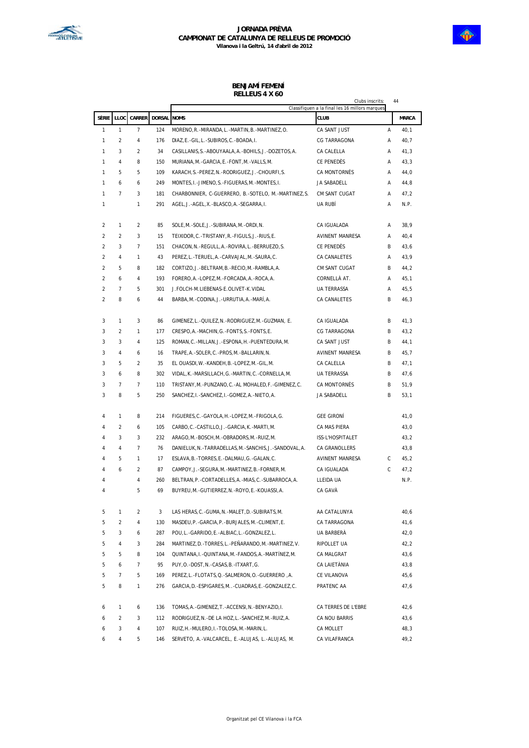# JORNADA PRÈVIA
## CAMPIONAT DE CATALUNYA DE RELLEUS DE PROMOCIÓ
**Vilanova i la Geltrú, 14 d'abril de 2012**

## BENJAMÍ FEMENÍ
## RELLEUS 4 X 60

Clubs inscrits: 44

Classifiquen a la final les 16 millors marques

| SÈRIE | LLOC | CARRER | DORSAL | NOMS | CLUB | | MARCA |
|---|---|---|---|---|---|---|---|
| 1 | 1 | 7 | 124 | MORENO, R.-MIRANDA, L.-MARTIN, B.-MARTINEZ, O. | CA SANT JUST | A | 40,1 |
| 1 | 2 | 4 | 176 | DIAZ, E.-GIL, L.-SUBIROS, C.-BOADA, I. | CG TARRAGONA | A | 40,7 |
| 1 | 3 | 2 | 34 | CASILLANIS, S.-ABOUYAALA, A.-BOHILS, J.-DOZETOS, A. | CA CALELLA | A | 41,3 |
| 1 | 4 | 8 | 150 | MURIANA, M.-GARCIA, E.-FONT, M.-VALLS, M. | CE PENEDÈS | A | 43,3 |
| 1 | 5 | 5 | 109 | KARACH, S.-PEREZ, N.-RODRIGUEZ, J.-CHOURFI, S. | CA MONTORNÈS | A | 44,0 |
| 1 | 6 | 6 | 249 | MONTES, I.-JIMENO, S.-FIGUERAS, M.-MONTES, I. | JA SABADELL | A | 44,8 |
| 1 | 7 | 3 | 181 | CHARBONNIER, C-GUERRERO, B.-SOTELO, M.-MARTINEZ, S. | CM SANT CUGAT | A | 47,2 |
| 1 | | 1 | 291 | AGEL, J.-AGEL, X.-BLASCO, A.-SEGARRA, I. | UA RUBÍ | A | N.P. |
| 2 | 1 | 2 | 85 | SOLE, M.-SOLE, J.-SUBIRANA, M.-ORDI, N. | CA IGUALADA | A | 38,9 |
| 2 | 2 | 3 | 15 | TEIXIDOR, C.-TRISTANY, R.-FIGULS, J.-RIUS, E. | AVINENT MANRESA | A | 40,4 |
| 2 | 3 | 7 | 151 | CHACON, N.-REGULL, A.-ROVIRA, L.-BERRUEZO, S. | CE PENEDÈS | B | 43,6 |
| 2 | 4 | 1 | 43 | PEREZ, L.-TERUEL, A.-CARVAJAL, M.-SAURA, C. | CA CANALETES | A | 43,9 |
| 2 | 5 | 8 | 182 | CORTIZO, J.-BELTRAM, B.-RECIO, M.-RAMBLA, A. | CM SANT CUGAT | B | 44,2 |
| 2 | 6 | 4 | 193 | FORERO, A.-LOPEZ, M.-FORCADA, A.-ROCA, A. | CORNELLÀ AT. | A | 45,1 |
| 2 | 7 | 5 | 301 | J.FOLCH-M.LIEBENAS-E.OLIVET-K.VIDAL | UA TERRASSA | A | 45,5 |
| 2 | 8 | 6 | 44 | BARBA, M.-CODINA, J.-URRUTIA, A.-MARÍ, A. | CA CANALETES | B | 46,3 |
| 3 | 1 | 3 | 86 | GIMENEZ, L.-QUILEZ, N.-RODRIGUEZ, M.-GUZMAN, E. | CA IGUALADA | B | 41,3 |
| 3 | 2 | 1 | 177 | CRESPO, A.-MACHIN, G.-FONTS, S.-FONTS, E. | CG TARRAGONA | B | 43,2 |
| 3 | 3 | 4 | 125 | ROMAN, C.-MILLAN, J.-ESPONA, H.-PUENTEDURA, M. | CA SANT JUST | B | 44,1 |
| 3 | 4 | 6 | 16 | TRAPE, A.-SOLER, C.-PROS, M.-BALLARIN, N. | AVINENT MANRESA | B | 45,7 |
| 3 | 5 | 2 | 35 | EL OUASDI, W.-KANDEH, B.-LOPEZ, M.-GIL, M. | CA CALELLA | B | 47,1 |
| 3 | 6 | 8 | 302 | VIDAL, K.-MARSILLACH, G.-MARTIN, C.-CORNELLA, M. | UA TERRASSA | B | 47,6 |
| 3 | 7 | 7 | 110 | TRISTANY, M.-PUNZANO, C.-AL MOHALED, F.-GIMENEZ, C. | CA MONTORNÈS | B | 51,9 |
| 3 | 8 | 5 | 250 | SANCHEZ, I.-SANCHEZ, I.-GOMEZ, A.-NIETO, A. | JA SABADELL | B | 53,1 |
| 4 | 1 | 8 | 214 | FIGUERES, C.-GAYOLA, H.-LOPEZ, M.-FRIGOLA, G. | GEE GIRONÍ | | 41,0 |
| 4 | 2 | 6 | 105 | CARBO, C.-CASTILLO, J.-GARCIA, K.-MARTI, M. | CA MAS PIERA | | 43,0 |
| 4 | 3 | 3 | 232 | ARAGO, M.-BOSCH, M.-OBRADORS, M.-RUIZ, M. | ISS-L'HOSPITALET | | 43,2 |
| 4 | 4 | 7 | 76 | DANIELUK, N.-TARRADELLAS, M.-SANCHIS, J.-SANDOVAL, A. | CA GRANOLLERS | | 43,8 |
| 4 | 5 | 1 | 17 | ESLAVA, B.-TORRES, E.-DALMAU, G.-GALAN, C. | AVINENT MANRESA | C | 45,2 |
| 4 | 6 | 2 | 87 | CAMPOY, J.-SEGURA, M.-MARTINEZ, B.-FORNER, M. | CA IGUALADA | C | 47,2 |
| 4 | | 4 | 260 | BELTRAN, P.-CORTADELLES, A.-MIAS, C.-SUBARROCA, A. | LLEIDA UA | | N.P. |
| 4 | | 5 | 69 | BUYREU, M.-GUTIERREZ, N.-ROYO, E.-KOUASSI, A. | CA GAVÀ | | |
| 5 | 1 | 2 | 3 | LAS HERAS, C.-GUMA, N.-MALET, D.-SUBIRATS, M. | AA CATALUNYA | | 40,6 |
| 5 | 2 | 4 | 130 | MASDEU, P.-GARCIA, P.-BURJALES, M.-CLIMENT, E. | CA TARRAGONA | | 41,6 |
| 5 | 3 | 6 | 287 | POU, L.-GARRIDO, E.-ALBIAC, L.-GONZALEZ, L. | UA BARBERÀ | | 42,0 |
| 5 | 4 | 3 | 284 | MARTINEZ, D.-TORRES, L.-PEÑARANDO, M.-MARTINEZ, V. | RIPOLLET UA | | 42,2 |
| 5 | 5 | 8 | 104 | QUINTANA, I.-QUINTANA, M.-FANDOS, A.-MARTÍNEZ, M. | CA MALGRAT | | 43,6 |
| 5 | 6 | 7 | 95 | PUY, O.-DOST, N.-CASAS, B.-ITXART, G. | CA LAIETÀNIA | | 43,8 |
| 5 | 7 | 5 | 169 | PEREZ, L.-FLOTATS, Q.-SALMERON, O.-GUERRERO ,A. | CE VILANOVA | | 45,6 |
| 5 | 8 | 1 | 276 | GARCIA, D.-ESPIGARES, M. .-CUADRAS, E.-GONZALEZ, C. | PRATENC AA | | 47,6 |
| 6 | 1 | 6 | 136 | TOMAS, A.-GIMENEZ, T.-ACCENSI, N.-BENYAZID, I. | CA TERRES DE L'EBRE | | 42,6 |
| 6 | 2 | 3 | 112 | RODRIGUEZ, N.-DE LA HOZ, L.-SANCHEZ, M.-RUIZ, A. | CA NOU BARRIS | | 43,6 |
| 6 | 3 | 4 | 107 | RUIZ, H.-MULERO, I.-TOLOSA, M.-MARIN, L. | CA MOLLET | | 48,3 |
| 6 | 4 | 5 | 146 | SERVETO, A.-VALCARCEL, E.-ALUJAS, L.-ALUJAS, M. | CA VILAFRANCA | | 49,2 |

Organitzat pel CE Vilanova i la FCA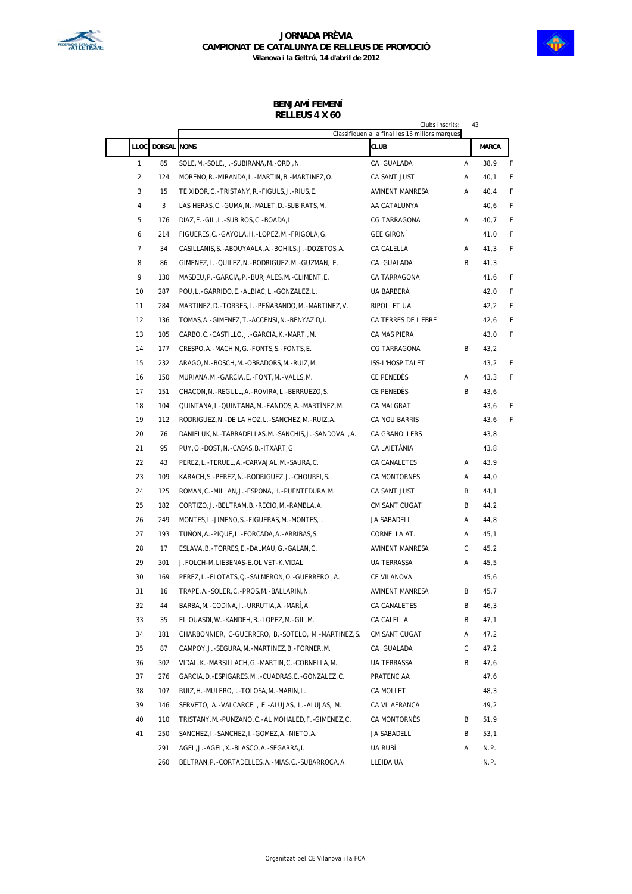**JORNADA PRÈVIA**
**CAMPIONAT DE CATALUNYA DE RELLEUS DE PROMOCIÓ**
**Vilanova i la Geltrú, 14 d'abril de 2012**

**BENJAMÍ FEMENÍ**
**RELLEUS 4 X 60**

Clubs inscrits: 43

Classifiquen a la final les 16 millors marques

| LLOC | DORSAL | NOMS | CLUB | | MARCA | |
|---|---|---|---|---|---|---|
| 1 | 85 | SOLE,M.-SOLE,J.-SUBIRANA,M.-ORDI,N. | CA IGUALADA | A | 38,9 | F |
| 2 | 124 | MORENO,R.-MIRANDA,L.-MARTIN,B.-MARTINEZ,O. | CA SANT JUST | A | 40,1 | F |
| 3 | 15 | TEIXIDOR,C.-TRISTANY,R.-FIGULS,J.-RIUS,E. | AVINENT MANRESA | A | 40,4 | F |
| 4 | 3 | LAS HERAS,C.-GUMA,N.-MALET,D.-SUBIRATS,M. | AA CATALUNYA | | 40,6 | F |
| 5 | 176 | DIAZ,E.-GIL,L.-SUBIROS,C.-BOADA,I. | CG TARRAGONA | A | 40,7 | F |
| 6 | 214 | FIGUERES,C.-GAYOLA,H.-LOPEZ,M.-FRIGOLA,G. | GEE GIRONÍ | | 41,0 | F |
| 7 | 34 | CASILLANIS,S.-ABOUYAALA,A.-BOHILS,J.-DOZETOS,A. | CA CALELLA | A | 41,3 | F |
| 8 | 86 | GIMENEZ,L.-QUILEZ,N.-RODRIGUEZ,M.-GUZMAN, E. | CA IGUALADA | B | 41,3 | |
| 9 | 130 | MASDEU,P.-GARCIA,P.-BURJALES,M.-CLIMENT,E. | CA TARRAGONA | | 41,6 | F |
| 10 | 287 | POU,L.-GARRIDO,E.-ALBIAC,L.-GONZALEZ,L. | UA BARBERÀ | | 42,0 | F |
| 11 | 284 | MARTINEZ,D.-TORRES,L.-PEÑARANDO,M.-MARTINEZ,V. | RIPOLLET UA | | 42,2 | F |
| 12 | 136 | TOMAS,A.-GIMENEZ,T.-ACCENSI,N.-BENYAZID,I. | CA TERRES DE L'EBRE | | 42,6 | F |
| 13 | 105 | CARBO,C.-CASTILLO,J.-GARCIA,K.-MARTI,M. | CA MAS PIERA | | 43,0 | F |
| 14 | 177 | CRESPO,A.-MACHIN,G.-FONTS,S.-FONTS,E. | CG TARRAGONA | B | 43,2 | |
| 15 | 232 | ARAGO,M.-BOSCH,M.-OBRADORS,M.-RUIZ,M. | ISS-L'HOSPITALET | | 43,2 | F |
| 16 | 150 | MURIANA,M.-GARCIA,E.-FONT,M.-VALLS,M. | CE PENEDÈS | A | 43,3 | F |
| 17 | 151 | CHACON,N.-REGULL,A.-ROVIRA,L.-BERRUEZO,S. | CE PENEDÈS | B | 43,6 | |
| 18 | 104 | QUINTANA,I.-QUINTANA,M.-FANDOS,A.-MARTÍNEZ,M. | CA MALGRAT | | 43,6 | F |
| 19 | 112 | RODRIGUEZ,N.-DE LA HOZ,L.-SANCHEZ,M.-RUIZ,A. | CA NOU BARRIS | | 43,6 | F |
| 20 | 76 | DANIELUK,N.-TARRADELLAS,M.-SANCHIS,J.-SANDOVAL,A. | CA GRANOLLERS | | 43,8 | |
| 21 | 95 | PUY,O.-DOST,N.-CASAS,B.-ITXART,G. | CA LAIETÀNIA | | 43,8 | |
| 22 | 43 | PEREZ,L.-TERUEL,A.-CARVAJAL,M.-SAURA,C. | CA CANALETES | A | 43,9 | |
| 23 | 109 | KARACH,S.-PEREZ,N.-RODRIGUEZ,J.-CHOURFI,S. | CA MONTORNÈS | A | 44,0 | |
| 24 | 125 | ROMAN,C.-MILLAN,J.-ESPONA,H.-PUENTEDURA,M. | CA SANT JUST | B | 44,1 | |
| 25 | 182 | CORTIZO,J.-BELTRAM,B.-RECIO,M.-RAMBLA,A. | CM SANT CUGAT | B | 44,2 | |
| 26 | 249 | MONTES,I.-JIMENO,S.-FIGUERAS,M.-MONTES,I. | JA SABADELL | A | 44,8 | |
| 27 | 193 | TUÑON,A.-PIQUE,L.-FORCADA,A.-ARRIBAS,S. | CORNELLÀ AT. | A | 45,1 | |
| 28 | 17 | ESLAVA,B.-TORRES,E.-DALMAU,G.-GALAN,C. | AVINENT MANRESA | C | 45,2 | |
| 29 | 301 | J.FOLCH-M.LIEBENAS-E.OLIVET-K.VIDAL | UA TERRASSA | A | 45,5 | |
| 30 | 169 | PEREZ,L.-FLOTATS,Q.-SALMERON,O.-GUERRERO ,A. | CE VILANOVA | | 45,6 | |
| 31 | 16 | TRAPE,A.-SOLER,C.-PROS,M.-BALLARIN,N. | AVINENT MANRESA | B | 45,7 | |
| 32 | 44 | BARBA,M.-CODINA,J.-URRUTIA,A.-MARÍ,A. | CA CANALETES | B | 46,3 | |
| 33 | 35 | EL OUASDI,W.-KANDEH,B.-LOPEZ,M.-GIL,M. | CA CALELLA | B | 47,1 | |
| 34 | 181 | CHARBONNIER, C-GUERRERO, B.-SOTELO, M.-MARTINEZ,S. | CM SANT CUGAT | A | 47,2 | |
| 35 | 87 | CAMPOY,J.-SEGURA,M.-MARTINEZ,B.-FORNER,M. | CA IGUALADA | C | 47,2 | |
| 36 | 302 | VIDAL,K.-MARSILLACH,G.-MARTIN,C.-CORNELLA,M. | UA TERRASSA | B | 47,6 | |
| 37 | 276 | GARCIA,D.-ESPIGARES,M..-CUADRAS,E.-GONZALEZ,C. | PRATENC AA | | 47,6 | |
| 38 | 107 | RUIZ,H.-MULERO,I.-TOLOSA,M.-MARIN,L. | CA MOLLET | | 48,3 | |
| 39 | 146 | SERVETO, A.-VALCARCEL, E.-ALUJAS, L.-ALUJAS, M. | CA VILAFRANCA | | 49,2 | |
| 40 | 110 | TRISTANY,M.-PUNZANO,C.-AL MOHALED,F.-GIMENEZ,C. | CA MONTORNÈS | B | 51,9 | |
| 41 | 250 | SANCHEZ,I.-SANCHEZ,I.-GOMEZ,A.-NIETO,A. | JA SABADELL | B | 53,1 | |
| | 291 | AGEL,J.-AGEL,X.-BLASCO,A.-SEGARRA,I. | UA RUBÍ | A | N.P. | |
| | 260 | BELTRAN,P.-CORTADELLES,A.-MIAS,C.-SUBARROCA,A. | LLEIDA UA | | N.P. | |

Organitzat pel CE Vilanova i la FCA